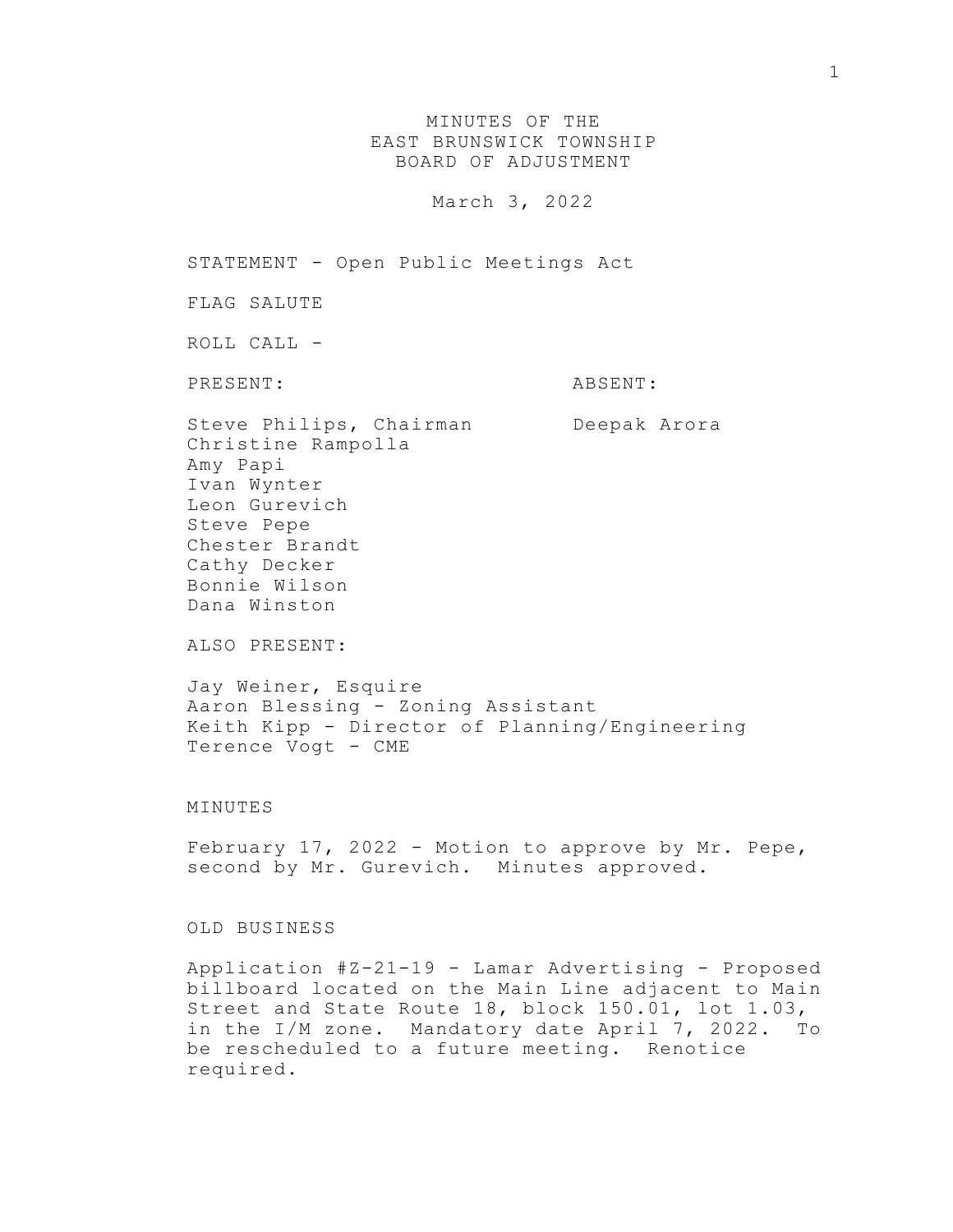# MINUTES OF THE EAST BRUNSWICK TOWNSHIP BOARD OF ADJUSTMENT

March 3, 2022

STATEMENT - Open Public Meetings Act

FLAG SALUTE

ROLL CALL -

| PRESENT: | ABSENT: |
|---|---|
| Steve Philips, Chairman | Deepak Arora |
| Christine Rampolla | |
| Amy Papi | |
| Ivan Wynter | |
| Leon Gurevich | |
| Steve Pepe | |
| Chester Brandt | |
| Cathy Decker | |
| Bonnie Wilson | |
| Dana Winston | |

ALSO PRESENT:

Jay Weiner, Esquire
Aaron Blessing - Zoning Assistant
Keith Kipp - Director of Planning/Engineering
Terence Vogt - CME

MINUTES

February 17, 2022 - Motion to approve by Mr. Pepe, second by Mr. Gurevich. Minutes approved.

OLD BUSINESS

Application #Z-21-19 - Lamar Advertising - Proposed billboard located on the Main Line adjacent to Main Street and State Route 18, block 150.01, lot 1.03, in the I/M zone. Mandatory date April 7, 2022. To be rescheduled to a future meeting. Renotice required.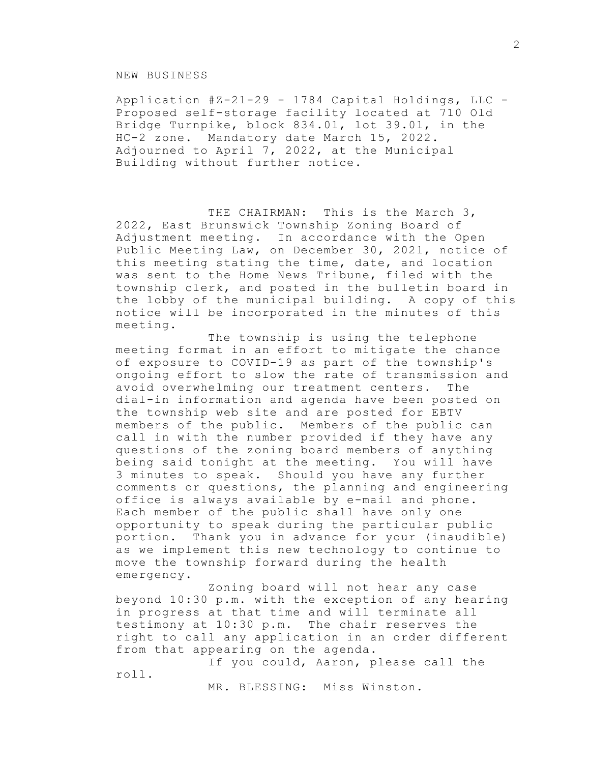NEW BUSINESS

Application #Z-21-29 - 1784 Capital Holdings, LLC - Proposed self-storage facility located at 710 Old Bridge Turnpike, block 834.01, lot 39.01, in the HC-2 zone. Mandatory date March 15, 2022. Adjourned to April 7, 2022, at the Municipal Building without further notice.

THE CHAIRMAN: This is the March 3, 2022, East Brunswick Township Zoning Board of Adjustment meeting. In accordance with the Open Public Meeting Law, on December 30, 2021, notice of this meeting stating the time, date, and location was sent to the Home News Tribune, filed with the township clerk, and posted in the bulletin board in the lobby of the municipal building. A copy of this notice will be incorporated in the minutes of this meeting.

The township is using the telephone meeting format in an effort to mitigate the chance of exposure to COVID-19 as part of the township's ongoing effort to slow the rate of transmission and avoid overwhelming our treatment centers. The dial-in information and agenda have been posted on the township web site and are posted for EBTV members of the public. Members of the public can call in with the number provided if they have any questions of the zoning board members of anything being said tonight at the meeting. You will have 3 minutes to speak. Should you have any further comments or questions, the planning and engineering office is always available by e-mail and phone. Each member of the public shall have only one opportunity to speak during the particular public portion. Thank you in advance for your (inaudible) as we implement this new technology to continue to move the township forward during the health emergency.

Zoning board will not hear any case beyond 10:30 p.m. with the exception of any hearing in progress at that time and will terminate all testimony at 10:30 p.m. The chair reserves the right to call any application in an order different from that appearing on the agenda.

If you could, Aaron, please call the roll.

MR. BLESSING: Miss Winston.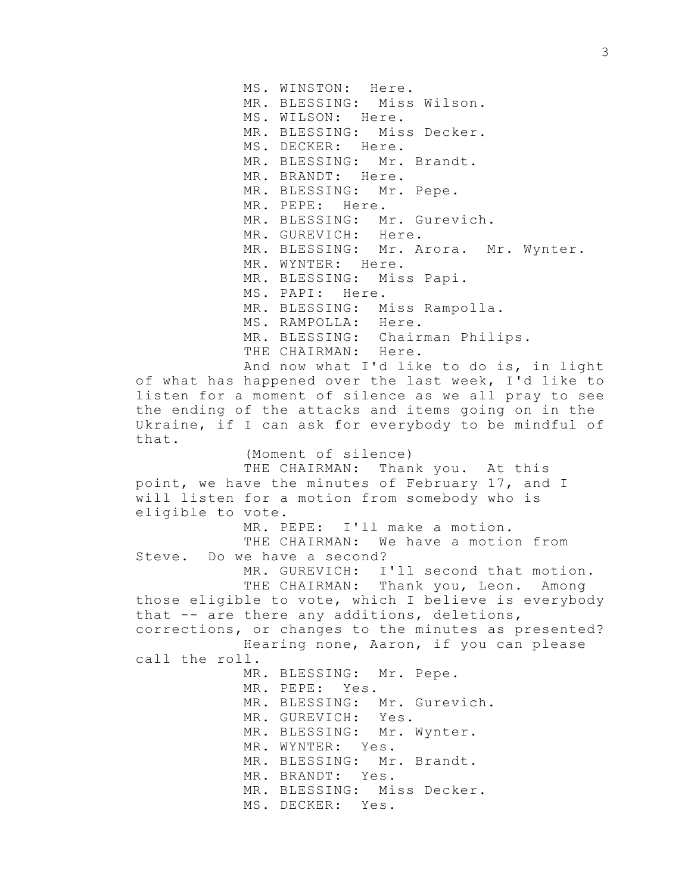MS. WINSTON: Here.

MR. BLESSING: Miss Wilson.

MS. WILSON: Here.

MR. BLESSING: Miss Decker.

MS. DECKER: Here.

MR. BLESSING: Mr. Brandt.

MR. BRANDT: Here.

MR. BLESSING: Mr. Pepe.

MR. PEPE: Here.

MR. BLESSING: Mr. Gurevich.

MR. GUREVICH: Here.

MR. BLESSING: Mr. Arora. Mr. Wynter.

MR. WYNTER: Here.

MR. BLESSING: Miss Papi.

MS. PAPI: Here.

MR. BLESSING: Miss Rampolla.

MS. RAMPOLLA: Here.

MR. BLESSING: Chairman Philips.

THE CHAIRMAN: Here.

And now what I'd like to do is, in light of what has happened over the last week, I'd like to listen for a moment of silence as we all pray to see the ending of the attacks and items going on in the Ukraine, if I can ask for everybody to be mindful of that.

(Moment of silence)

THE CHAIRMAN: Thank you. At this point, we have the minutes of February 17, and I will listen for a motion from somebody who is eligible to vote.

MR. PEPE: I'll make a motion.

THE CHAIRMAN: We have a motion from Steve. Do we have a second?

MR. GUREVICH: I'll second that motion.

THE CHAIRMAN: Thank you, Leon. Among those eligible to vote, which I believe is everybody that -- are there any additions, deletions, corrections, or changes to the minutes as presented?

Hearing none, Aaron, if you can please call the roll.

MR. BLESSING: Mr. Pepe.

MR. PEPE: Yes.

MR. BLESSING: Mr. Gurevich.

MR. GUREVICH: Yes.

MR. BLESSING: Mr. Wynter.

MR. WYNTER: Yes.

MR. BLESSING: Mr. Brandt.

MR. BRANDT: Yes.

MR. BLESSING: Miss Decker.

MS. DECKER: Yes.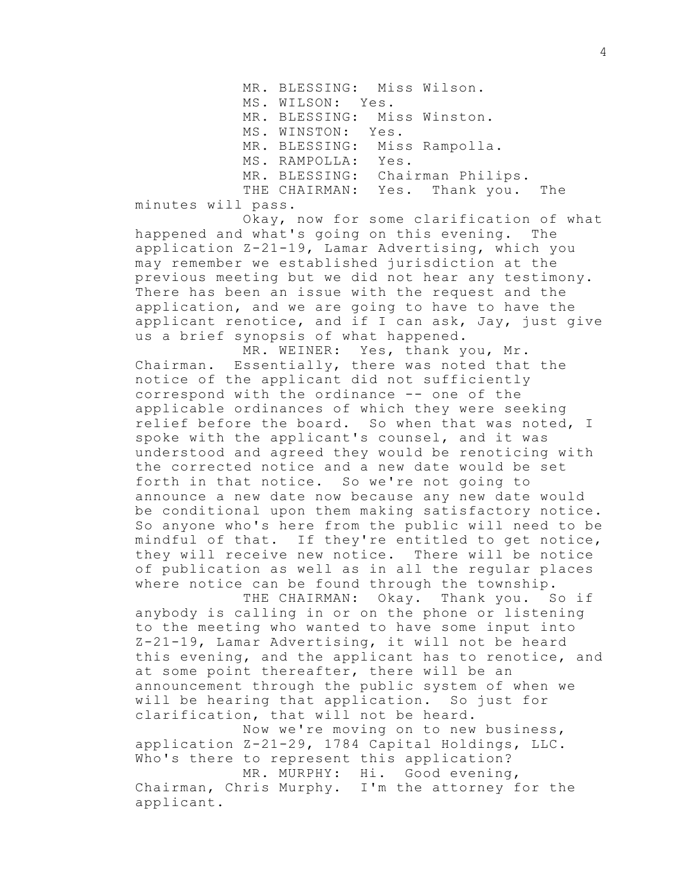MR. BLESSING: Miss Wilson.

MS. WILSON: Yes.

MR. BLESSING: Miss Winston.

MS. WINSTON: Yes.

MR. BLESSING: Miss Rampolla.

MS. RAMPOLLA: Yes.

MR. BLESSING: Chairman Philips.

THE CHAIRMAN: Yes. Thank you. The minutes will pass.

Okay, now for some clarification of what happened and what's going on this evening. The application Z-21-19, Lamar Advertising, which you may remember we established jurisdiction at the previous meeting but we did not hear any testimony. There has been an issue with the request and the application, and we are going to have to have the applicant renotice, and if I can ask, Jay, just give us a brief synopsis of what happened.

MR. WEINER: Yes, thank you, Mr. Chairman. Essentially, there was noted that the notice of the applicant did not sufficiently correspond with the ordinance -- one of the applicable ordinances of which they were seeking relief before the board. So when that was noted, I spoke with the applicant's counsel, and it was understood and agreed they would be renoticing with the corrected notice and a new date would be set forth in that notice. So we're not going to announce a new date now because any new date would be conditional upon them making satisfactory notice. So anyone who's here from the public will need to be mindful of that. If they're entitled to get notice, they will receive new notice. There will be notice of publication as well as in all the regular places where notice can be found through the township.

THE CHAIRMAN: Okay. Thank you. So if anybody is calling in or on the phone or listening to the meeting who wanted to have some input into Z-21-19, Lamar Advertising, it will not be heard this evening, and the applicant has to renotice, and at some point thereafter, there will be an announcement through the public system of when we will be hearing that application. So just for clarification, that will not be heard.

Now we're moving on to new business, application Z-21-29, 1784 Capital Holdings, LLC. Who's there to represent this application?

MR. MURPHY: Hi. Good evening, Chairman, Chris Murphy. I'm the attorney for the applicant.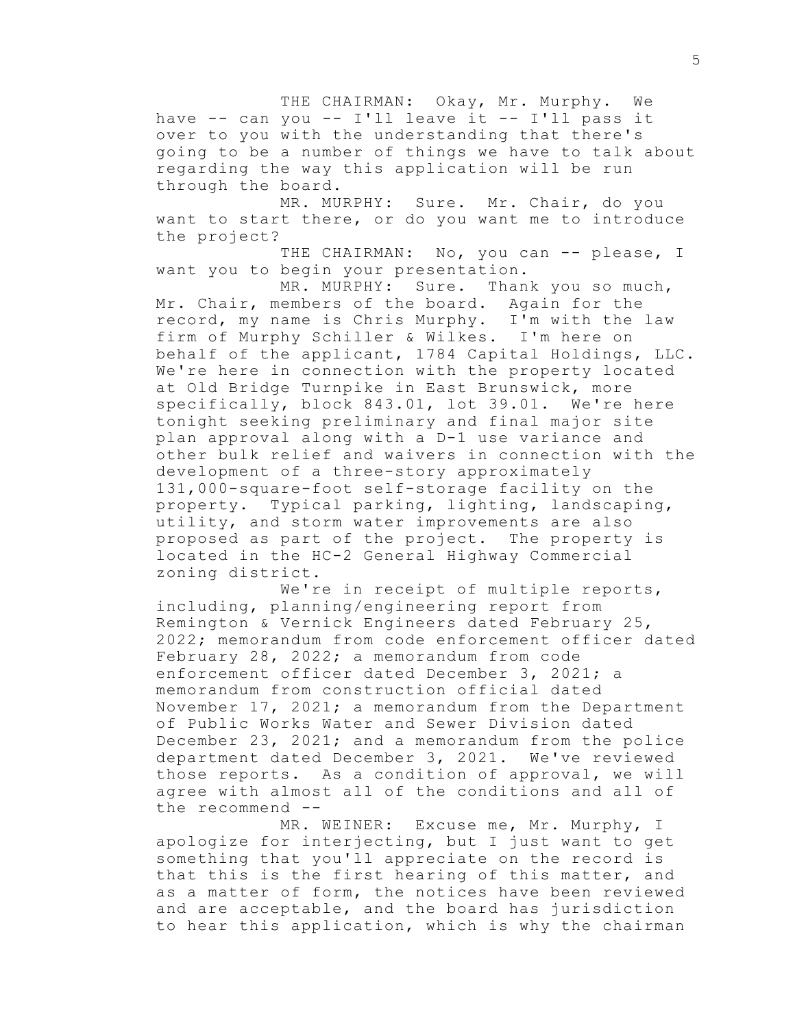THE CHAIRMAN: Okay, Mr. Murphy. We have -- can you -- I'll leave it -- I'll pass it over to you with the understanding that there's going to be a number of things we have to talk about regarding the way this application will be run through the board.

MR. MURPHY: Sure. Mr. Chair, do you want to start there, or do you want me to introduce the project?

THE CHAIRMAN: No, you can -- please, I want you to begin your presentation.

MR. MURPHY: Sure. Thank you so much, Mr. Chair, members of the board. Again for the record, my name is Chris Murphy. I'm with the law firm of Murphy Schiller & Wilkes. I'm here on behalf of the applicant, 1784 Capital Holdings, LLC. We're here in connection with the property located at Old Bridge Turnpike in East Brunswick, more specifically, block 843.01, lot 39.01. We're here tonight seeking preliminary and final major site plan approval along with a D-1 use variance and other bulk relief and waivers in connection with the development of a three-story approximately 131,000-square-foot self-storage facility on the property. Typical parking, lighting, landscaping, utility, and storm water improvements are also proposed as part of the project. The property is located in the HC-2 General Highway Commercial zoning district.

We're in receipt of multiple reports, including, planning/engineering report from Remington & Vernick Engineers dated February 25, 2022; memorandum from code enforcement officer dated February 28, 2022; a memorandum from code enforcement officer dated December 3, 2021; a memorandum from construction official dated November 17, 2021; a memorandum from the Department of Public Works Water and Sewer Division dated December 23, 2021; and a memorandum from the police department dated December 3, 2021. We've reviewed those reports. As a condition of approval, we will agree with almost all of the conditions and all of the recommend --

MR. WEINER: Excuse me, Mr. Murphy, I apologize for interjecting, but I just want to get something that you'll appreciate on the record is that this is the first hearing of this matter, and as a matter of form, the notices have been reviewed and are acceptable, and the board has jurisdiction to hear this application, which is why the chairman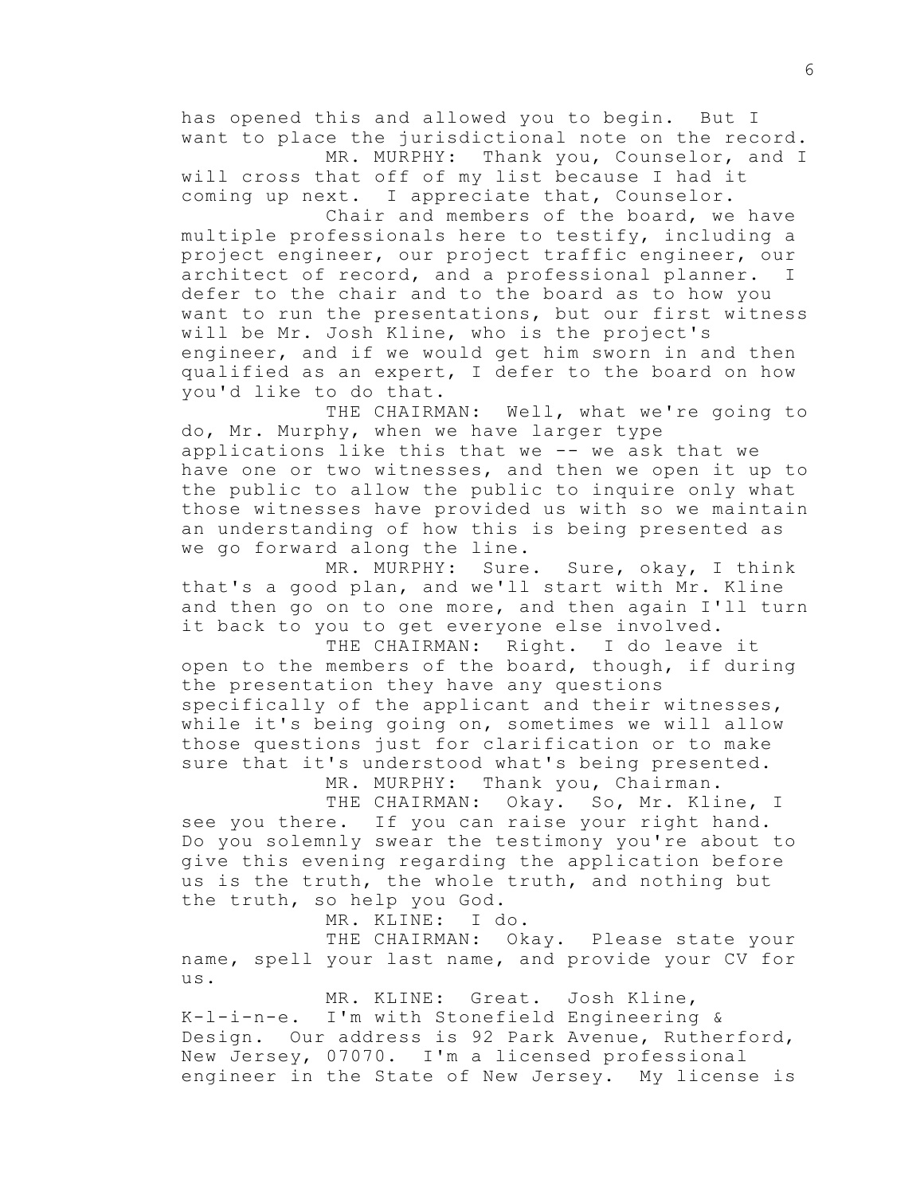has opened this and allowed you to begin. But I want to place the jurisdictional note on the record.

MR. MURPHY: Thank you, Counselor, and I will cross that off of my list because I had it coming up next. I appreciate that, Counselor.

Chair and members of the board, we have multiple professionals here to testify, including a project engineer, our project traffic engineer, our architect of record, and a professional planner. I defer to the chair and to the board as to how you want to run the presentations, but our first witness will be Mr. Josh Kline, who is the project's engineer, and if we would get him sworn in and then qualified as an expert, I defer to the board on how you'd like to do that.

THE CHAIRMAN: Well, what we're going to do, Mr. Murphy, when we have larger type applications like this that we -- we ask that we have one or two witnesses, and then we open it up to the public to allow the public to inquire only what those witnesses have provided us with so we maintain an understanding of how this is being presented as we go forward along the line.

MR. MURPHY: Sure. Sure, okay, I think that's a good plan, and we'll start with Mr. Kline and then go on to one more, and then again I'll turn it back to you to get everyone else involved.

THE CHAIRMAN: Right. I do leave it open to the members of the board, though, if during the presentation they have any questions specifically of the applicant and their witnesses, while it's being going on, sometimes we will allow those questions just for clarification or to make sure that it's understood what's being presented.

MR. MURPHY: Thank you, Chairman.

THE CHAIRMAN: Okay. So, Mr. Kline, I see you there. If you can raise your right hand. Do you solemnly swear the testimony you're about to give this evening regarding the application before us is the truth, the whole truth, and nothing but the truth, so help you God.

MR. KLINE: I do.

THE CHAIRMAN: Okay. Please state your name, spell your last name, and provide your CV for us.

MR. KLINE: Great. Josh Kline, K-l-i-n-e. I'm with Stonefield Engineering & Design. Our address is 92 Park Avenue, Rutherford, New Jersey, 07070. I'm a licensed professional engineer in the State of New Jersey. My license is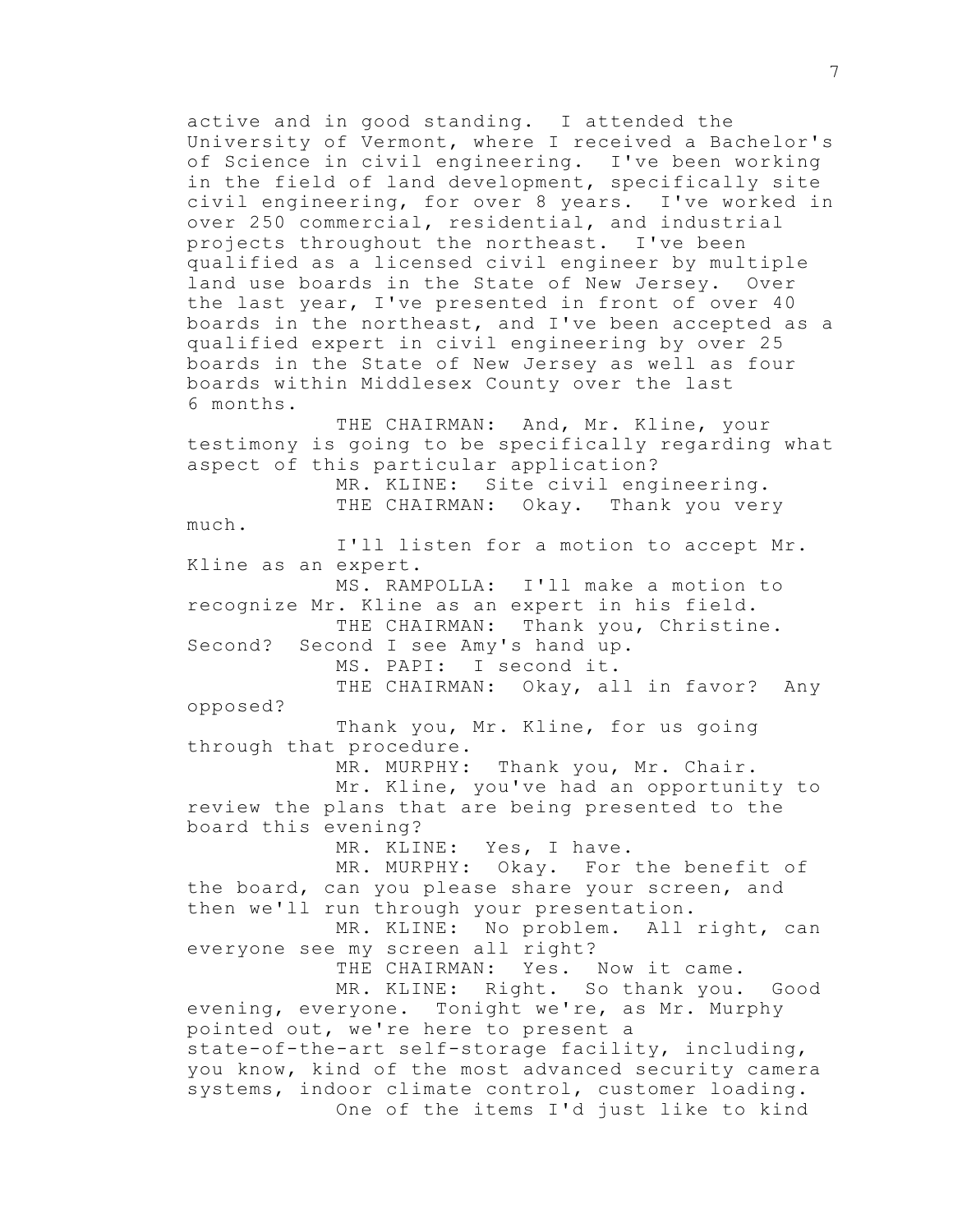active and in good standing. I attended the University of Vermont, where I received a Bachelor's of Science in civil engineering. I've been working in the field of land development, specifically site civil engineering, for over 8 years. I've worked in over 250 commercial, residential, and industrial projects throughout the northeast. I've been qualified as a licensed civil engineer by multiple land use boards in the State of New Jersey. Over the last year, I've presented in front of over 40 boards in the northeast, and I've been accepted as a qualified expert in civil engineering by over 25 boards in the State of New Jersey as well as four boards within Middlesex County over the last 6 months.

THE CHAIRMAN: And, Mr. Kline, your testimony is going to be specifically regarding what aspect of this particular application?

MR. KLINE: Site civil engineering.

THE CHAIRMAN: Okay. Thank you very much.

I'll listen for a motion to accept Mr. Kline as an expert.

MS. RAMPOLLA: I'll make a motion to recognize Mr. Kline as an expert in his field.

THE CHAIRMAN: Thank you, Christine. Second? Second I see Amy's hand up.

MS. PAPI: I second it.

THE CHAIRMAN: Okay, all in favor? Any opposed?

Thank you, Mr. Kline, for us going through that procedure.

MR. MURPHY: Thank you, Mr. Chair.

Mr. Kline, you've had an opportunity to review the plans that are being presented to the board this evening?

MR. KLINE: Yes, I have.

MR. MURPHY: Okay. For the benefit of the board, can you please share your screen, and then we'll run through your presentation.

MR. KLINE: No problem. All right, can everyone see my screen all right?

THE CHAIRMAN: Yes. Now it came.

MR. KLINE: Right. So thank you. Good evening, everyone. Tonight we're, as Mr. Murphy pointed out, we're here to present a state-of-the-art self-storage facility, including, you know, kind of the most advanced security camera systems, indoor climate control, customer loading.

One of the items I'd just like to kind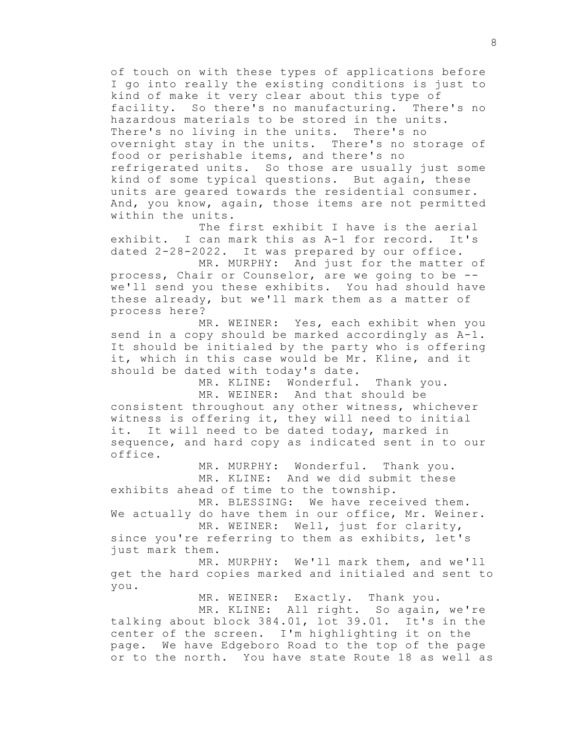of touch on with these types of applications before I go into really the existing conditions is just to kind of make it very clear about this type of facility. So there's no manufacturing. There's no hazardous materials to be stored in the units. There's no living in the units. There's no overnight stay in the units. There's no storage of food or perishable items, and there's no refrigerated units. So those are usually just some kind of some typical questions. But again, these units are geared towards the residential consumer. And, you know, again, those items are not permitted within the units.

The first exhibit I have is the aerial exhibit. I can mark this as A-1 for record. It's dated 2-28-2022. It was prepared by our office.

MR. MURPHY: And just for the matter of process, Chair or Counselor, are we going to be -- we'll send you these exhibits. You had should have these already, but we'll mark them as a matter of process here?

MR. WEINER: Yes, each exhibit when you send in a copy should be marked accordingly as A-1. It should be initialed by the party who is offering it, which in this case would be Mr. Kline, and it should be dated with today's date.

MR. KLINE: Wonderful. Thank you.

MR. WEINER: And that should be consistent throughout any other witness, whichever witness is offering it, they will need to initial it. It will need to be dated today, marked in sequence, and hard copy as indicated sent in to our office.

MR. MURPHY: Wonderful. Thank you.

MR. KLINE: And we did submit these exhibits ahead of time to the township.

MR. BLESSING: We have received them. We actually do have them in our office, Mr. Weiner.

MR. WEINER: Well, just for clarity, since you're referring to them as exhibits, let's just mark them.

MR. MURPHY: We'll mark them, and we'll get the hard copies marked and initialed and sent to you.

MR. WEINER: Exactly. Thank you.

MR. KLINE: All right. So again, we're talking about block 384.01, lot 39.01. It's in the center of the screen. I'm highlighting it on the page. We have Edgeboro Road to the top of the page or to the north. You have state Route 18 as well as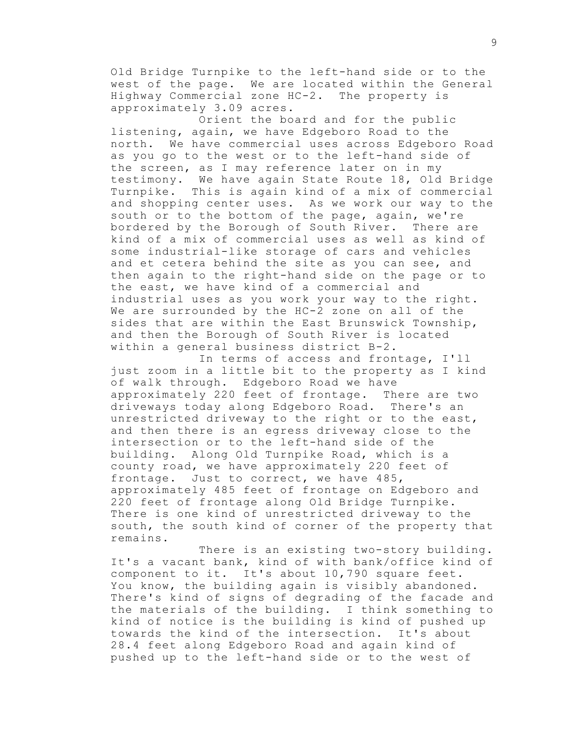Old Bridge Turnpike to the left-hand side or to the west of the page. We are located within the General Highway Commercial zone HC-2. The property is approximately 3.09 acres.

Orient the board and for the public listening, again, we have Edgeboro Road to the north. We have commercial uses across Edgeboro Road as you go to the west or to the left-hand side of the screen, as I may reference later on in my testimony. We have again State Route 18, Old Bridge Turnpike. This is again kind of a mix of commercial and shopping center uses. As we work our way to the south or to the bottom of the page, again, we're bordered by the Borough of South River. There are kind of a mix of commercial uses as well as kind of some industrial-like storage of cars and vehicles and et cetera behind the site as you can see, and then again to the right-hand side on the page or to the east, we have kind of a commercial and industrial uses as you work your way to the right. We are surrounded by the HC-2 zone on all of the sides that are within the East Brunswick Township, and then the Borough of South River is located within a general business district B-2.

In terms of access and frontage, I'll just zoom in a little bit to the property as I kind of walk through. Edgeboro Road we have approximately 220 feet of frontage. There are two driveways today along Edgeboro Road. There's an unrestricted driveway to the right or to the east, and then there is an egress driveway close to the intersection or to the left-hand side of the building. Along Old Turnpike Road, which is a county road, we have approximately 220 feet of frontage. Just to correct, we have 485, approximately 485 feet of frontage on Edgeboro and 220 feet of frontage along Old Bridge Turnpike. There is one kind of unrestricted driveway to the south, the south kind of corner of the property that remains.

There is an existing two-story building. It's a vacant bank, kind of with bank/office kind of component to it. It's about 10,790 square feet. You know, the building again is visibly abandoned. There's kind of signs of degrading of the facade and the materials of the building. I think something to kind of notice is the building is kind of pushed up towards the kind of the intersection. It's about 28.4 feet along Edgeboro Road and again kind of pushed up to the left-hand side or to the west of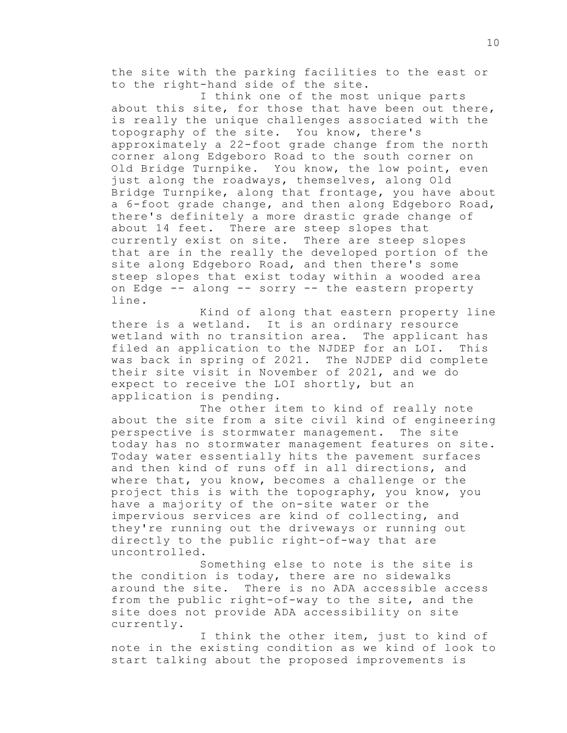the site with the parking facilities to the east or to the right-hand side of the site.

I think one of the most unique parts about this site, for those that have been out there, is really the unique challenges associated with the topography of the site. You know, there's approximately a 22-foot grade change from the north corner along Edgeboro Road to the south corner on Old Bridge Turnpike. You know, the low point, even just along the roadways, themselves, along Old Bridge Turnpike, along that frontage, you have about a 6-foot grade change, and then along Edgeboro Road, there's definitely a more drastic grade change of about 14 feet. There are steep slopes that currently exist on site. There are steep slopes that are in the really the developed portion of the site along Edgeboro Road, and then there's some steep slopes that exist today within a wooded area on Edge -- along -- sorry -- the eastern property line.

Kind of along that eastern property line there is a wetland. It is an ordinary resource wetland with no transition area. The applicant has filed an application to the NJDEP for an LOI. This was back in spring of 2021. The NJDEP did complete their site visit in November of 2021, and we do expect to receive the LOI shortly, but an application is pending.

The other item to kind of really note about the site from a site civil kind of engineering perspective is stormwater management. The site today has no stormwater management features on site. Today water essentially hits the pavement surfaces and then kind of runs off in all directions, and where that, you know, becomes a challenge or the project this is with the topography, you know, you have a majority of the on-site water or the impervious services are kind of collecting, and they're running out the driveways or running out directly to the public right-of-way that are uncontrolled.

Something else to note is the site is the condition is today, there are no sidewalks around the site. There is no ADA accessible access from the public right-of-way to the site, and the site does not provide ADA accessibility on site currently.

I think the other item, just to kind of note in the existing condition as we kind of look to start talking about the proposed improvements is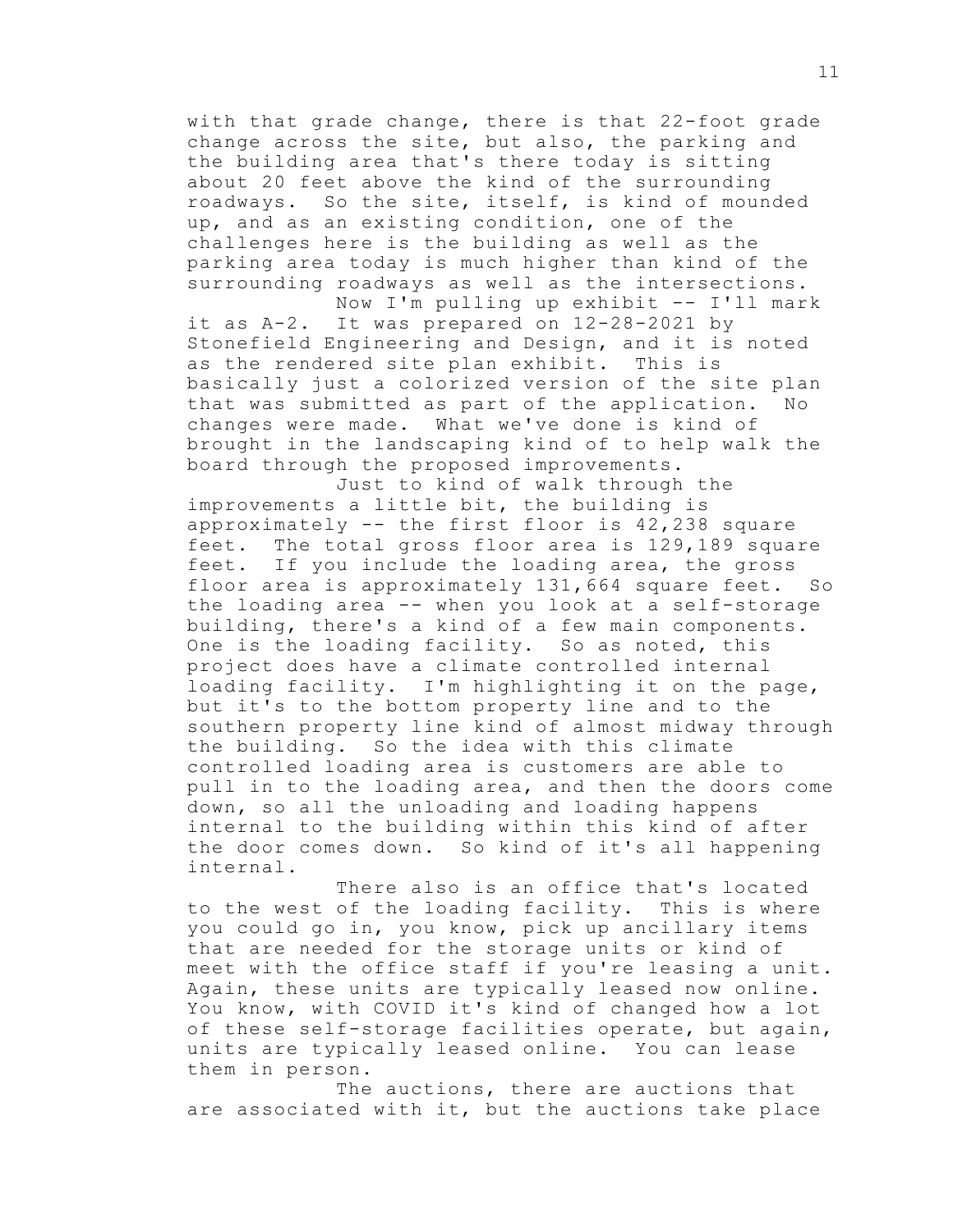with that grade change, there is that 22-foot grade change across the site, but also, the parking and the building area that's there today is sitting about 20 feet above the kind of the surrounding roadways. So the site, itself, is kind of mounded up, and as an existing condition, one of the challenges here is the building as well as the parking area today is much higher than kind of the surrounding roadways as well as the intersections.

Now I'm pulling up exhibit -- I'll mark it as A-2. It was prepared on 12-28-2021 by Stonefield Engineering and Design, and it is noted as the rendered site plan exhibit. This is basically just a colorized version of the site plan that was submitted as part of the application. No changes were made. What we've done is kind of brought in the landscaping kind of to help walk the board through the proposed improvements.

Just to kind of walk through the improvements a little bit, the building is approximately -- the first floor is 42,238 square feet. The total gross floor area is 129,189 square feet. If you include the loading area, the gross floor area is approximately 131,664 square feet. So the loading area -- when you look at a self-storage building, there's a kind of a few main components. One is the loading facility. So as noted, this project does have a climate controlled internal loading facility. I'm highlighting it on the page, but it's to the bottom property line and to the southern property line kind of almost midway through the building. So the idea with this climate controlled loading area is customers are able to pull in to the loading area, and then the doors come down, so all the unloading and loading happens internal to the building within this kind of after the door comes down. So kind of it's all happening internal.

There also is an office that's located to the west of the loading facility. This is where you could go in, you know, pick up ancillary items that are needed for the storage units or kind of meet with the office staff if you're leasing a unit. Again, these units are typically leased now online. You know, with COVID it's kind of changed how a lot of these self-storage facilities operate, but again, units are typically leased online. You can lease them in person.

The auctions, there are auctions that are associated with it, but the auctions take place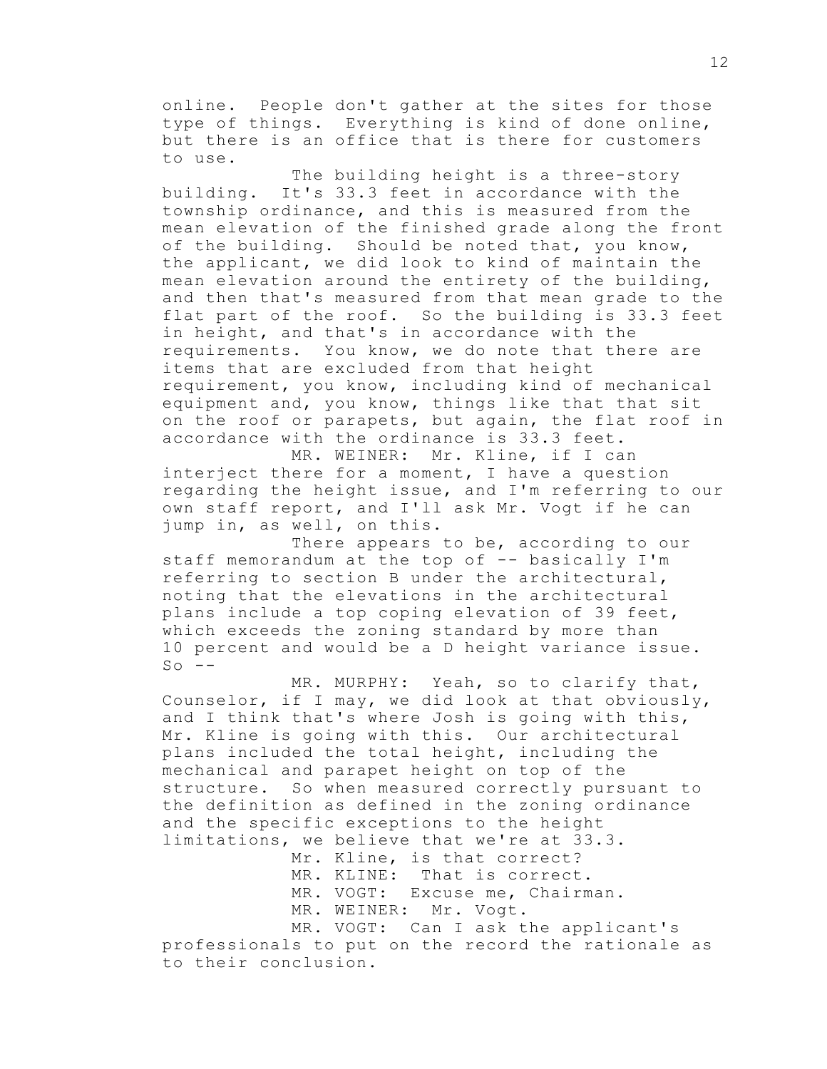online. People don't gather at the sites for those type of things. Everything is kind of done online, but there is an office that is there for customers to use.

The building height is a three-story building. It's 33.3 feet in accordance with the township ordinance, and this is measured from the mean elevation of the finished grade along the front of the building. Should be noted that, you know, the applicant, we did look to kind of maintain the mean elevation around the entirety of the building, and then that's measured from that mean grade to the flat part of the roof. So the building is 33.3 feet in height, and that's in accordance with the requirements. You know, we do note that there are items that are excluded from that height requirement, you know, including kind of mechanical equipment and, you know, things like that that sit on the roof or parapets, but again, the flat roof in accordance with the ordinance is 33.3 feet.

MR. WEINER: Mr. Kline, if I can interject there for a moment, I have a question regarding the height issue, and I'm referring to our own staff report, and I'll ask Mr. Vogt if he can jump in, as well, on this.

There appears to be, according to our staff memorandum at the top of -- basically I'm referring to section B under the architectural, noting that the elevations in the architectural plans include a top coping elevation of 39 feet, which exceeds the zoning standard by more than 10 percent and would be a D height variance issue. So --

MR. MURPHY: Yeah, so to clarify that, Counselor, if I may, we did look at that obviously, and I think that's where Josh is going with this, Mr. Kline is going with this. Our architectural plans included the total height, including the mechanical and parapet height on top of the structure. So when measured correctly pursuant to the definition as defined in the zoning ordinance and the specific exceptions to the height limitations, we believe that we're at 33.3.

Mr. Kline, is that correct?

MR. KLINE: That is correct.

MR. VOGT: Excuse me, Chairman.

MR. WEINER: Mr. Vogt.

MR. VOGT: Can I ask the applicant's professionals to put on the record the rationale as to their conclusion.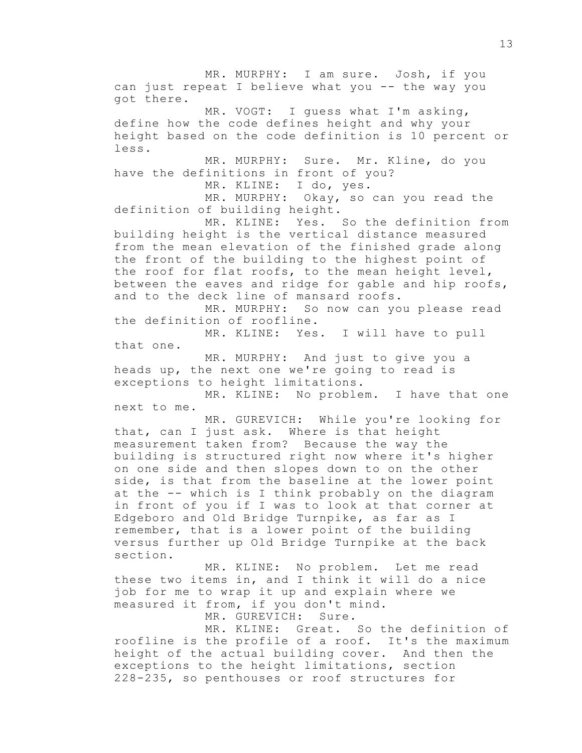MR. MURPHY: I am sure. Josh, if you can just repeat I believe what you -- the way you got there.

MR. VOGT: I guess what I'm asking, define how the code defines height and why your height based on the code definition is 10 percent or less.

MR. MURPHY: Sure. Mr. Kline, do you have the definitions in front of you?

MR. KLINE: I do, yes.

MR. MURPHY: Okay, so can you read the definition of building height.

MR. KLINE: Yes. So the definition from building height is the vertical distance measured from the mean elevation of the finished grade along the front of the building to the highest point of the roof for flat roofs, to the mean height level, between the eaves and ridge for gable and hip roofs, and to the deck line of mansard roofs.

MR. MURPHY: So now can you please read the definition of roofline.

MR. KLINE: Yes. I will have to pull that one.

MR. MURPHY: And just to give you a heads up, the next one we're going to read is exceptions to height limitations.

MR. KLINE: No problem. I have that one next to me.

MR. GUREVICH: While you're looking for that, can I just ask. Where is that height measurement taken from? Because the way the building is structured right now where it's higher on one side and then slopes down to on the other side, is that from the baseline at the lower point at the -- which is I think probably on the diagram in front of you if I was to look at that corner at Edgeboro and Old Bridge Turnpike, as far as I remember, that is a lower point of the building versus further up Old Bridge Turnpike at the back section.

MR. KLINE: No problem. Let me read these two items in, and I think it will do a nice job for me to wrap it up and explain where we measured it from, if you don't mind.

MR. GUREVICH: Sure.

MR. KLINE: Great. So the definition of roofline is the profile of a roof. It's the maximum height of the actual building cover. And then the exceptions to the height limitations, section 228-235, so penthouses or roof structures for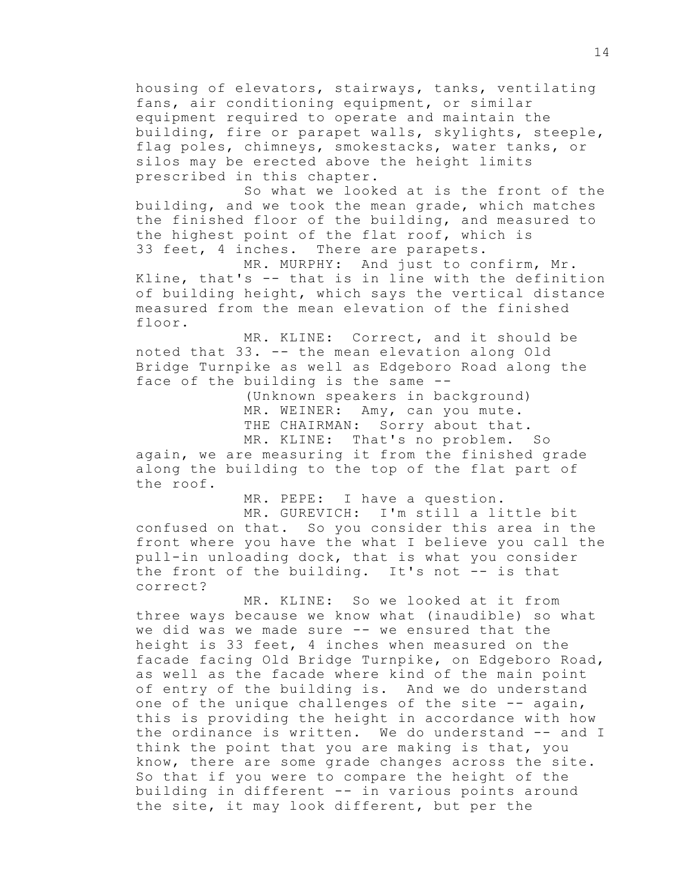housing of elevators, stairways, tanks, ventilating fans, air conditioning equipment, or similar equipment required to operate and maintain the building, fire or parapet walls, skylights, steeple, flag poles, chimneys, smokestacks, water tanks, or silos may be erected above the height limits prescribed in this chapter.

So what we looked at is the front of the building, and we took the mean grade, which matches the finished floor of the building, and measured to the highest point of the flat roof, which is 33 feet, 4 inches. There are parapets.

MR. MURPHY: And just to confirm, Mr. Kline, that's -- that is in line with the definition of building height, which says the vertical distance measured from the mean elevation of the finished floor.

MR. KLINE: Correct, and it should be noted that 33. -- the mean elevation along Old Bridge Turnpike as well as Edgeboro Road along the face of the building is the same --

(Unknown speakers in background)

MR. WEINER: Amy, can you mute.

THE CHAIRMAN: Sorry about that.

MR. KLINE: That's no problem. So again, we are measuring it from the finished grade along the building to the top of the flat part of the roof.

MR. PEPE: I have a question.

MR. GUREVICH: I'm still a little bit confused on that. So you consider this area in the front where you have the what I believe you call the pull-in unloading dock, that is what you consider the front of the building. It's not -- is that correct?

MR. KLINE: So we looked at it from three ways because we know what (inaudible) so what we did was we made sure -- we ensured that the height is 33 feet, 4 inches when measured on the facade facing Old Bridge Turnpike, on Edgeboro Road, as well as the facade where kind of the main point of entry of the building is. And we do understand one of the unique challenges of the site -- again, this is providing the height in accordance with how the ordinance is written. We do understand -- and I think the point that you are making is that, you know, there are some grade changes across the site. So that if you were to compare the height of the building in different -- in various points around the site, it may look different, but per the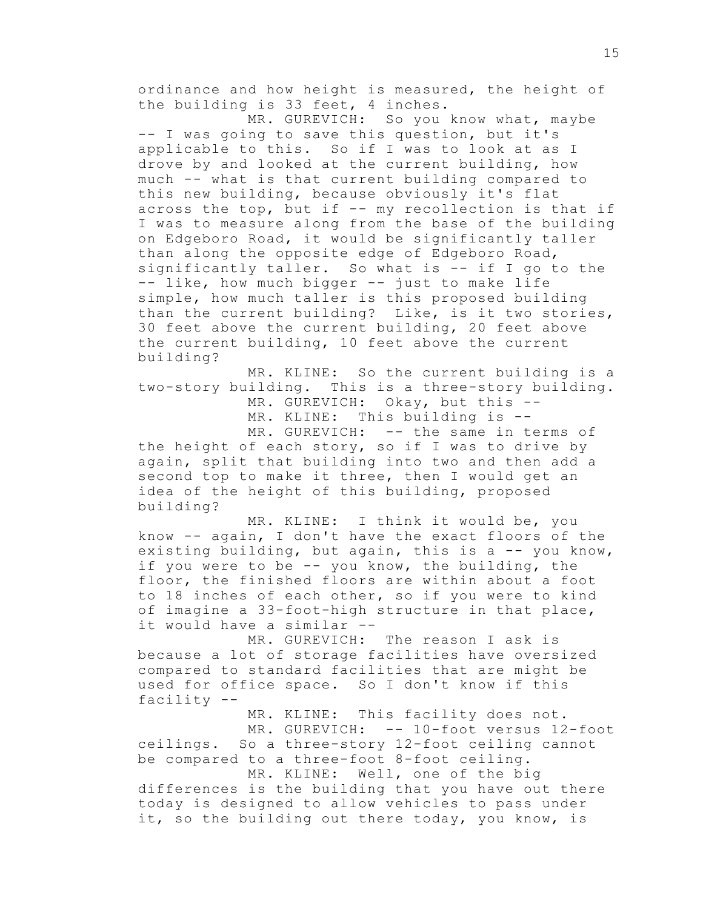ordinance and how height is measured, the height of the building is 33 feet, 4 inches.

MR. GUREVICH: So you know what, maybe -- I was going to save this question, but it's applicable to this. So if I was to look at as I drove by and looked at the current building, how much -- what is that current building compared to this new building, because obviously it's flat across the top, but if -- my recollection is that if I was to measure along from the base of the building on Edgeboro Road, it would be significantly taller than along the opposite edge of Edgeboro Road, significantly taller. So what is -- if I go to the -- like, how much bigger -- just to make life simple, how much taller is this proposed building than the current building? Like, is it two stories, 30 feet above the current building, 20 feet above the current building, 10 feet above the current building?

MR. KLINE: So the current building is a two-story building. This is a three-story building.

MR. GUREVICH: Okay, but this --

MR. KLINE: This building is --

MR. GUREVICH: -- the same in terms of the height of each story, so if I was to drive by again, split that building into two and then add a second top to make it three, then I would get an idea of the height of this building, proposed building?

MR. KLINE: I think it would be, you know -- again, I don't have the exact floors of the existing building, but again, this is a -- you know, if you were to be -- you know, the building, the floor, the finished floors are within about a foot to 18 inches of each other, so if you were to kind of imagine a 33-foot-high structure in that place, it would have a similar --

MR. GUREVICH: The reason I ask is because a lot of storage facilities have oversized compared to standard facilities that are might be used for office space. So I don't know if this facility --

MR. KLINE: This facility does not.

MR. GUREVICH: -- 10-foot versus 12-foot ceilings. So a three-story 12-foot ceiling cannot be compared to a three-foot 8-foot ceiling.

MR. KLINE: Well, one of the big differences is the building that you have out there today is designed to allow vehicles to pass under it, so the building out there today, you know, is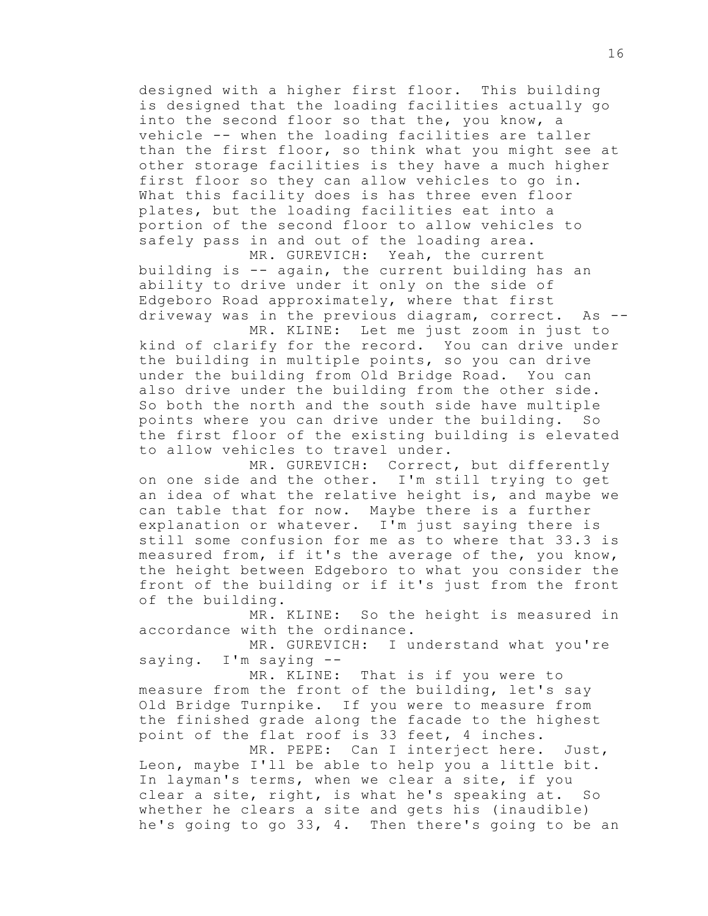designed with a higher first floor. This building is designed that the loading facilities actually go into the second floor so that the, you know, a vehicle -- when the loading facilities are taller than the first floor, so think what you might see at other storage facilities is they have a much higher first floor so they can allow vehicles to go in. What this facility does is has three even floor plates, but the loading facilities eat into a portion of the second floor to allow vehicles to safely pass in and out of the loading area.

MR. GUREVICH: Yeah, the current building is -- again, the current building has an ability to drive under it only on the side of Edgeboro Road approximately, where that first driveway was in the previous diagram, correct. As --

MR. KLINE: Let me just zoom in just to kind of clarify for the record. You can drive under the building in multiple points, so you can drive under the building from Old Bridge Road. You can also drive under the building from the other side. So both the north and the south side have multiple points where you can drive under the building. So the first floor of the existing building is elevated to allow vehicles to travel under.

MR. GUREVICH: Correct, but differently on one side and the other. I'm still trying to get an idea of what the relative height is, and maybe we can table that for now. Maybe there is a further explanation or whatever. I'm just saying there is still some confusion for me as to where that 33.3 is measured from, if it's the average of the, you know, the height between Edgeboro to what you consider the front of the building or if it's just from the front of the building.

MR. KLINE: So the height is measured in accordance with the ordinance.

MR. GUREVICH: I understand what you're saying. I'm saying --

MR. KLINE: That is if you were to measure from the front of the building, let's say Old Bridge Turnpike. If you were to measure from the finished grade along the facade to the highest point of the flat roof is 33 feet, 4 inches.

MR. PEPE: Can I interject here. Just, Leon, maybe I'll be able to help you a little bit. In layman's terms, when we clear a site, if you clear a site, right, is what he's speaking at. So whether he clears a site and gets his (inaudible) he's going to go 33, 4. Then there's going to be an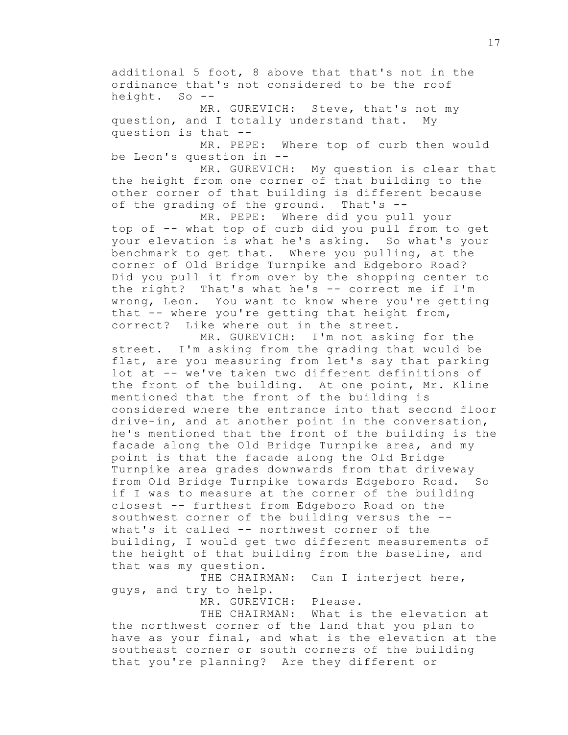additional 5 foot, 8 above that that's not in the ordinance that's not considered to be the roof height. So --

MR. GUREVICH: Steve, that's not my question, and I totally understand that. My question is that --

MR. PEPE: Where top of curb then would be Leon's question in --

MR. GUREVICH: My question is clear that the height from one corner of that building to the other corner of that building is different because of the grading of the ground. That's --

MR. PEPE: Where did you pull your top of -- what top of curb did you pull from to get your elevation is what he's asking. So what's your benchmark to get that. Where you pulling, at the corner of Old Bridge Turnpike and Edgeboro Road? Did you pull it from over by the shopping center to the right? That's what he's -- correct me if I'm wrong, Leon. You want to know where you're getting that -- where you're getting that height from, correct? Like where out in the street.

MR. GUREVICH: I'm not asking for the street. I'm asking from the grading that would be flat, are you measuring from let's say that parking lot at -- we've taken two different definitions of the front of the building. At one point, Mr. Kline mentioned that the front of the building is considered where the entrance into that second floor drive-in, and at another point in the conversation, he's mentioned that the front of the building is the facade along the Old Bridge Turnpike area, and my point is that the facade along the Old Bridge Turnpike area grades downwards from that driveway from Old Bridge Turnpike towards Edgeboro Road. So if I was to measure at the corner of the building closest -- furthest from Edgeboro Road on the southwest corner of the building versus the -- what's it called -- northwest corner of the building, I would get two different measurements of the height of that building from the baseline, and that was my question.

THE CHAIRMAN: Can I interject here, guys, and try to help.

MR. GUREVICH: Please.

THE CHAIRMAN: What is the elevation at the northwest corner of the land that you plan to have as your final, and what is the elevation at the southeast corner or south corners of the building that you're planning? Are they different or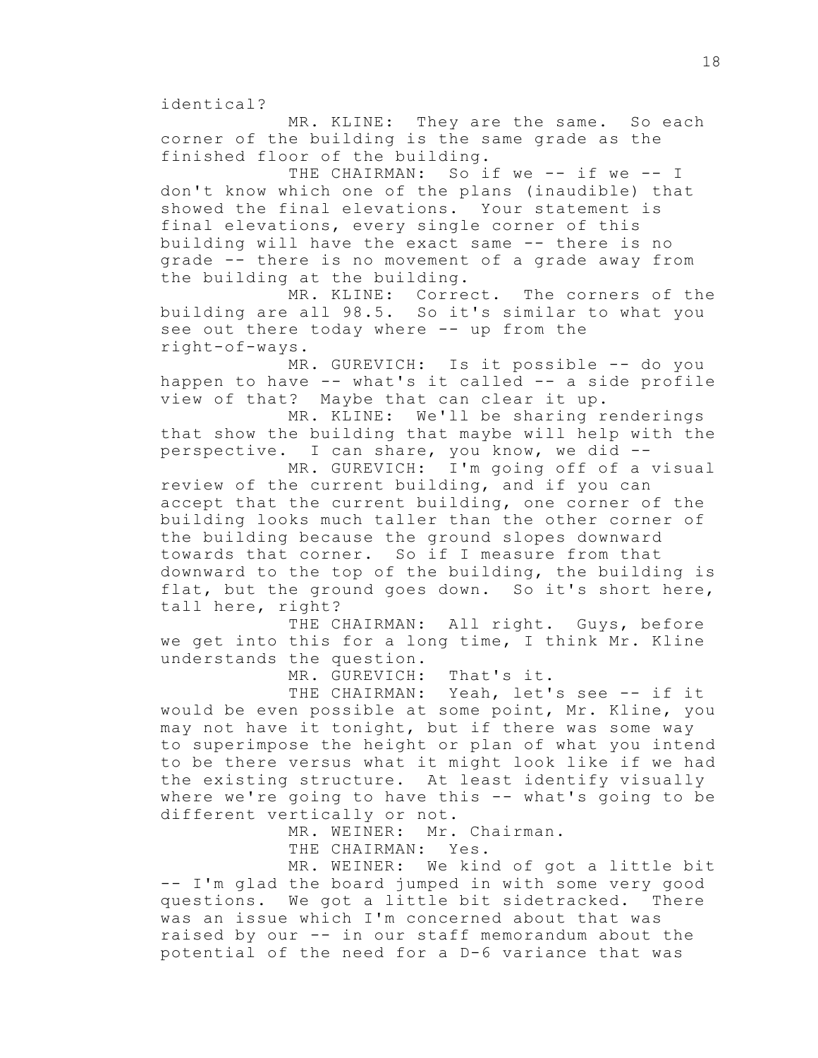identical?

MR. KLINE: They are the same. So each corner of the building is the same grade as the finished floor of the building.

THE CHAIRMAN: So if we -- if we -- I don't know which one of the plans (inaudible) that showed the final elevations. Your statement is final elevations, every single corner of this building will have the exact same -- there is no grade -- there is no movement of a grade away from the building at the building.

MR. KLINE: Correct. The corners of the building are all 98.5. So it's similar to what you see out there today where -- up from the right-of-ways.

MR. GUREVICH: Is it possible -- do you happen to have -- what's it called -- a side profile view of that? Maybe that can clear it up.

MR. KLINE: We'll be sharing renderings that show the building that maybe will help with the perspective. I can share, you know, we did --

MR. GUREVICH: I'm going off of a visual review of the current building, and if you can accept that the current building, one corner of the building looks much taller than the other corner of the building because the ground slopes downward towards that corner. So if I measure from that downward to the top of the building, the building is flat, but the ground goes down. So it's short here, tall here, right?

THE CHAIRMAN: All right. Guys, before we get into this for a long time, I think Mr. Kline understands the question.

MR. GUREVICH: That's it.

THE CHAIRMAN: Yeah, let's see -- if it would be even possible at some point, Mr. Kline, you may not have it tonight, but if there was some way to superimpose the height or plan of what you intend to be there versus what it might look like if we had the existing structure. At least identify visually where we're going to have this -- what's going to be different vertically or not.

MR. WEINER: Mr. Chairman.

THE CHAIRMAN: Yes.

MR. WEINER: We kind of got a little bit -- I'm glad the board jumped in with some very good questions. We got a little bit sidetracked. There was an issue which I'm concerned about that was raised by our -- in our staff memorandum about the potential of the need for a D-6 variance that was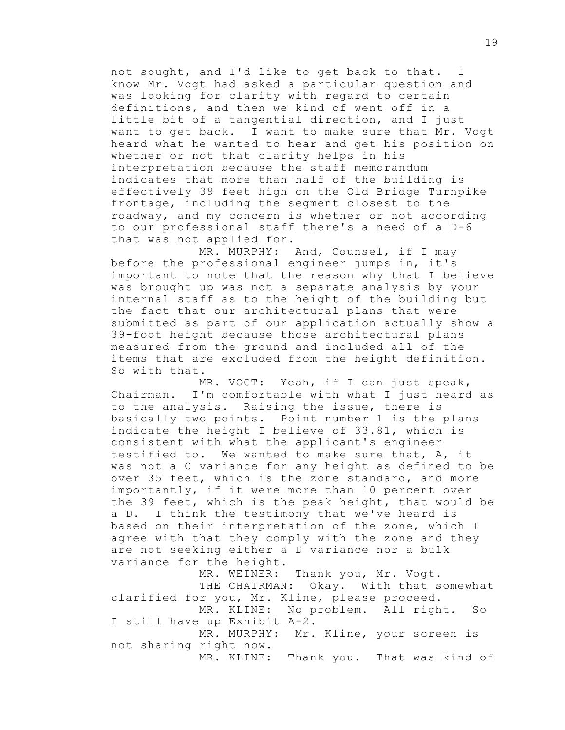not sought, and I'd like to get back to that. I know Mr. Vogt had asked a particular question and was looking for clarity with regard to certain definitions, and then we kind of went off in a little bit of a tangential direction, and I just want to get back. I want to make sure that Mr. Vogt heard what he wanted to hear and get his position on whether or not that clarity helps in his interpretation because the staff memorandum indicates that more than half of the building is effectively 39 feet high on the Old Bridge Turnpike frontage, including the segment closest to the roadway, and my concern is whether or not according to our professional staff there's a need of a D-6 that was not applied for.

MR. MURPHY: And, Counsel, if I may before the professional engineer jumps in, it's important to note that the reason why that I believe was brought up was not a separate analysis by your internal staff as to the height of the building but the fact that our architectural plans that were submitted as part of our application actually show a 39-foot height because those architectural plans measured from the ground and included all of the items that are excluded from the height definition. So with that.

MR. VOGT: Yeah, if I can just speak, Chairman. I'm comfortable with what I just heard as to the analysis. Raising the issue, there is basically two points. Point number 1 is the plans indicate the height I believe of 33.81, which is consistent with what the applicant's engineer testified to. We wanted to make sure that, A, it was not a C variance for any height as defined to be over 35 feet, which is the zone standard, and more importantly, if it were more than 10 percent over the 39 feet, which is the peak height, that would be a D. I think the testimony that we've heard is based on their interpretation of the zone, which I agree with that they comply with the zone and they are not seeking either a D variance nor a bulk variance for the height.

MR. WEINER: Thank you, Mr. Vogt.

THE CHAIRMAN: Okay. With that somewhat clarified for you, Mr. Kline, please proceed.

MR. KLINE: No problem. All right. So I still have up Exhibit A-2.

MR. MURPHY: Mr. Kline, your screen is not sharing right now.

MR. KLINE: Thank you. That was kind of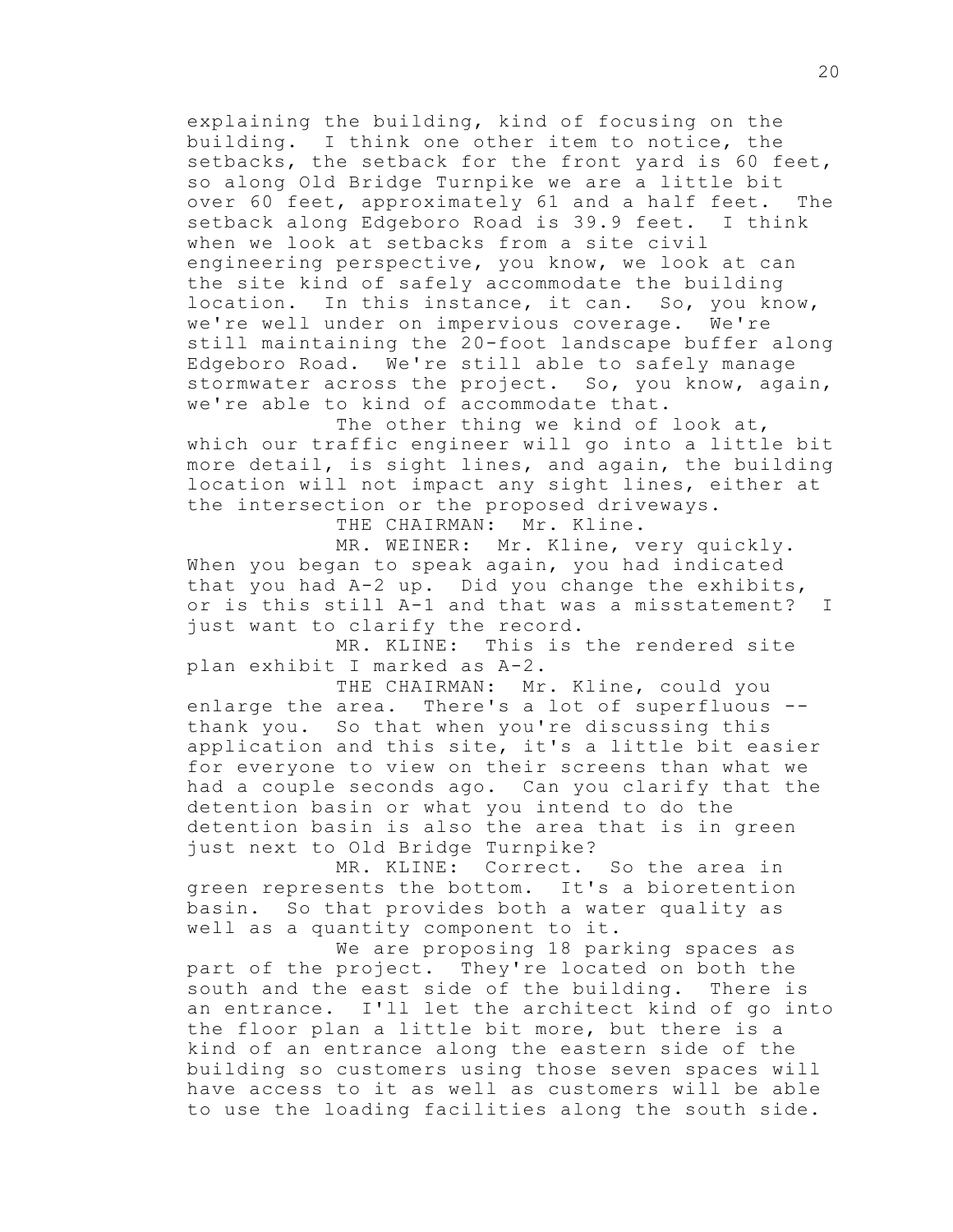explaining the building, kind of focusing on the building. I think one other item to notice, the setbacks, the setback for the front yard is 60 feet, so along Old Bridge Turnpike we are a little bit over 60 feet, approximately 61 and a half feet. The setback along Edgeboro Road is 39.9 feet. I think when we look at setbacks from a site civil engineering perspective, you know, we look at can the site kind of safely accommodate the building location. In this instance, it can. So, you know, we're well under on impervious coverage. We're still maintaining the 20-foot landscape buffer along Edgeboro Road. We're still able to safely manage stormwater across the project. So, you know, again, we're able to kind of accommodate that.

The other thing we kind of look at, which our traffic engineer will go into a little bit more detail, is sight lines, and again, the building location will not impact any sight lines, either at the intersection or the proposed driveways.

THE CHAIRMAN: Mr. Kline.

MR. WEINER: Mr. Kline, very quickly. When you began to speak again, you had indicated that you had A-2 up. Did you change the exhibits, or is this still A-1 and that was a misstatement? I just want to clarify the record.

MR. KLINE: This is the rendered site plan exhibit I marked as A-2.

THE CHAIRMAN: Mr. Kline, could you enlarge the area. There's a lot of superfluous -- thank you. So that when you're discussing this application and this site, it's a little bit easier for everyone to view on their screens than what we had a couple seconds ago. Can you clarify that the detention basin or what you intend to do the detention basin is also the area that is in green just next to Old Bridge Turnpike?

MR. KLINE: Correct. So the area in green represents the bottom. It's a bioretention basin. So that provides both a water quality as well as a quantity component to it.

We are proposing 18 parking spaces as part of the project. They're located on both the south and the east side of the building. There is an entrance. I'll let the architect kind of go into the floor plan a little bit more, but there is a kind of an entrance along the eastern side of the building so customers using those seven spaces will have access to it as well as customers will be able to use the loading facilities along the south side.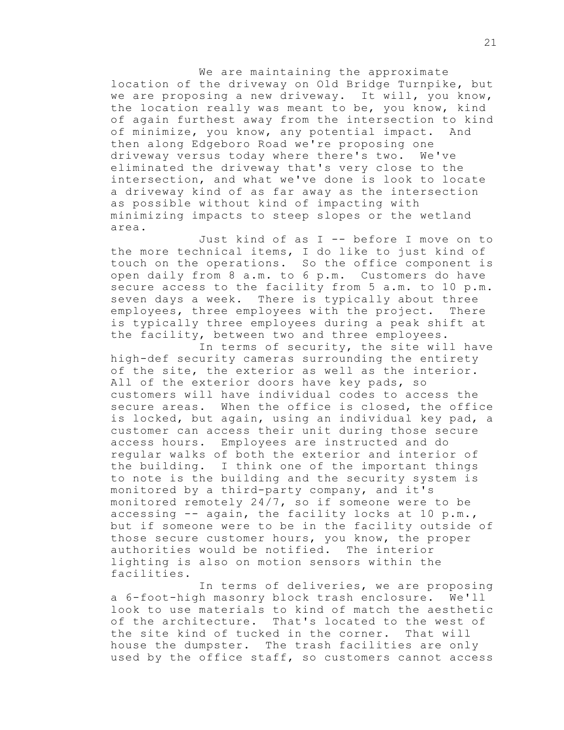We are maintaining the approximate location of the driveway on Old Bridge Turnpike, but we are proposing a new driveway. It will, you know, the location really was meant to be, you know, kind of again furthest away from the intersection to kind of minimize, you know, any potential impact. And then along Edgeboro Road we're proposing one driveway versus today where there's two. We've eliminated the driveway that's very close to the intersection, and what we've done is look to locate a driveway kind of as far away as the intersection as possible without kind of impacting with minimizing impacts to steep slopes or the wetland area.

Just kind of as I -- before I move on to the more technical items, I do like to just kind of touch on the operations. So the office component is open daily from 8 a.m. to 6 p.m. Customers do have secure access to the facility from 5 a.m. to 10 p.m. seven days a week. There is typically about three employees, three employees with the project. There is typically three employees during a peak shift at the facility, between two and three employees.

In terms of security, the site will have high-def security cameras surrounding the entirety of the site, the exterior as well as the interior. All of the exterior doors have key pads, so customers will have individual codes to access the secure areas. When the office is closed, the office is locked, but again, using an individual key pad, a customer can access their unit during those secure access hours. Employees are instructed and do regular walks of both the exterior and interior of the building. I think one of the important things to note is the building and the security system is monitored by a third-party company, and it's monitored remotely 24/7, so if someone were to be accessing -- again, the facility locks at 10 p.m., but if someone were to be in the facility outside of those secure customer hours, you know, the proper authorities would be notified. The interior lighting is also on motion sensors within the facilities.

In terms of deliveries, we are proposing a 6-foot-high masonry block trash enclosure. We'll look to use materials to kind of match the aesthetic of the architecture. That's located to the west of the site kind of tucked in the corner. That will house the dumpster. The trash facilities are only used by the office staff, so customers cannot access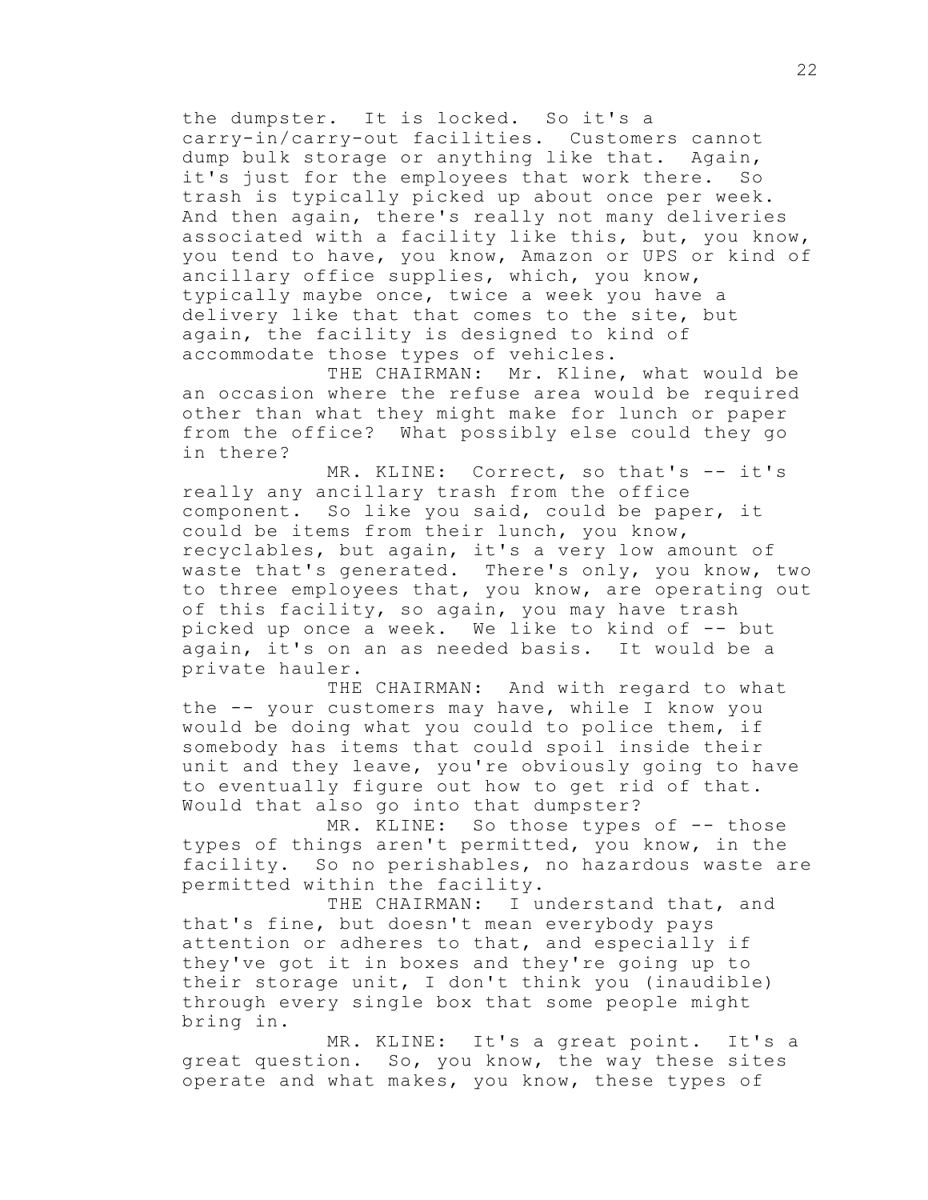the dumpster. It is locked. So it's a carry-in/carry-out facilities. Customers cannot dump bulk storage or anything like that. Again, it's just for the employees that work there. So trash is typically picked up about once per week. And then again, there's really not many deliveries associated with a facility like this, but, you know, you tend to have, you know, Amazon or UPS or kind of ancillary office supplies, which, you know, typically maybe once, twice a week you have a delivery like that that comes to the site, but again, the facility is designed to kind of accommodate those types of vehicles.

THE CHAIRMAN: Mr. Kline, what would be an occasion where the refuse area would be required other than what they might make for lunch or paper from the office? What possibly else could they go in there?

MR. KLINE: Correct, so that's -- it's really any ancillary trash from the office component. So like you said, could be paper, it could be items from their lunch, you know, recyclables, but again, it's a very low amount of waste that's generated. There's only, you know, two to three employees that, you know, are operating out of this facility, so again, you may have trash picked up once a week. We like to kind of -- but again, it's on an as needed basis. It would be a private hauler.

THE CHAIRMAN: And with regard to what the -- your customers may have, while I know you would be doing what you could to police them, if somebody has items that could spoil inside their unit and they leave, you're obviously going to have to eventually figure out how to get rid of that. Would that also go into that dumpster?

MR. KLINE: So those types of -- those types of things aren't permitted, you know, in the facility. So no perishables, no hazardous waste are permitted within the facility.

THE CHAIRMAN: I understand that, and that's fine, but doesn't mean everybody pays attention or adheres to that, and especially if they've got it in boxes and they're going up to their storage unit, I don't think you (inaudible) through every single box that some people might bring in.

MR. KLINE: It's a great point. It's a great question. So, you know, the way these sites operate and what makes, you know, these types of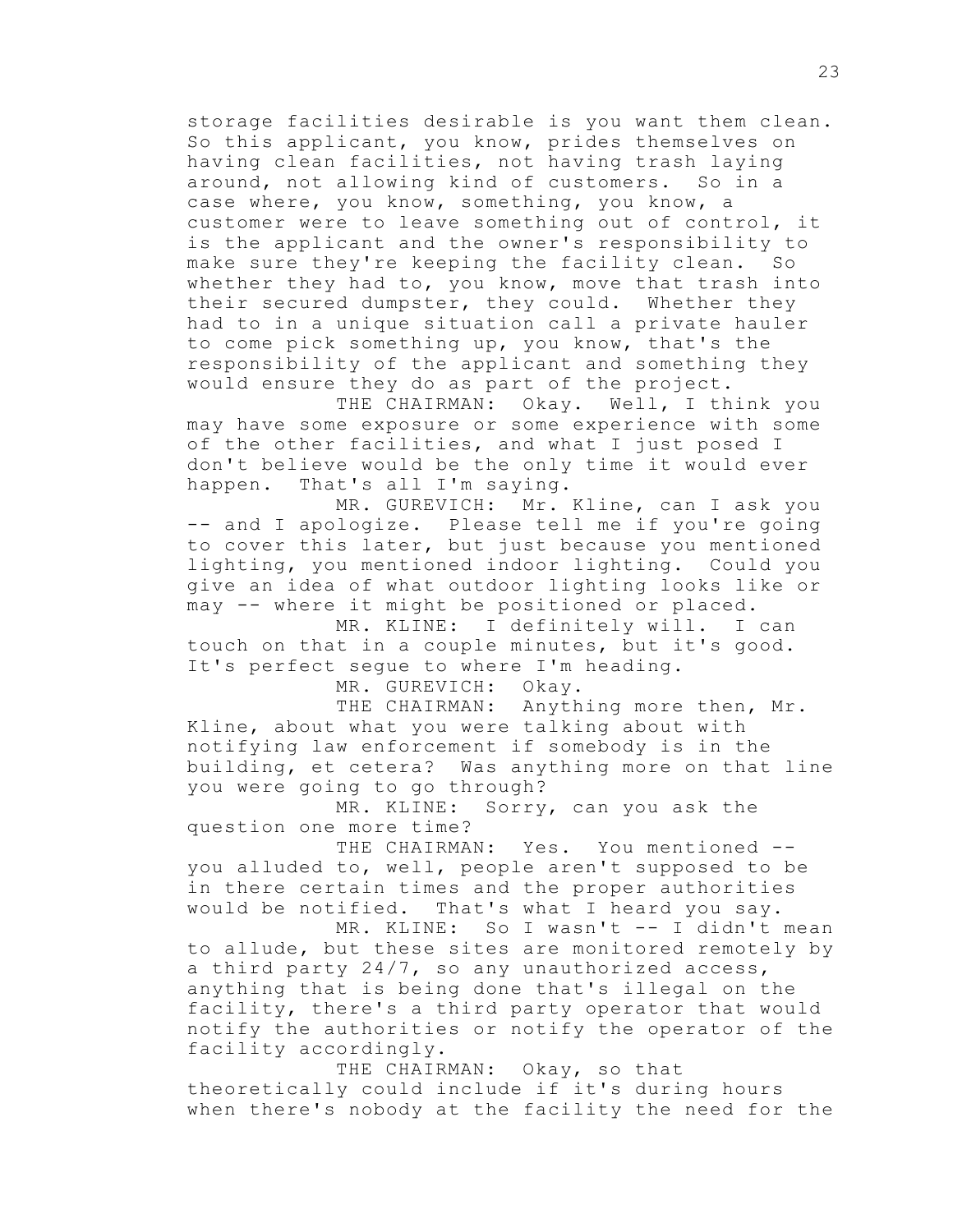storage facilities desirable is you want them clean. So this applicant, you know, prides themselves on having clean facilities, not having trash laying around, not allowing kind of customers. So in a case where, you know, something, you know, a customer were to leave something out of control, it is the applicant and the owner's responsibility to make sure they're keeping the facility clean. So whether they had to, you know, move that trash into their secured dumpster, they could. Whether they had to in a unique situation call a private hauler to come pick something up, you know, that's the responsibility of the applicant and something they would ensure they do as part of the project.

THE CHAIRMAN: Okay. Well, I think you may have some exposure or some experience with some of the other facilities, and what I just posed I don't believe would be the only time it would ever happen. That's all I'm saying.

MR. GUREVICH: Mr. Kline, can I ask you -- and I apologize. Please tell me if you're going to cover this later, but just because you mentioned lighting, you mentioned indoor lighting. Could you give an idea of what outdoor lighting looks like or may -- where it might be positioned or placed.

MR. KLINE: I definitely will. I can touch on that in a couple minutes, but it's good. It's perfect segue to where I'm heading.

MR. GUREVICH: Okay.

THE CHAIRMAN: Anything more then, Mr. Kline, about what you were talking about with notifying law enforcement if somebody is in the building, et cetera? Was anything more on that line you were going to go through?

MR. KLINE: Sorry, can you ask the question one more time?

THE CHAIRMAN: Yes. You mentioned -- you alluded to, well, people aren't supposed to be in there certain times and the proper authorities would be notified. That's what I heard you say.

MR. KLINE: So I wasn't -- I didn't mean to allude, but these sites are monitored remotely by a third party 24/7, so any unauthorized access, anything that is being done that's illegal on the facility, there's a third party operator that would notify the authorities or notify the operator of the facility accordingly.

THE CHAIRMAN: Okay, so that theoretically could include if it's during hours when there's nobody at the facility the need for the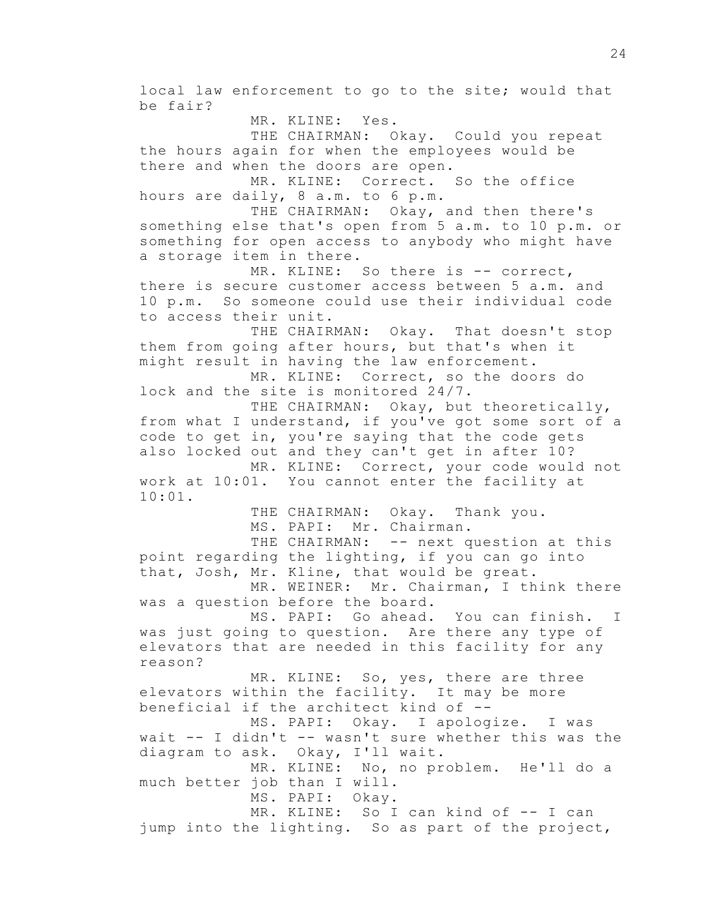local law enforcement to go to the site; would that be fair?

MR. KLINE: Yes.

THE CHAIRMAN: Okay. Could you repeat the hours again for when the employees would be there and when the doors are open.

MR. KLINE: Correct. So the office hours are daily, 8 a.m. to 6 p.m.

THE CHAIRMAN: Okay, and then there's something else that's open from 5 a.m. to 10 p.m. or something for open access to anybody who might have a storage item in there.

MR. KLINE: So there is -- correct, there is secure customer access between 5 a.m. and 10 p.m. So someone could use their individual code to access their unit.

THE CHAIRMAN: Okay. That doesn't stop them from going after hours, but that's when it might result in having the law enforcement.

MR. KLINE: Correct, so the doors do lock and the site is monitored 24/7.

THE CHAIRMAN: Okay, but theoretically, from what I understand, if you've got some sort of a code to get in, you're saying that the code gets also locked out and they can't get in after 10?

MR. KLINE: Correct, your code would not work at 10:01. You cannot enter the facility at 10:01.

THE CHAIRMAN: Okay. Thank you.

MS. PAPI: Mr. Chairman.

THE CHAIRMAN: -- next question at this point regarding the lighting, if you can go into that, Josh, Mr. Kline, that would be great.

MR. WEINER: Mr. Chairman, I think there was a question before the board.

MS. PAPI: Go ahead. You can finish. I was just going to question. Are there any type of elevators that are needed in this facility for any reason?

MR. KLINE: So, yes, there are three elevators within the facility. It may be more beneficial if the architect kind of --

MS. PAPI: Okay. I apologize. I was wait -- I didn't -- wasn't sure whether this was the diagram to ask. Okay, I'll wait.

MR. KLINE: No, no problem. He'll do a much better job than I will.

MS. PAPI: Okay.

MR. KLINE: So I can kind of -- I can jump into the lighting. So as part of the project,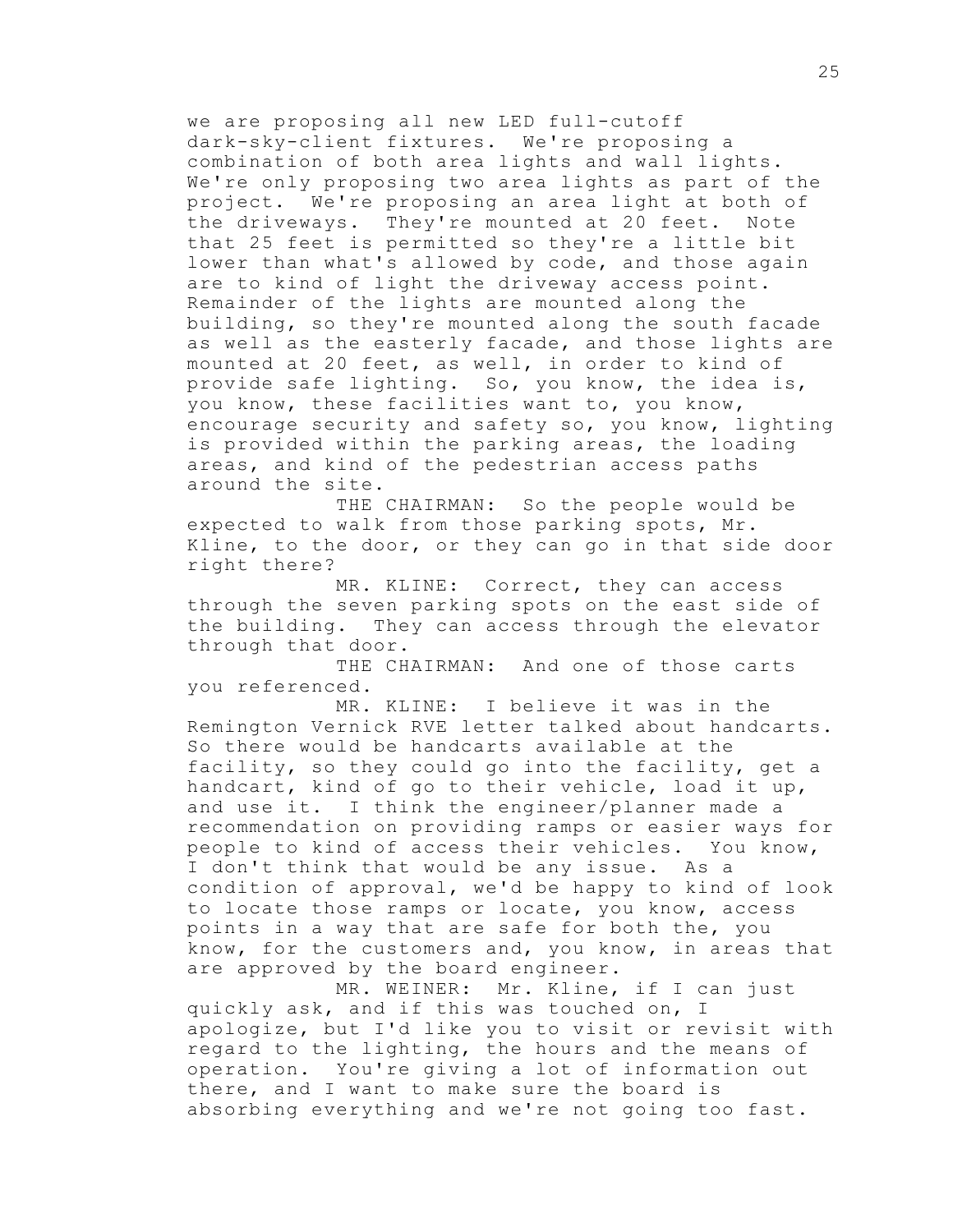we are proposing all new LED full-cutoff dark-sky-client fixtures. We're proposing a combination of both area lights and wall lights. We're only proposing two area lights as part of the project. We're proposing an area light at both of the driveways. They're mounted at 20 feet. Note that 25 feet is permitted so they're a little bit lower than what's allowed by code, and those again are to kind of light the driveway access point. Remainder of the lights are mounted along the building, so they're mounted along the south facade as well as the easterly facade, and those lights are mounted at 20 feet, as well, in order to kind of provide safe lighting. So, you know, the idea is, you know, these facilities want to, you know, encourage security and safety so, you know, lighting is provided within the parking areas, the loading areas, and kind of the pedestrian access paths around the site.

THE CHAIRMAN: So the people would be expected to walk from those parking spots, Mr. Kline, to the door, or they can go in that side door right there?

MR. KLINE: Correct, they can access through the seven parking spots on the east side of the building. They can access through the elevator through that door.

THE CHAIRMAN: And one of those carts you referenced.

MR. KLINE: I believe it was in the Remington Vernick RVE letter talked about handcarts. So there would be handcarts available at the facility, so they could go into the facility, get a handcart, kind of go to their vehicle, load it up, and use it. I think the engineer/planner made a recommendation on providing ramps or easier ways for people to kind of access their vehicles. You know, I don't think that would be any issue. As a condition of approval, we'd be happy to kind of look to locate those ramps or locate, you know, access points in a way that are safe for both the, you know, for the customers and, you know, in areas that are approved by the board engineer.

MR. WEINER: Mr. Kline, if I can just quickly ask, and if this was touched on, I apologize, but I'd like you to visit or revisit with regard to the lighting, the hours and the means of operation. You're giving a lot of information out there, and I want to make sure the board is absorbing everything and we're not going too fast.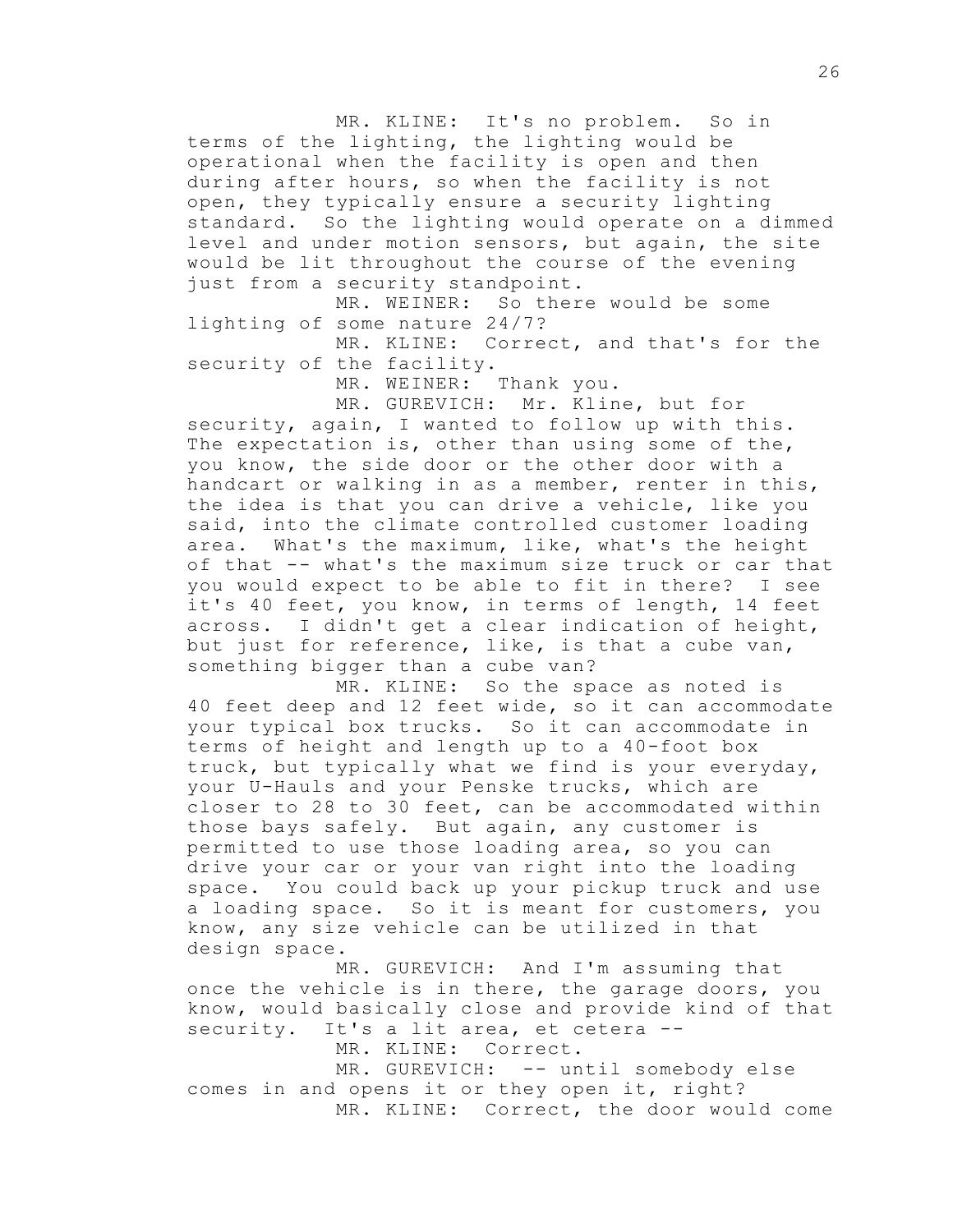MR. KLINE: It's no problem. So in terms of the lighting, the lighting would be operational when the facility is open and then during after hours, so when the facility is not open, they typically ensure a security lighting standard. So the lighting would operate on a dimmed level and under motion sensors, but again, the site would be lit throughout the course of the evening just from a security standpoint.

MR. WEINER: So there would be some lighting of some nature 24/7?

MR. KLINE: Correct, and that's for the security of the facility.

MR. WEINER: Thank you.

MR. GUREVICH: Mr. Kline, but for security, again, I wanted to follow up with this. The expectation is, other than using some of the, you know, the side door or the other door with a handcart or walking in as a member, renter in this, the idea is that you can drive a vehicle, like you said, into the climate controlled customer loading area. What's the maximum, like, what's the height of that -- what's the maximum size truck or car that you would expect to be able to fit in there? I see it's 40 feet, you know, in terms of length, 14 feet across. I didn't get a clear indication of height, but just for reference, like, is that a cube van, something bigger than a cube van?

MR. KLINE: So the space as noted is 40 feet deep and 12 feet wide, so it can accommodate your typical box trucks. So it can accommodate in terms of height and length up to a 40-foot box truck, but typically what we find is your everyday, your U-Hauls and your Penske trucks, which are closer to 28 to 30 feet, can be accommodated within those bays safely. But again, any customer is permitted to use those loading area, so you can drive your car or your van right into the loading space. You could back up your pickup truck and use a loading space. So it is meant for customers, you know, any size vehicle can be utilized in that design space.

MR. GUREVICH: And I'm assuming that once the vehicle is in there, the garage doors, you know, would basically close and provide kind of that security. It's a lit area, et cetera --

MR. KLINE: Correct.

MR. GUREVICH: -- until somebody else comes in and opens it or they open it, right?

MR. KLINE: Correct, the door would come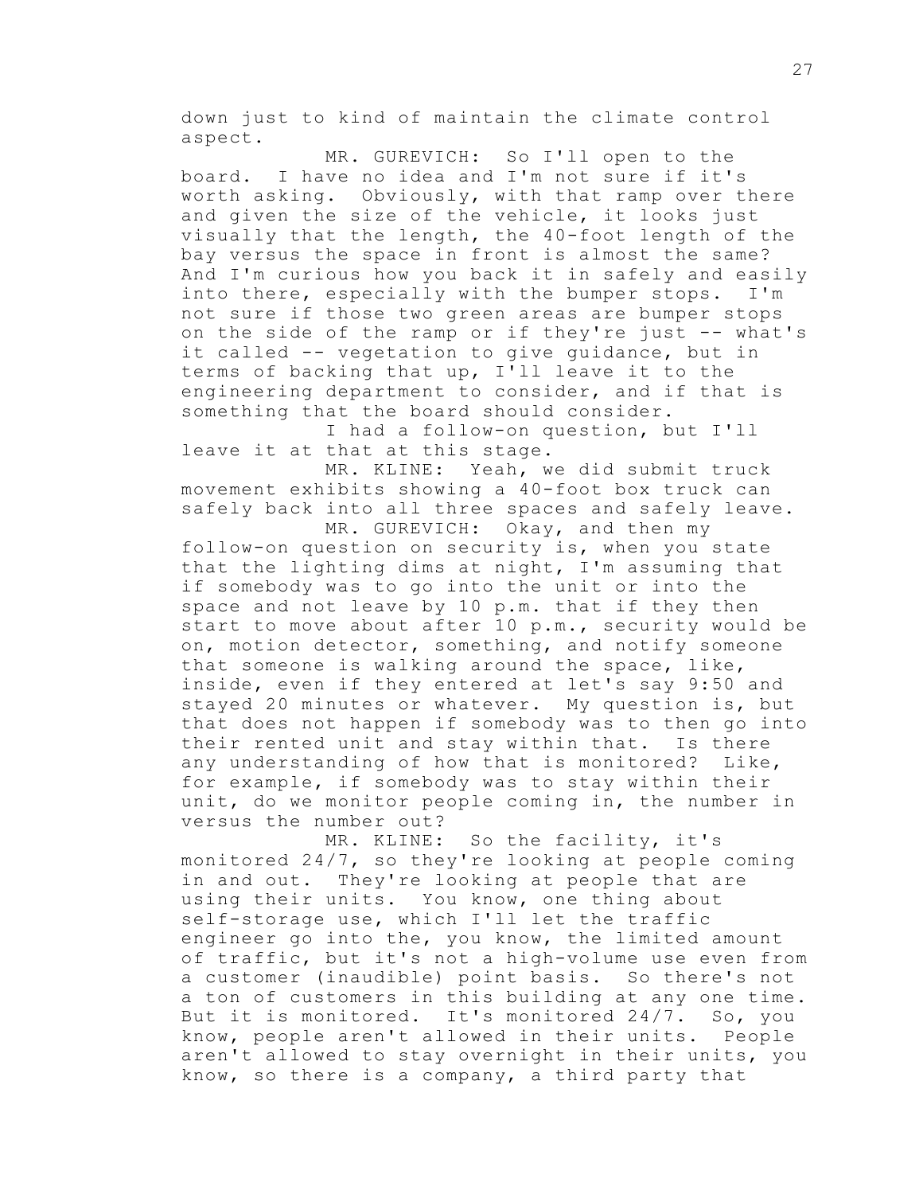down just to kind of maintain the climate control aspect.

MR. GUREVICH: So I'll open to the board. I have no idea and I'm not sure if it's worth asking. Obviously, with that ramp over there and given the size of the vehicle, it looks just visually that the length, the 40-foot length of the bay versus the space in front is almost the same? And I'm curious how you back it in safely and easily into there, especially with the bumper stops. I'm not sure if those two green areas are bumper stops on the side of the ramp or if they're just -- what's it called -- vegetation to give guidance, but in terms of backing that up, I'll leave it to the engineering department to consider, and if that is something that the board should consider.

I had a follow-on question, but I'll leave it at that at this stage.

MR. KLINE: Yeah, we did submit truck movement exhibits showing a 40-foot box truck can safely back into all three spaces and safely leave.

MR. GUREVICH: Okay, and then my follow-on question on security is, when you state that the lighting dims at night, I'm assuming that if somebody was to go into the unit or into the space and not leave by 10 p.m. that if they then start to move about after 10 p.m., security would be on, motion detector, something, and notify someone that someone is walking around the space, like, inside, even if they entered at let's say 9:50 and stayed 20 minutes or whatever. My question is, but that does not happen if somebody was to then go into their rented unit and stay within that. Is there any understanding of how that is monitored? Like, for example, if somebody was to stay within their unit, do we monitor people coming in, the number in versus the number out?

MR. KLINE: So the facility, it's monitored 24/7, so they're looking at people coming in and out. They're looking at people that are using their units. You know, one thing about self-storage use, which I'll let the traffic engineer go into the, you know, the limited amount of traffic, but it's not a high-volume use even from a customer (inaudible) point basis. So there's not a ton of customers in this building at any one time. But it is monitored. It's monitored 24/7. So, you know, people aren't allowed in their units. People aren't allowed to stay overnight in their units, you know, so there is a company, a third party that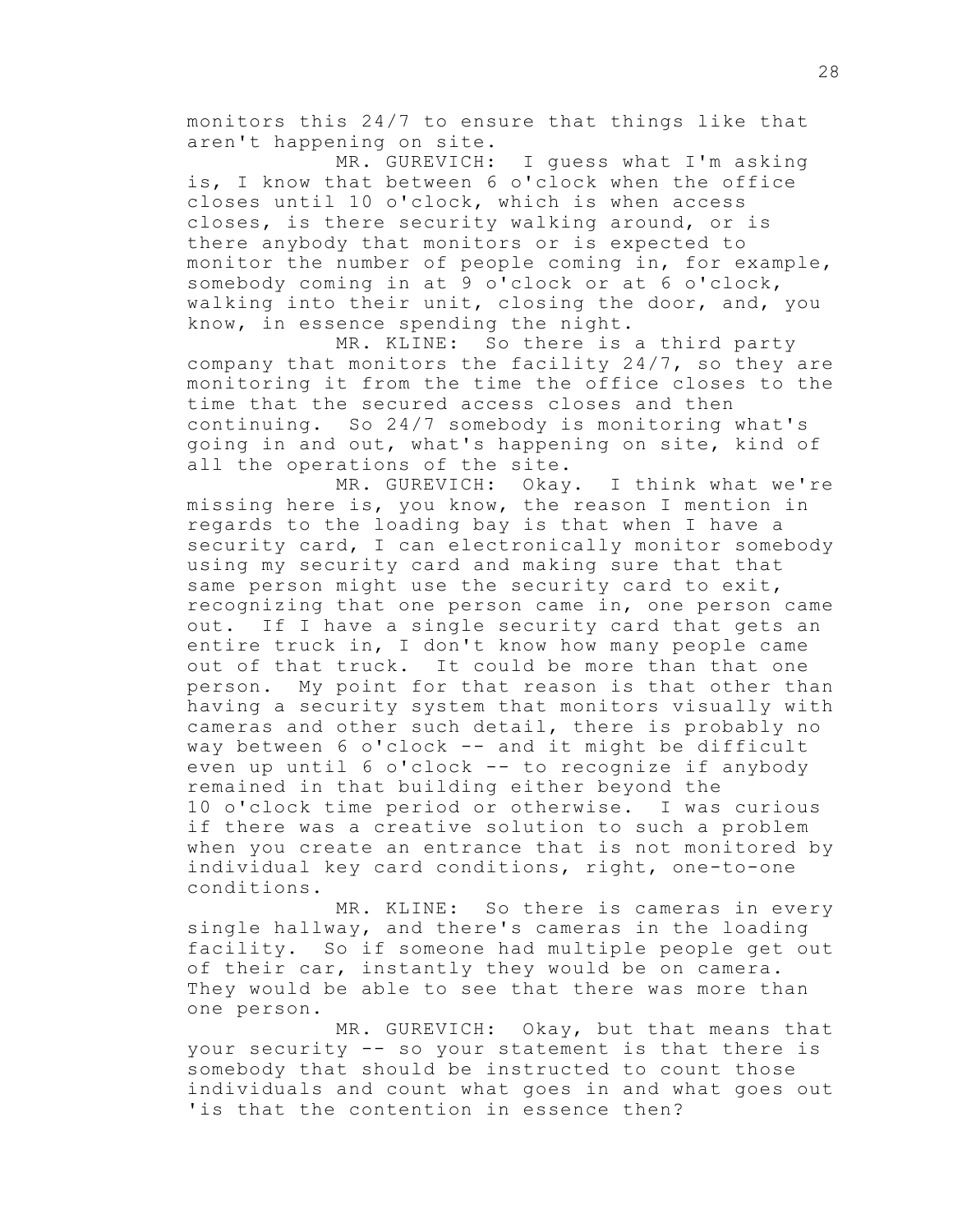monitors this 24/7 to ensure that things like that aren't happening on site.

MR. GUREVICH: I guess what I'm asking is, I know that between 6 o'clock when the office closes until 10 o'clock, which is when access closes, is there security walking around, or is there anybody that monitors or is expected to monitor the number of people coming in, for example, somebody coming in at 9 o'clock or at 6 o'clock, walking into their unit, closing the door, and, you know, in essence spending the night.

MR. KLINE: So there is a third party company that monitors the facility 24/7, so they are monitoring it from the time the office closes to the time that the secured access closes and then continuing. So 24/7 somebody is monitoring what's going in and out, what's happening on site, kind of all the operations of the site.

MR. GUREVICH: Okay. I think what we're missing here is, you know, the reason I mention in regards to the loading bay is that when I have a security card, I can electronically monitor somebody using my security card and making sure that that same person might use the security card to exit, recognizing that one person came in, one person came out. If I have a single security card that gets an entire truck in, I don't know how many people came out of that truck. It could be more than that one person. My point for that reason is that other than having a security system that monitors visually with cameras and other such detail, there is probably no way between 6 o'clock -- and it might be difficult even up until 6 o'clock -- to recognize if anybody remained in that building either beyond the 10 o'clock time period or otherwise. I was curious if there was a creative solution to such a problem when you create an entrance that is not monitored by individual key card conditions, right, one-to-one conditions.

MR. KLINE: So there is cameras in every single hallway, and there's cameras in the loading facility. So if someone had multiple people get out of their car, instantly they would be on camera. They would be able to see that there was more than one person.

MR. GUREVICH: Okay, but that means that your security -- so your statement is that there is somebody that should be instructed to count those individuals and count what goes in and what goes out 'is that the contention in essence then?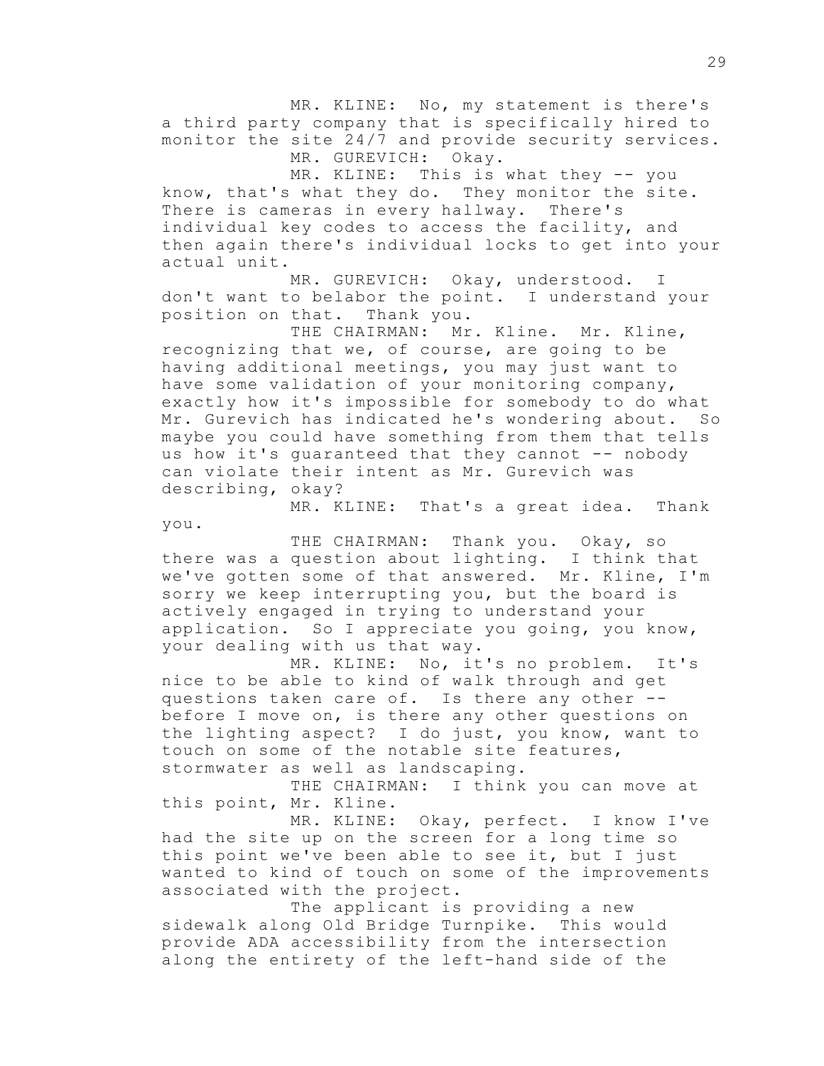MR. KLINE: No, my statement is there's a third party company that is specifically hired to monitor the site 24/7 and provide security services.

MR. GUREVICH: Okay.

MR. KLINE: This is what they -- you know, that's what they do. They monitor the site. There is cameras in every hallway. There's individual key codes to access the facility, and then again there's individual locks to get into your actual unit.

MR. GUREVICH: Okay, understood. I don't want to belabor the point. I understand your position on that. Thank you.

THE CHAIRMAN: Mr. Kline. Mr. Kline, recognizing that we, of course, are going to be having additional meetings, you may just want to have some validation of your monitoring company, exactly how it's impossible for somebody to do what Mr. Gurevich has indicated he's wondering about. So maybe you could have something from them that tells us how it's guaranteed that they cannot -- nobody can violate their intent as Mr. Gurevich was describing, okay?

MR. KLINE: That's a great idea. Thank you.

THE CHAIRMAN: Thank you. Okay, so there was a question about lighting. I think that we've gotten some of that answered. Mr. Kline, I'm sorry we keep interrupting you, but the board is actively engaged in trying to understand your application. So I appreciate you going, you know, your dealing with us that way.

MR. KLINE: No, it's no problem. It's nice to be able to kind of walk through and get questions taken care of. Is there any other -- before I move on, is there any other questions on the lighting aspect? I do just, you know, want to touch on some of the notable site features, stormwater as well as landscaping.

THE CHAIRMAN: I think you can move at this point, Mr. Kline.

MR. KLINE: Okay, perfect. I know I've had the site up on the screen for a long time so this point we've been able to see it, but I just wanted to kind of touch on some of the improvements associated with the project.

The applicant is providing a new sidewalk along Old Bridge Turnpike. This would provide ADA accessibility from the intersection along the entirety of the left-hand side of the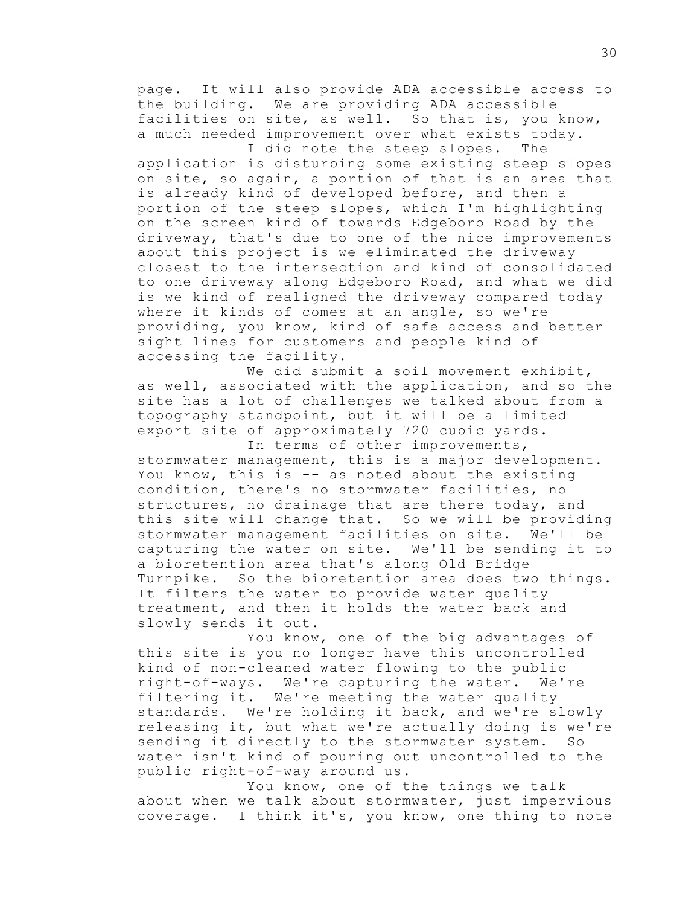page. It will also provide ADA accessible access to the building. We are providing ADA accessible facilities on site, as well. So that is, you know, a much needed improvement over what exists today.

I did note the steep slopes. The application is disturbing some existing steep slopes on site, so again, a portion of that is an area that is already kind of developed before, and then a portion of the steep slopes, which I'm highlighting on the screen kind of towards Edgeboro Road by the driveway, that's due to one of the nice improvements about this project is we eliminated the driveway closest to the intersection and kind of consolidated to one driveway along Edgeboro Road, and what we did is we kind of realigned the driveway compared today where it kinds of comes at an angle, so we're providing, you know, kind of safe access and better sight lines for customers and people kind of accessing the facility.

We did submit a soil movement exhibit, as well, associated with the application, and so the site has a lot of challenges we talked about from a topography standpoint, but it will be a limited export site of approximately 720 cubic yards.

In terms of other improvements, stormwater management, this is a major development. You know, this is -- as noted about the existing condition, there's no stormwater facilities, no structures, no drainage that are there today, and this site will change that. So we will be providing stormwater management facilities on site. We'll be capturing the water on site. We'll be sending it to a bioretention area that's along Old Bridge Turnpike. So the bioretention area does two things. It filters the water to provide water quality treatment, and then it holds the water back and slowly sends it out.

You know, one of the big advantages of this site is you no longer have this uncontrolled kind of non-cleaned water flowing to the public right-of-ways. We're capturing the water. We're filtering it. We're meeting the water quality standards. We're holding it back, and we're slowly releasing it, but what we're actually doing is we're sending it directly to the stormwater system. So water isn't kind of pouring out uncontrolled to the public right-of-way around us.

You know, one of the things we talk about when we talk about stormwater, just impervious coverage. I think it's, you know, one thing to note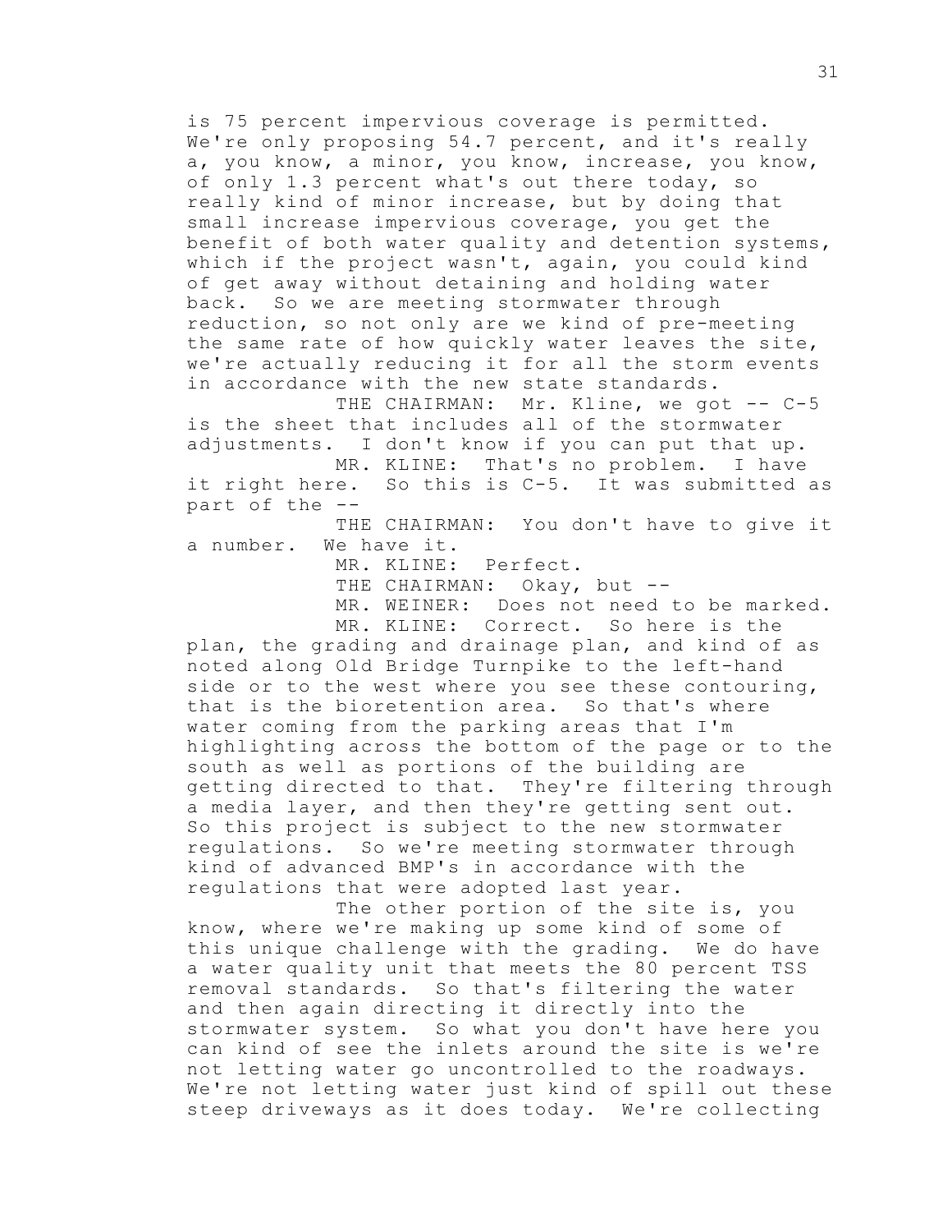is 75 percent impervious coverage is permitted. We're only proposing 54.7 percent, and it's really a, you know, a minor, you know, increase, you know, of only 1.3 percent what's out there today, so really kind of minor increase, but by doing that small increase impervious coverage, you get the benefit of both water quality and detention systems, which if the project wasn't, again, you could kind of get away without detaining and holding water back. So we are meeting stormwater through reduction, so not only are we kind of pre-meeting the same rate of how quickly water leaves the site, we're actually reducing it for all the storm events in accordance with the new state standards.

THE CHAIRMAN: Mr. Kline, we got -- C-5 is the sheet that includes all of the stormwater adjustments. I don't know if you can put that up.

MR. KLINE: That's no problem. I have it right here. So this is C-5. It was submitted as part of the --

THE CHAIRMAN: You don't have to give it a number. We have it.

MR. KLINE: Perfect.

THE CHAIRMAN: Okay, but --

MR. WEINER: Does not need to be marked.

MR. KLINE: Correct. So here is the plan, the grading and drainage plan, and kind of as noted along Old Bridge Turnpike to the left-hand side or to the west where you see these contouring, that is the bioretention area. So that's where water coming from the parking areas that I'm highlighting across the bottom of the page or to the south as well as portions of the building are getting directed to that. They're filtering through a media layer, and then they're getting sent out. So this project is subject to the new stormwater regulations. So we're meeting stormwater through kind of advanced BMP's in accordance with the regulations that were adopted last year.

The other portion of the site is, you know, where we're making up some kind of some of this unique challenge with the grading. We do have a water quality unit that meets the 80 percent TSS removal standards. So that's filtering the water and then again directing it directly into the stormwater system. So what you don't have here you can kind of see the inlets around the site is we're not letting water go uncontrolled to the roadways. We're not letting water just kind of spill out these steep driveways as it does today. We're collecting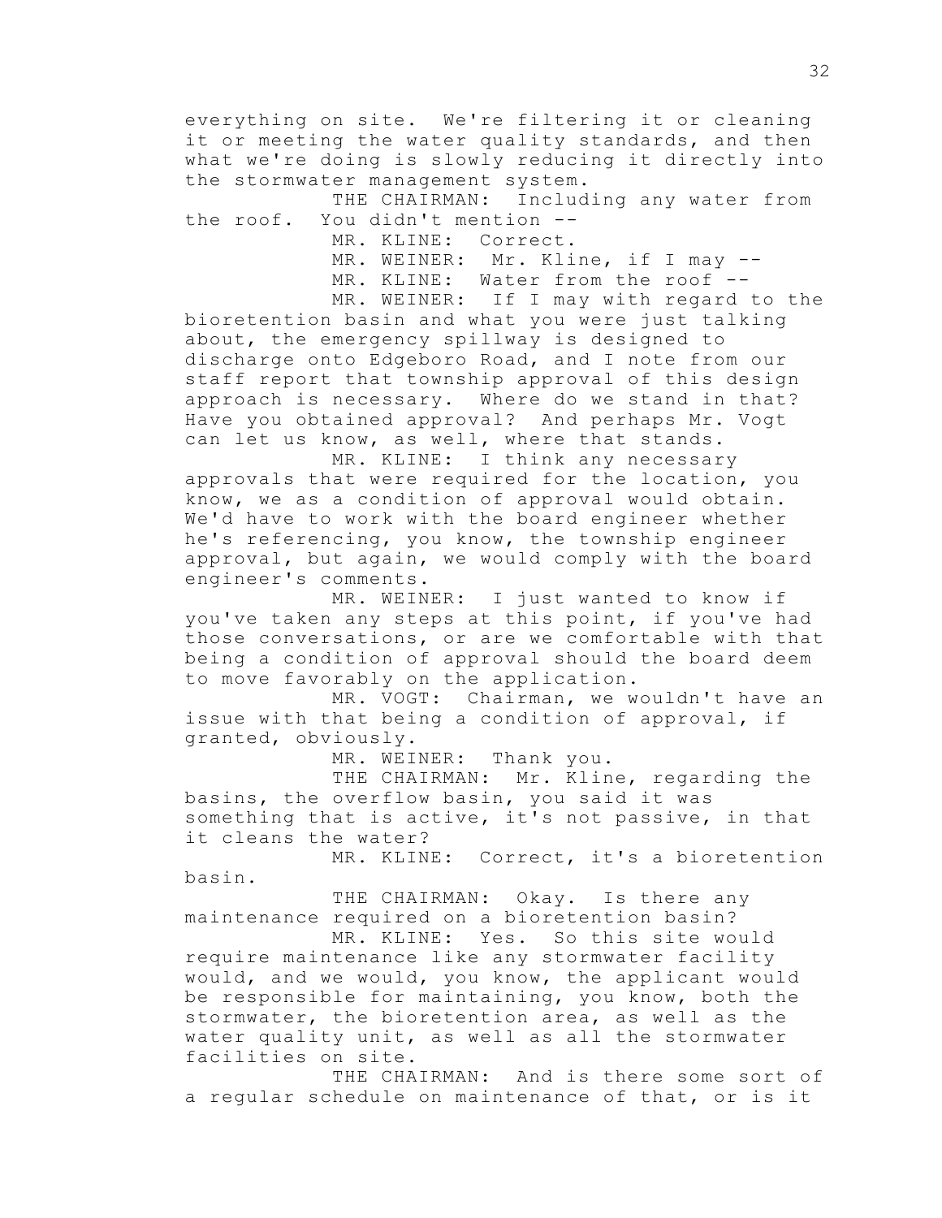everything on site. We're filtering it or cleaning it or meeting the water quality standards, and then what we're doing is slowly reducing it directly into the stormwater management system.

THE CHAIRMAN: Including any water from the roof. You didn't mention --

MR. KLINE: Correct.

MR. WEINER: Mr. Kline, if I may --

MR. KLINE: Water from the roof --

MR. WEINER: If I may with regard to the bioretention basin and what you were just talking about, the emergency spillway is designed to discharge onto Edgeboro Road, and I note from our staff report that township approval of this design approach is necessary. Where do we stand in that? Have you obtained approval? And perhaps Mr. Vogt can let us know, as well, where that stands.

MR. KLINE: I think any necessary approvals that were required for the location, you know, we as a condition of approval would obtain. We'd have to work with the board engineer whether he's referencing, you know, the township engineer approval, but again, we would comply with the board engineer's comments.

MR. WEINER: I just wanted to know if you've taken any steps at this point, if you've had those conversations, or are we comfortable with that being a condition of approval should the board deem to move favorably on the application.

MR. VOGT: Chairman, we wouldn't have an issue with that being a condition of approval, if granted, obviously.

MR. WEINER: Thank you.

THE CHAIRMAN: Mr. Kline, regarding the basins, the overflow basin, you said it was something that is active, it's not passive, in that it cleans the water?

MR. KLINE: Correct, it's a bioretention basin.

THE CHAIRMAN: Okay. Is there any maintenance required on a bioretention basin?

MR. KLINE: Yes. So this site would require maintenance like any stormwater facility would, and we would, you know, the applicant would be responsible for maintaining, you know, both the stormwater, the bioretention area, as well as the water quality unit, as well as all the stormwater facilities on site.

THE CHAIRMAN: And is there some sort of a regular schedule on maintenance of that, or is it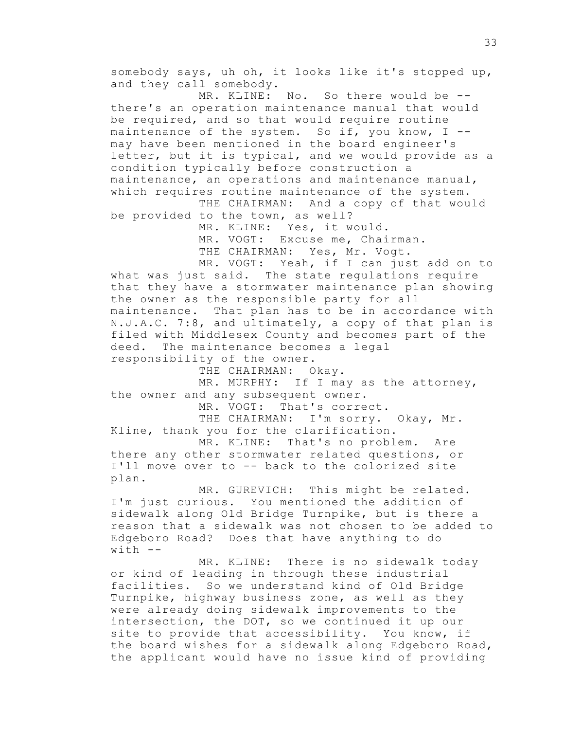somebody says, uh oh, it looks like it's stopped up, and they call somebody.

MR. KLINE: No. So there would be -- there's an operation maintenance manual that would be required, and so that would require routine maintenance of the system. So if, you know, I -- may have been mentioned in the board engineer's letter, but it is typical, and we would provide as a condition typically before construction a maintenance, an operations and maintenance manual, which requires routine maintenance of the system.

THE CHAIRMAN: And a copy of that would be provided to the town, as well?

MR. KLINE: Yes, it would.

MR. VOGT: Excuse me, Chairman.

THE CHAIRMAN: Yes, Mr. Vogt.

MR. VOGT: Yeah, if I can just add on to what was just said. The state regulations require that they have a stormwater maintenance plan showing the owner as the responsible party for all maintenance. That plan has to be in accordance with N.J.A.C. 7:8, and ultimately, a copy of that plan is filed with Middlesex County and becomes part of the deed. The maintenance becomes a legal responsibility of the owner.

THE CHAIRMAN: Okay.

MR. MURPHY: If I may as the attorney, the owner and any subsequent owner.

MR. VOGT: That's correct.

THE CHAIRMAN: I'm sorry. Okay, Mr. Kline, thank you for the clarification.

MR. KLINE: That's no problem. Are there any other stormwater related questions, or I'll move over to -- back to the colorized site plan.

MR. GUREVICH: This might be related. I'm just curious. You mentioned the addition of sidewalk along Old Bridge Turnpike, but is there a reason that a sidewalk was not chosen to be added to Edgeboro Road? Does that have anything to do with --

MR. KLINE: There is no sidewalk today or kind of leading in through these industrial facilities. So we understand kind of Old Bridge Turnpike, highway business zone, as well as they were already doing sidewalk improvements to the intersection, the DOT, so we continued it up our site to provide that accessibility. You know, if the board wishes for a sidewalk along Edgeboro Road, the applicant would have no issue kind of providing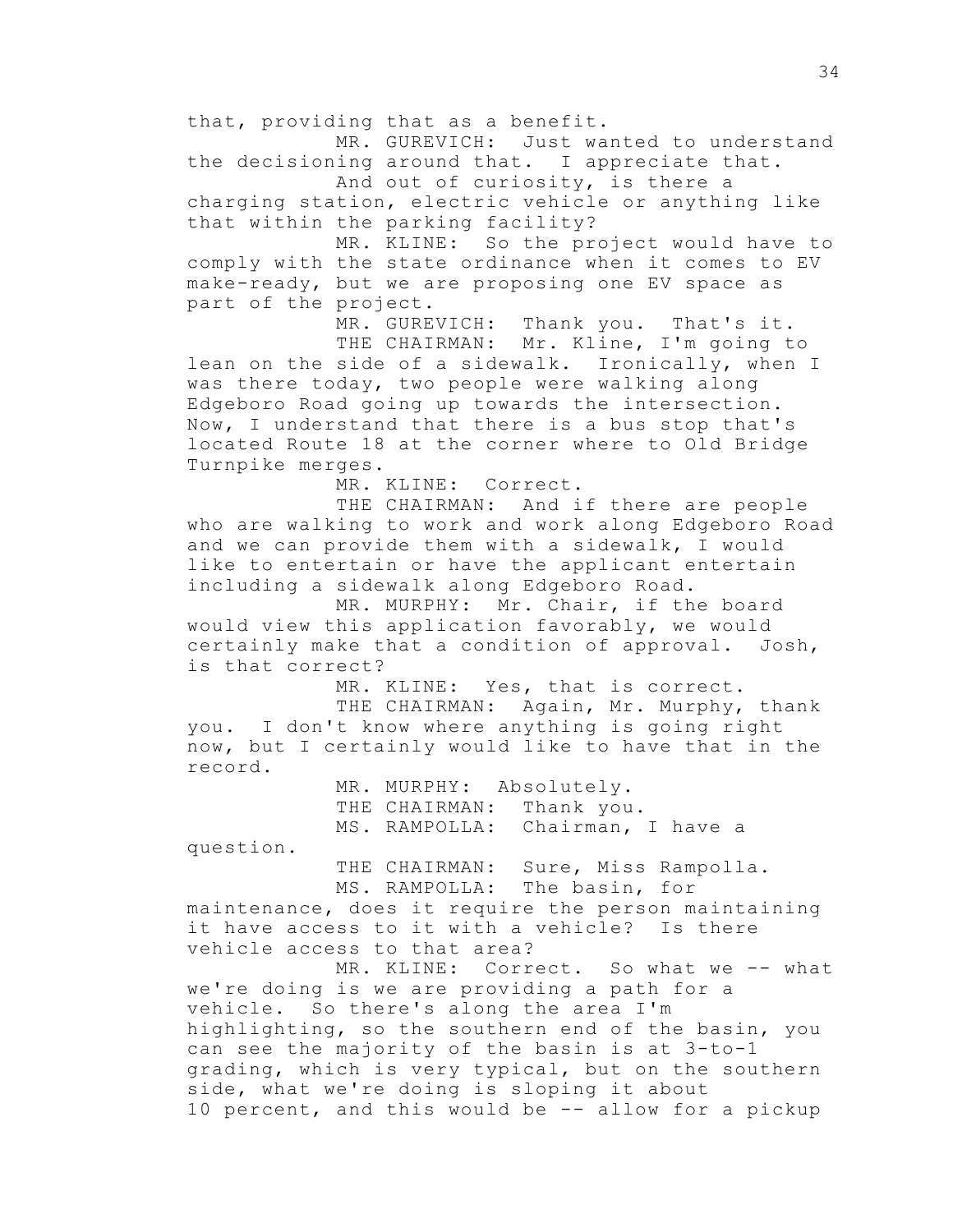that, providing that as a benefit.

MR. GUREVICH: Just wanted to understand the decisioning around that. I appreciate that.

And out of curiosity, is there a charging station, electric vehicle or anything like that within the parking facility?

MR. KLINE: So the project would have to comply with the state ordinance when it comes to EV make-ready, but we are proposing one EV space as part of the project.

MR. GUREVICH: Thank you. That's it.

THE CHAIRMAN: Mr. Kline, I'm going to lean on the side of a sidewalk. Ironically, when I was there today, two people were walking along Edgeboro Road going up towards the intersection. Now, I understand that there is a bus stop that's located Route 18 at the corner where to Old Bridge Turnpike merges.

MR. KLINE: Correct.

THE CHAIRMAN: And if there are people who are walking to work and work along Edgeboro Road and we can provide them with a sidewalk, I would like to entertain or have the applicant entertain including a sidewalk along Edgeboro Road.

MR. MURPHY: Mr. Chair, if the board would view this application favorably, we would certainly make that a condition of approval. Josh, is that correct?

MR. KLINE: Yes, that is correct.

THE CHAIRMAN: Again, Mr. Murphy, thank you. I don't know where anything is going right now, but I certainly would like to have that in the record.

MR. MURPHY: Absolutely.

THE CHAIRMAN: Thank you.

MS. RAMPOLLA: Chairman, I have a question.

THE CHAIRMAN: Sure, Miss Rampolla.

MS. RAMPOLLA: The basin, for maintenance, does it require the person maintaining it have access to it with a vehicle? Is there vehicle access to that area?

MR. KLINE: Correct. So what we -- what we're doing is we are providing a path for a vehicle. So there's along the area I'm highlighting, so the southern end of the basin, you can see the majority of the basin is at 3-to-1 grading, which is very typical, but on the southern side, what we're doing is sloping it about 10 percent, and this would be -- allow for a pickup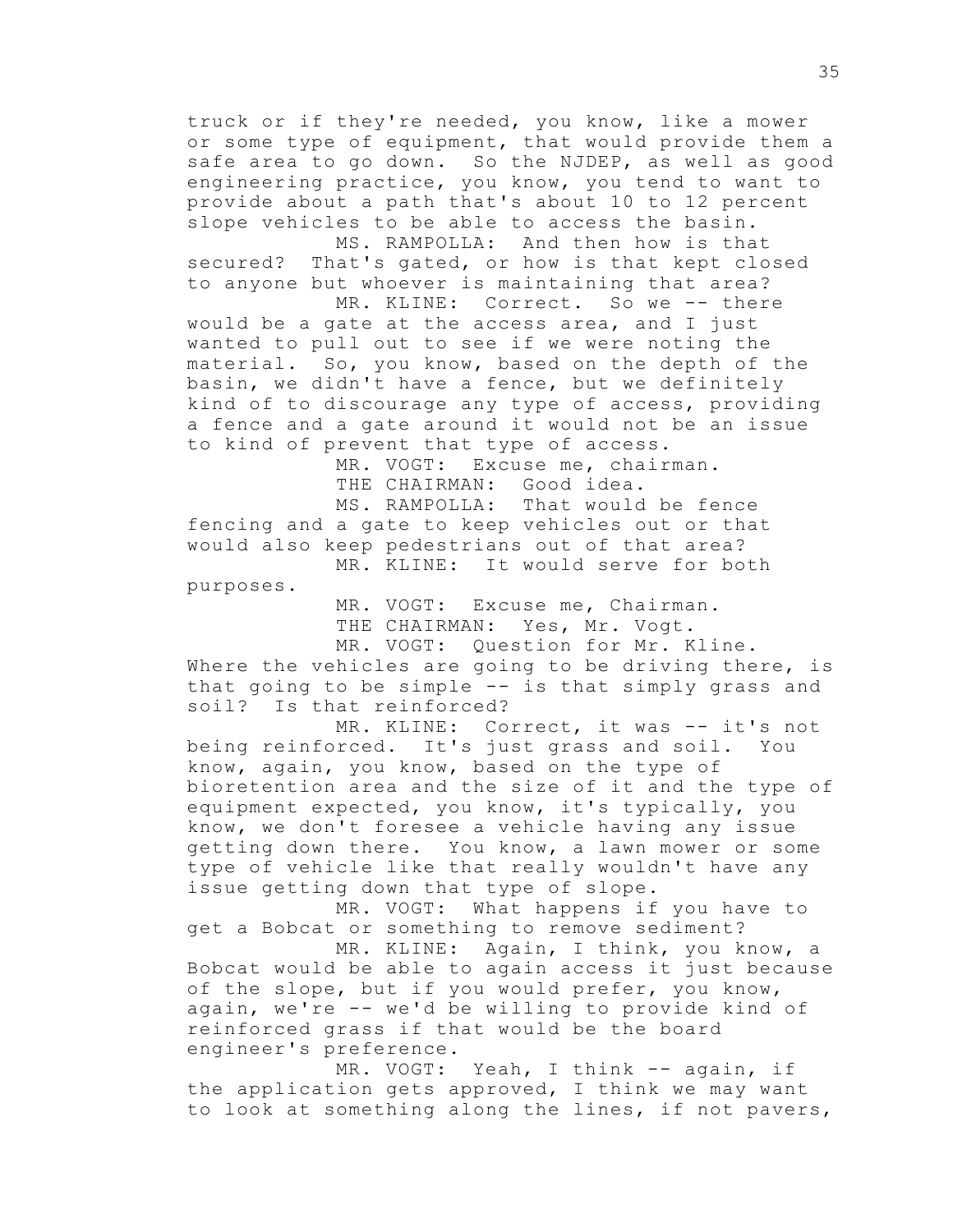truck or if they're needed, you know, like a mower or some type of equipment, that would provide them a safe area to go down. So the NJDEP, as well as good engineering practice, you know, you tend to want to provide about a path that's about 10 to 12 percent slope vehicles to be able to access the basin.

MS. RAMPOLLA: And then how is that secured? That's gated, or how is that kept closed to anyone but whoever is maintaining that area?

MR. KLINE: Correct. So we -- there would be a gate at the access area, and I just wanted to pull out to see if we were noting the material. So, you know, based on the depth of the basin, we didn't have a fence, but we definitely kind of to discourage any type of access, providing a fence and a gate around it would not be an issue to kind of prevent that type of access.

MR. VOGT: Excuse me, chairman.

THE CHAIRMAN: Good idea.

MS. RAMPOLLA: That would be fence fencing and a gate to keep vehicles out or that would also keep pedestrians out of that area?

MR. KLINE: It would serve for both purposes.

MR. VOGT: Excuse me, Chairman.

THE CHAIRMAN: Yes, Mr. Vogt.

MR. VOGT: Question for Mr. Kline. Where the vehicles are going to be driving there, is that going to be simple -- is that simply grass and soil? Is that reinforced?

MR. KLINE: Correct, it was -- it's not being reinforced. It's just grass and soil. You know, again, you know, based on the type of bioretention area and the size of it and the type of equipment expected, you know, it's typically, you know, we don't foresee a vehicle having any issue getting down there. You know, a lawn mower or some type of vehicle like that really wouldn't have any issue getting down that type of slope.

MR. VOGT: What happens if you have to get a Bobcat or something to remove sediment?

MR. KLINE: Again, I think, you know, a Bobcat would be able to again access it just because of the slope, but if you would prefer, you know, again, we're -- we'd be willing to provide kind of reinforced grass if that would be the board engineer's preference.

MR. VOGT: Yeah, I think -- again, if the application gets approved, I think we may want to look at something along the lines, if not pavers,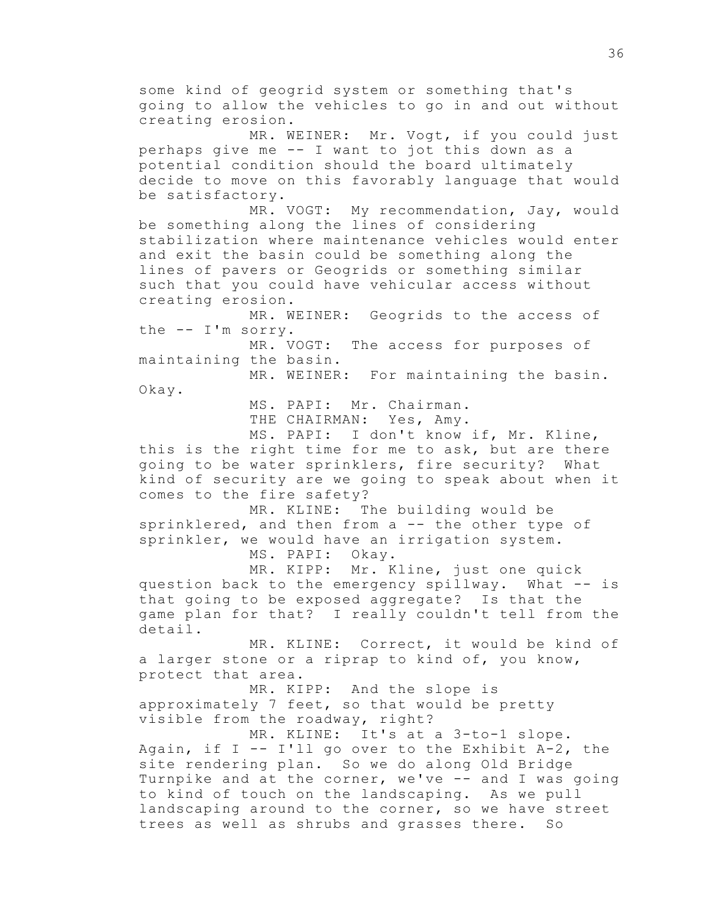some kind of geogrid system or something that's going to allow the vehicles to go in and out without creating erosion.

MR. WEINER: Mr. Vogt, if you could just perhaps give me -- I want to jot this down as a potential condition should the board ultimately decide to move on this favorably language that would be satisfactory.

MR. VOGT: My recommendation, Jay, would be something along the lines of considering stabilization where maintenance vehicles would enter and exit the basin could be something along the lines of pavers or Geogrids or something similar such that you could have vehicular access without creating erosion.

MR. WEINER: Geogrids to the access of the -- I'm sorry.

MR. VOGT: The access for purposes of maintaining the basin.

MR. WEINER: For maintaining the basin. Okay.

MS. PAPI: Mr. Chairman.

THE CHAIRMAN: Yes, Amy.

MS. PAPI: I don't know if, Mr. Kline, this is the right time for me to ask, but are there going to be water sprinklers, fire security? What kind of security are we going to speak about when it comes to the fire safety?

MR. KLINE: The building would be sprinklered, and then from a -- the other type of sprinkler, we would have an irrigation system.

MS. PAPI: Okay.

MR. KIPP: Mr. Kline, just one quick question back to the emergency spillway. What -- is that going to be exposed aggregate? Is that the game plan for that? I really couldn't tell from the detail.

MR. KLINE: Correct, it would be kind of a larger stone or a riprap to kind of, you know, protect that area.

MR. KIPP: And the slope is approximately 7 feet, so that would be pretty visible from the roadway, right?

MR. KLINE: It's at a 3-to-1 slope. Again, if I -- I'll go over to the Exhibit A-2, the site rendering plan. So we do along Old Bridge Turnpike and at the corner, we've -- and I was going to kind of touch on the landscaping. As we pull landscaping around to the corner, so we have street trees as well as shrubs and grasses there. So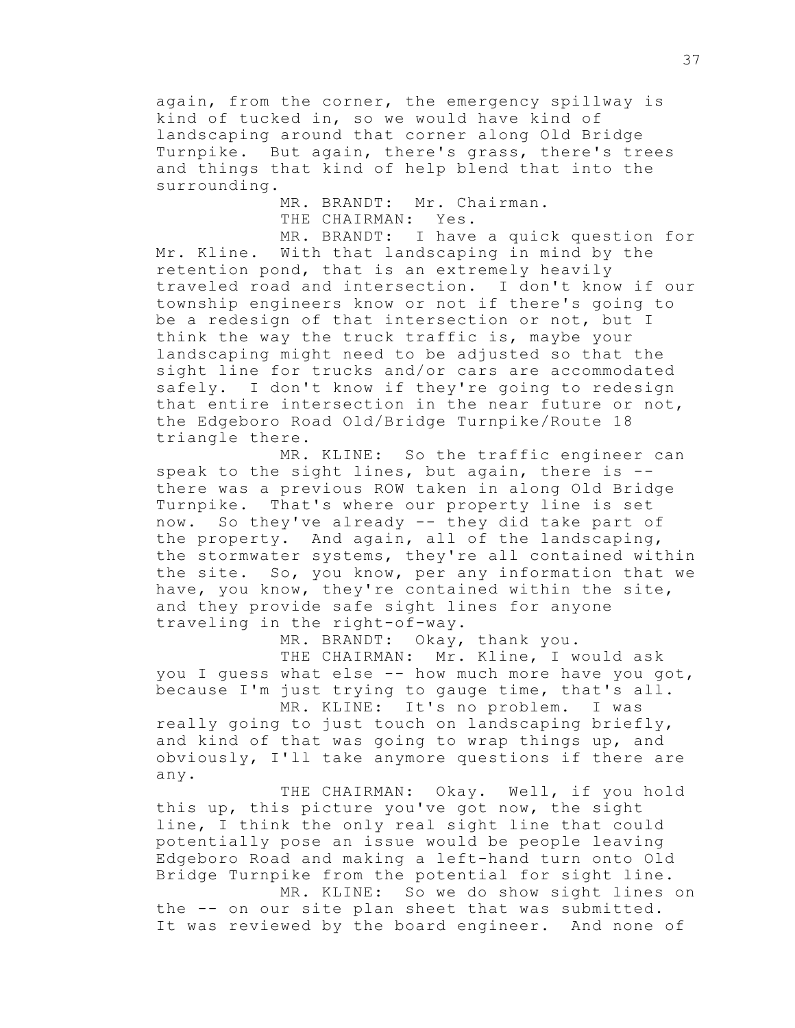again, from the corner, the emergency spillway is kind of tucked in, so we would have kind of landscaping around that corner along Old Bridge Turnpike. But again, there's grass, there's trees and things that kind of help blend that into the surrounding.

MR. BRANDT: Mr. Chairman.

THE CHAIRMAN: Yes.

MR. BRANDT: I have a quick question for Mr. Kline. With that landscaping in mind by the retention pond, that is an extremely heavily traveled road and intersection. I don't know if our township engineers know or not if there's going to be a redesign of that intersection or not, but I think the way the truck traffic is, maybe your landscaping might need to be adjusted so that the sight line for trucks and/or cars are accommodated safely. I don't know if they're going to redesign that entire intersection in the near future or not, the Edgeboro Road Old/Bridge Turnpike/Route 18 triangle there.

MR. KLINE: So the traffic engineer can speak to the sight lines, but again, there is -- there was a previous ROW taken in along Old Bridge Turnpike. That's where our property line is set now. So they've already -- they did take part of the property. And again, all of the landscaping, the stormwater systems, they're all contained within the site. So, you know, per any information that we have, you know, they're contained within the site, and they provide safe sight lines for anyone traveling in the right-of-way.

MR. BRANDT: Okay, thank you.

THE CHAIRMAN: Mr. Kline, I would ask you I guess what else -- how much more have you got, because I'm just trying to gauge time, that's all.

MR. KLINE: It's no problem. I was really going to just touch on landscaping briefly, and kind of that was going to wrap things up, and obviously, I'll take anymore questions if there are any.

THE CHAIRMAN: Okay. Well, if you hold this up, this picture you've got now, the sight line, I think the only real sight line that could potentially pose an issue would be people leaving Edgeboro Road and making a left-hand turn onto Old Bridge Turnpike from the potential for sight line.

MR. KLINE: So we do show sight lines on the -- on our site plan sheet that was submitted. It was reviewed by the board engineer. And none of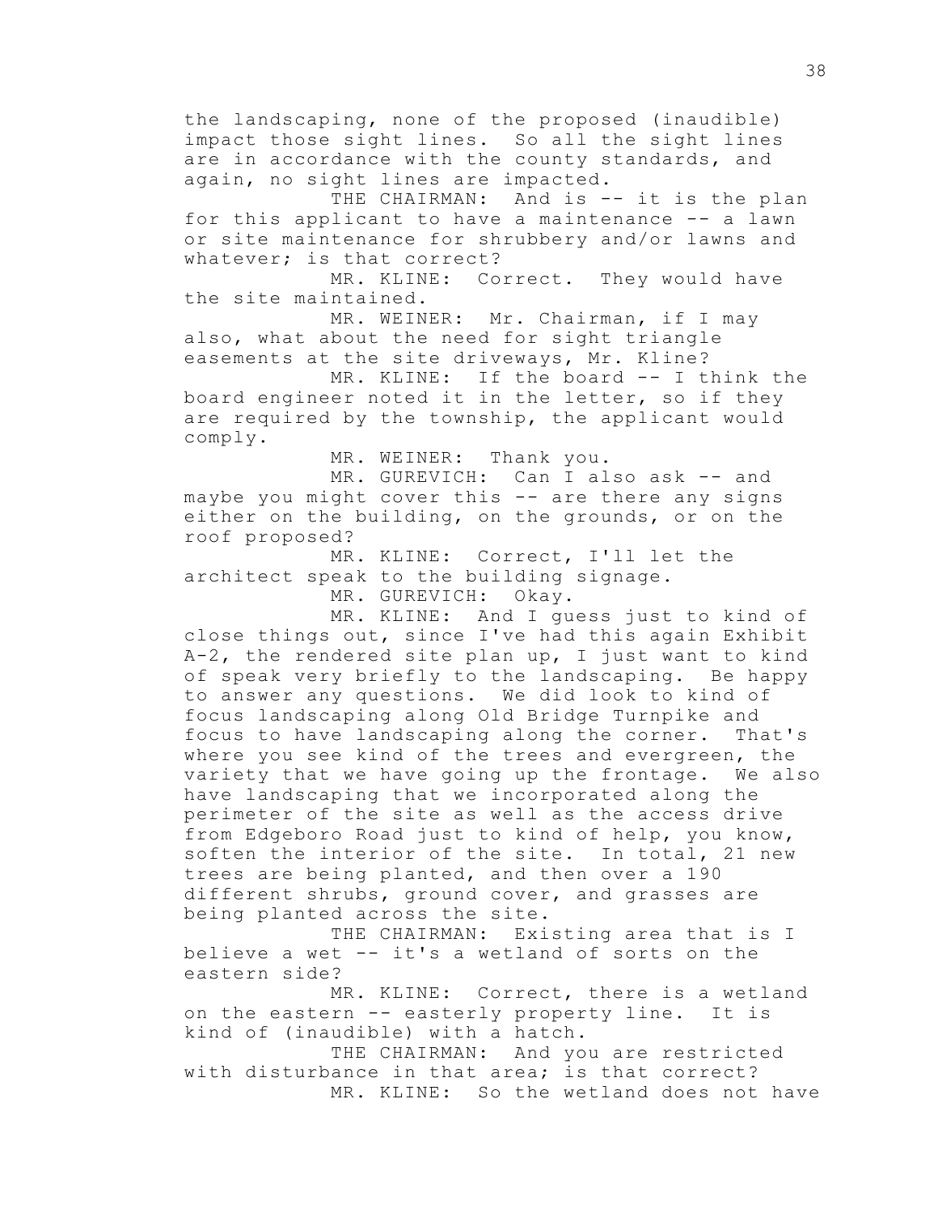the landscaping, none of the proposed (inaudible) impact those sight lines. So all the sight lines are in accordance with the county standards, and again, no sight lines are impacted.

THE CHAIRMAN: And is -- it is the plan for this applicant to have a maintenance -- a lawn or site maintenance for shrubbery and/or lawns and whatever; is that correct?

MR. KLINE: Correct. They would have the site maintained.

MR. WEINER: Mr. Chairman, if I may also, what about the need for sight triangle easements at the site driveways, Mr. Kline?

MR. KLINE: If the board -- I think the board engineer noted it in the letter, so if they are required by the township, the applicant would comply.

MR. WEINER: Thank you.

MR. GUREVICH: Can I also ask -- and maybe you might cover this -- are there any signs either on the building, on the grounds, or on the roof proposed?

MR. KLINE: Correct, I'll let the architect speak to the building signage.

MR. GUREVICH: Okay.

MR. KLINE: And I guess just to kind of close things out, since I've had this again Exhibit A-2, the rendered site plan up, I just want to kind of speak very briefly to the landscaping. Be happy to answer any questions. We did look to kind of focus landscaping along Old Bridge Turnpike and focus to have landscaping along the corner. That's where you see kind of the trees and evergreen, the variety that we have going up the frontage. We also have landscaping that we incorporated along the perimeter of the site as well as the access drive from Edgeboro Road just to kind of help, you know, soften the interior of the site. In total, 21 new trees are being planted, and then over a 190 different shrubs, ground cover, and grasses are being planted across the site.

THE CHAIRMAN: Existing area that is I believe a wet -- it's a wetland of sorts on the eastern side?

MR. KLINE: Correct, there is a wetland on the eastern -- easterly property line. It is kind of (inaudible) with a hatch.

THE CHAIRMAN: And you are restricted with disturbance in that area; is that correct?

MR. KLINE: So the wetland does not have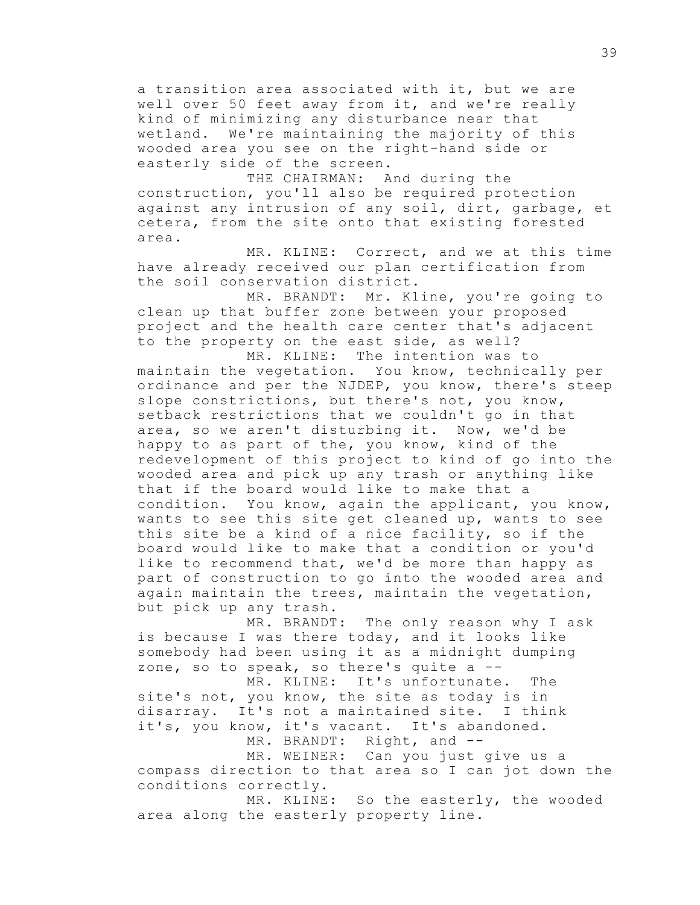a transition area associated with it, but we are well over 50 feet away from it, and we're really kind of minimizing any disturbance near that wetland. We're maintaining the majority of this wooded area you see on the right-hand side or easterly side of the screen.

THE CHAIRMAN: And during the construction, you'll also be required protection against any intrusion of any soil, dirt, garbage, et cetera, from the site onto that existing forested area.

MR. KLINE: Correct, and we at this time have already received our plan certification from the soil conservation district.

MR. BRANDT: Mr. Kline, you're going to clean up that buffer zone between your proposed project and the health care center that's adjacent to the property on the east side, as well?

MR. KLINE: The intention was to maintain the vegetation. You know, technically per ordinance and per the NJDEP, you know, there's steep slope constrictions, but there's not, you know, setback restrictions that we couldn't go in that area, so we aren't disturbing it. Now, we'd be happy to as part of the, you know, kind of the redevelopment of this project to kind of go into the wooded area and pick up any trash or anything like that if the board would like to make that a condition. You know, again the applicant, you know, wants to see this site get cleaned up, wants to see this site be a kind of a nice facility, so if the board would like to make that a condition or you'd like to recommend that, we'd be more than happy as part of construction to go into the wooded area and again maintain the trees, maintain the vegetation, but pick up any trash.

MR. BRANDT: The only reason why I ask is because I was there today, and it looks like somebody had been using it as a midnight dumping zone, so to speak, so there's quite a --

MR. KLINE: It's unfortunate. The site's not, you know, the site as today is in disarray. It's not a maintained site. I think it's, you know, it's vacant. It's abandoned.

MR. BRANDT: Right, and --

MR. WEINER: Can you just give us a compass direction to that area so I can jot down the conditions correctly.

MR. KLINE: So the easterly, the wooded area along the easterly property line.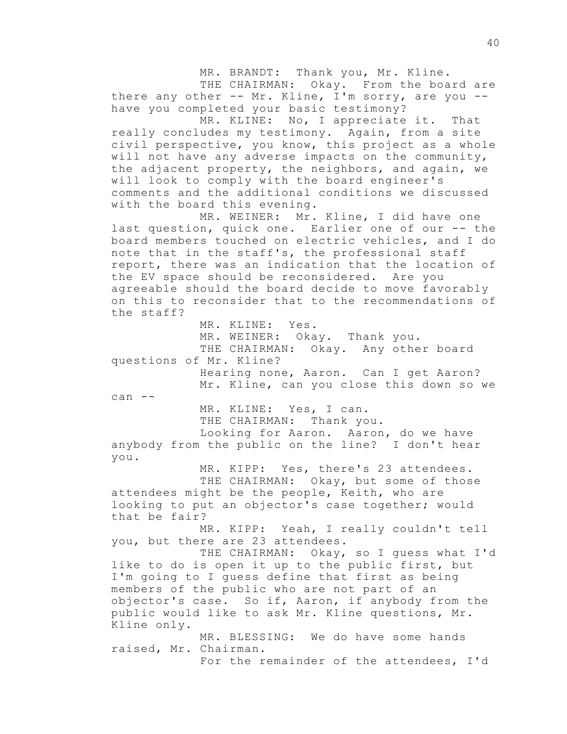MR. BRANDT: Thank you, Mr. Kline.

THE CHAIRMAN: Okay. From the board are there any other -- Mr. Kline, I'm sorry, are you -- have you completed your basic testimony?

MR. KLINE: No, I appreciate it. That really concludes my testimony. Again, from a site civil perspective, you know, this project as a whole will not have any adverse impacts on the community, the adjacent property, the neighbors, and again, we will look to comply with the board engineer's comments and the additional conditions we discussed with the board this evening.

MR. WEINER: Mr. Kline, I did have one last question, quick one. Earlier one of our -- the board members touched on electric vehicles, and I do note that in the staff's, the professional staff report, there was an indication that the location of the EV space should be reconsidered. Are you agreeable should the board decide to move favorably on this to reconsider that to the recommendations of the staff?

MR. KLINE: Yes.

MR. WEINER: Okay. Thank you.

THE CHAIRMAN: Okay. Any other board questions of Mr. Kline?

Hearing none, Aaron. Can I get Aaron?

Mr. Kline, can you close this down so we can --

MR. KLINE: Yes, I can.

THE CHAIRMAN: Thank you.

Looking for Aaron. Aaron, do we have anybody from the public on the line? I don't hear you.

MR. KIPP: Yes, there's 23 attendees.

THE CHAIRMAN: Okay, but some of those attendees might be the people, Keith, who are looking to put an objector's case together; would that be fair?

MR. KIPP: Yeah, I really couldn't tell you, but there are 23 attendees.

THE CHAIRMAN: Okay, so I guess what I'd like to do is open it up to the public first, but I'm going to I guess define that first as being members of the public who are not part of an objector's case. So if, Aaron, if anybody from the public would like to ask Mr. Kline questions, Mr. Kline only.

MR. BLESSING: We do have some hands raised, Mr. Chairman.

For the remainder of the attendees, I'd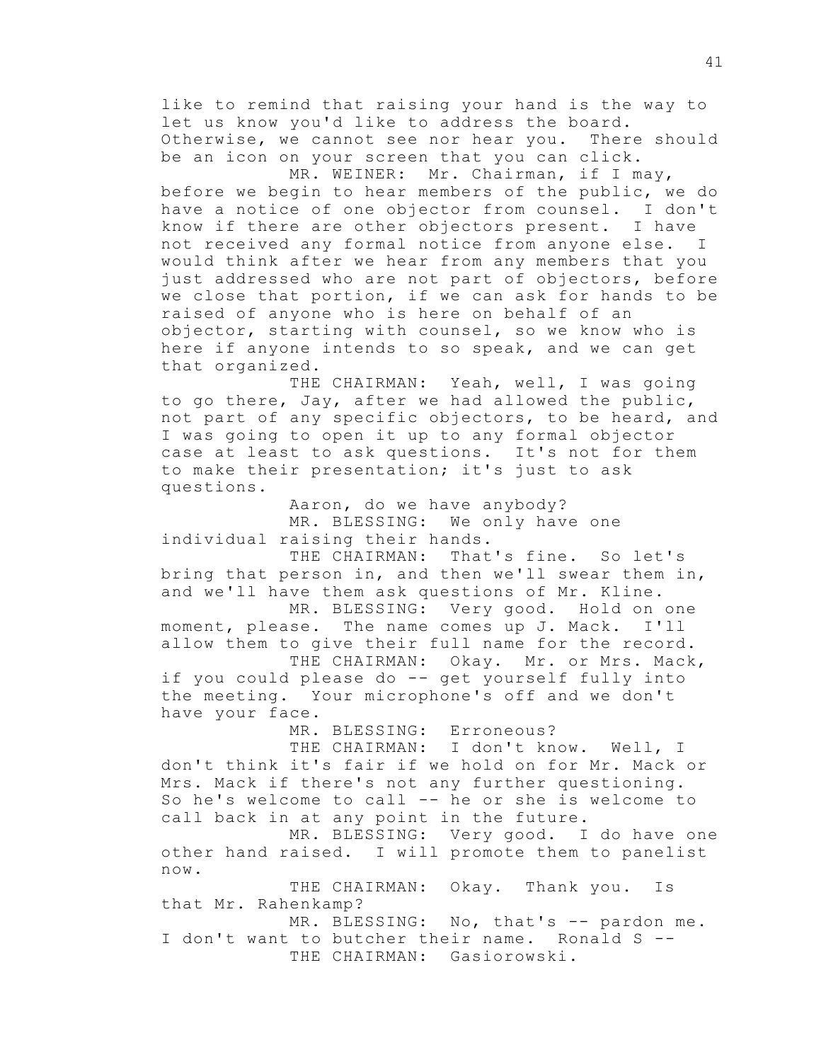like to remind that raising your hand is the way to let us know you'd like to address the board. Otherwise, we cannot see nor hear you. There should be an icon on your screen that you can click.

MR. WEINER: Mr. Chairman, if I may, before we begin to hear members of the public, we do have a notice of one objector from counsel. I don't know if there are other objectors present. I have not received any formal notice from anyone else. I would think after we hear from any members that you just addressed who are not part of objectors, before we close that portion, if we can ask for hands to be raised of anyone who is here on behalf of an objector, starting with counsel, so we know who is here if anyone intends to so speak, and we can get that organized.

THE CHAIRMAN: Yeah, well, I was going to go there, Jay, after we had allowed the public, not part of any specific objectors, to be heard, and I was going to open it up to any formal objector case at least to ask questions. It's not for them to make their presentation; it's just to ask questions.

Aaron, do we have anybody?

MR. BLESSING: We only have one individual raising their hands.

THE CHAIRMAN: That's fine. So let's bring that person in, and then we'll swear them in, and we'll have them ask questions of Mr. Kline.

MR. BLESSING: Very good. Hold on one moment, please. The name comes up J. Mack. I'll allow them to give their full name for the record.

THE CHAIRMAN: Okay. Mr. or Mrs. Mack, if you could please do -- get yourself fully into the meeting. Your microphone's off and we don't have your face.

MR. BLESSING: Erroneous?

THE CHAIRMAN: I don't know. Well, I don't think it's fair if we hold on for Mr. Mack or Mrs. Mack if there's not any further questioning. So he's welcome to call -- he or she is welcome to call back in at any point in the future.

MR. BLESSING: Very good. I do have one other hand raised. I will promote them to panelist now.

THE CHAIRMAN: Okay. Thank you. Is that Mr. Rahenkamp?

MR. BLESSING: No, that's -- pardon me. I don't want to butcher their name. Ronald S --

THE CHAIRMAN: Gasiorowski.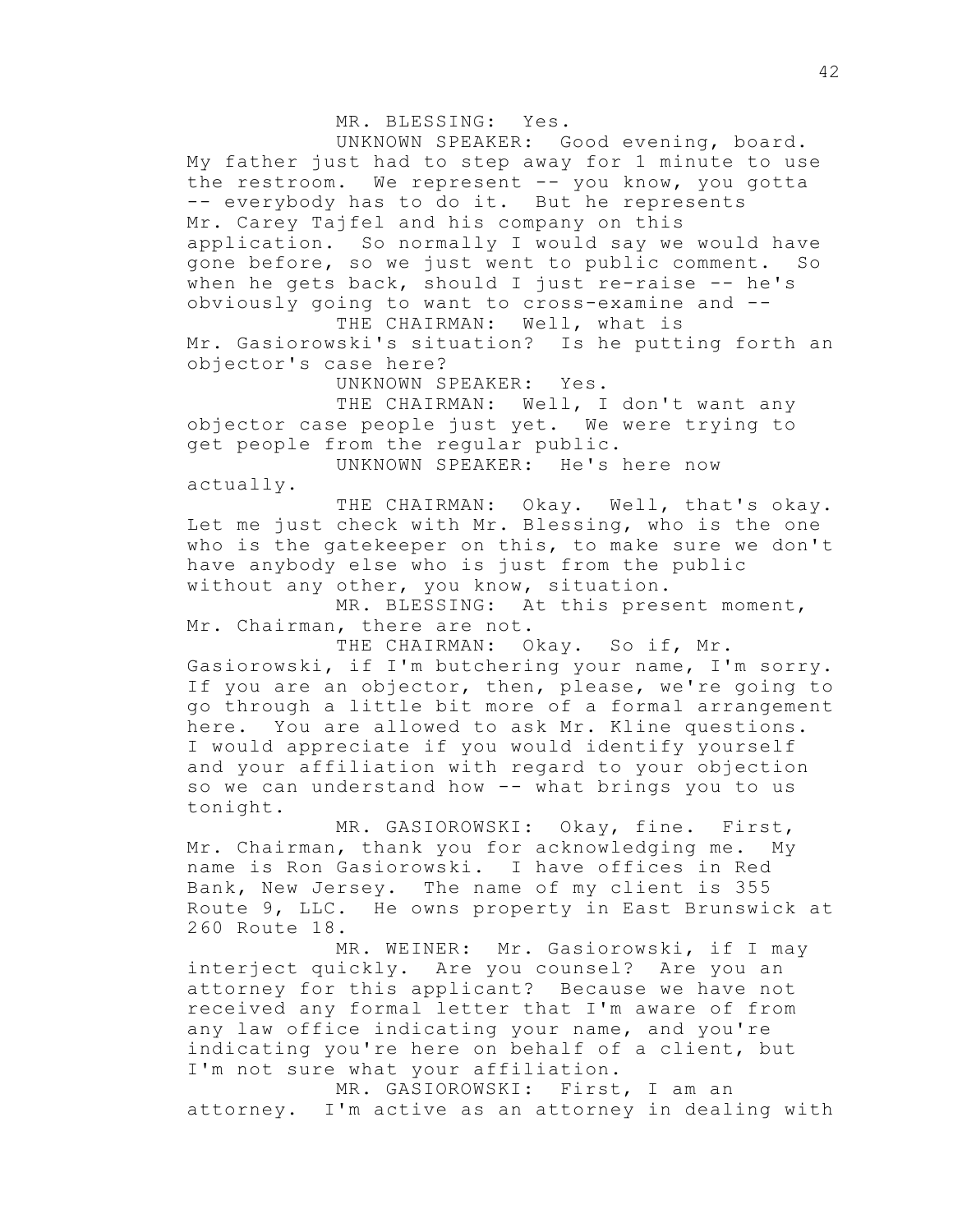MR. BLESSING: Yes.

UNKNOWN SPEAKER: Good evening, board. My father just had to step away for 1 minute to use the restroom. We represent -- you know, you gotta -- everybody has to do it. But he represents Mr. Carey Tajfel and his company on this application. So normally I would say we would have gone before, so we just went to public comment. So when he gets back, should I just re-raise -- he's obviously going to want to cross-examine and --

THE CHAIRMAN: Well, what is Mr. Gasiorowski's situation? Is he putting forth an objector's case here?

UNKNOWN SPEAKER: Yes.

THE CHAIRMAN: Well, I don't want any objector case people just yet. We were trying to get people from the regular public.

UNKNOWN SPEAKER: He's here now actually.

THE CHAIRMAN: Okay. Well, that's okay. Let me just check with Mr. Blessing, who is the one who is the gatekeeper on this, to make sure we don't have anybody else who is just from the public without any other, you know, situation.

MR. BLESSING: At this present moment, Mr. Chairman, there are not.

THE CHAIRMAN: Okay. So if, Mr. Gasiorowski, if I'm butchering your name, I'm sorry. If you are an objector, then, please, we're going to go through a little bit more of a formal arrangement here. You are allowed to ask Mr. Kline questions. I would appreciate if you would identify yourself and your affiliation with regard to your objection so we can understand how -- what brings you to us tonight.

MR. GASIOROWSKI: Okay, fine. First, Mr. Chairman, thank you for acknowledging me. My name is Ron Gasiorowski. I have offices in Red Bank, New Jersey. The name of my client is 355 Route 9, LLC. He owns property in East Brunswick at 260 Route 18.

MR. WEINER: Mr. Gasiorowski, if I may interject quickly. Are you counsel? Are you an attorney for this applicant? Because we have not received any formal letter that I'm aware of from any law office indicating your name, and you're indicating you're here on behalf of a client, but I'm not sure what your affiliation.

MR. GASIOROWSKI: First, I am an attorney. I'm active as an attorney in dealing with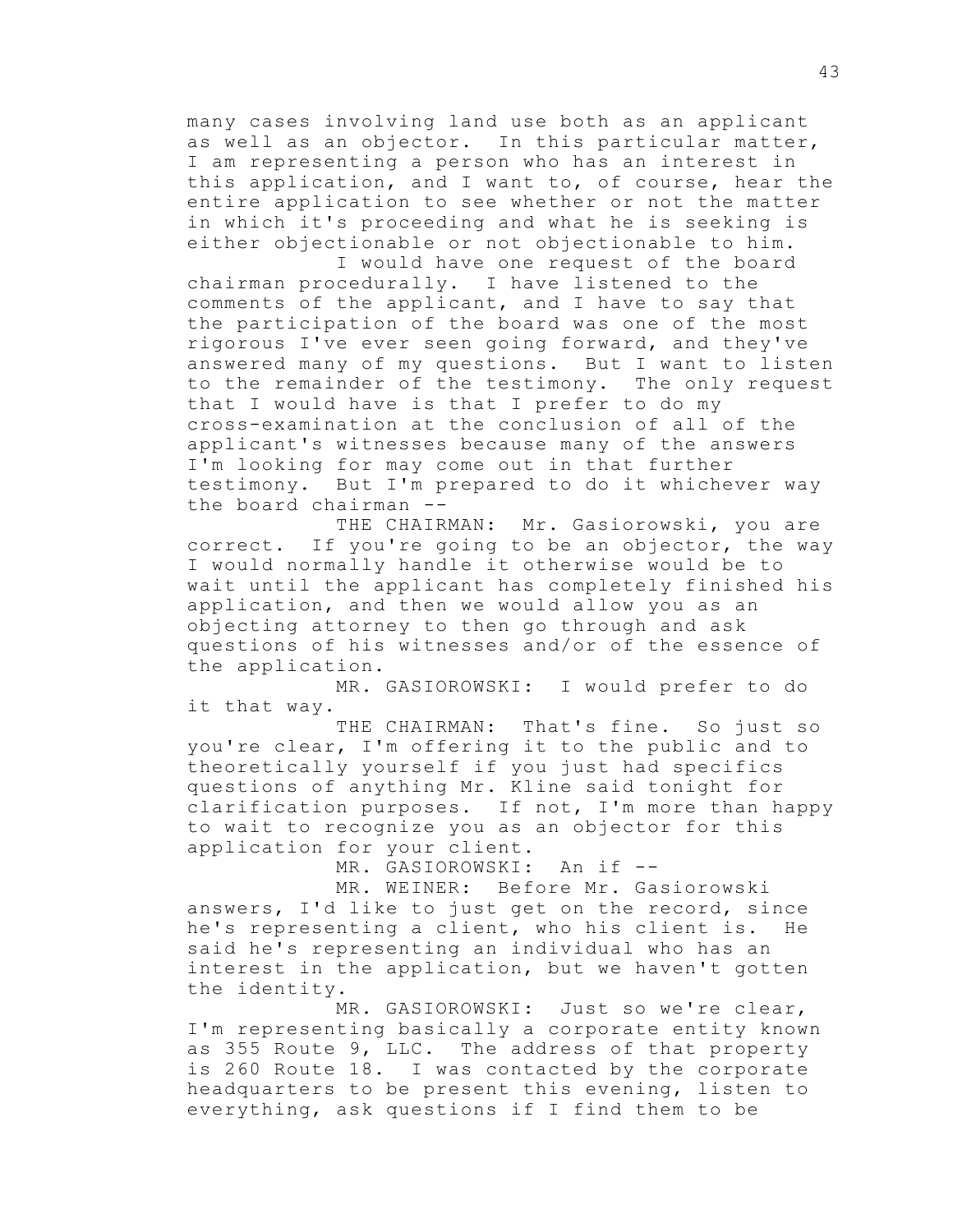many cases involving land use both as an applicant as well as an objector. In this particular matter, I am representing a person who has an interest in this application, and I want to, of course, hear the entire application to see whether or not the matter in which it's proceeding and what he is seeking is either objectionable or not objectionable to him.

I would have one request of the board chairman procedurally. I have listened to the comments of the applicant, and I have to say that the participation of the board was one of the most rigorous I've ever seen going forward, and they've answered many of my questions. But I want to listen to the remainder of the testimony. The only request that I would have is that I prefer to do my cross-examination at the conclusion of all of the applicant's witnesses because many of the answers I'm looking for may come out in that further testimony. But I'm prepared to do it whichever way the board chairman --

THE CHAIRMAN: Mr. Gasiorowski, you are correct. If you're going to be an objector, the way I would normally handle it otherwise would be to wait until the applicant has completely finished his application, and then we would allow you as an objecting attorney to then go through and ask questions of his witnesses and/or of the essence of the application.

MR. GASIOROWSKI: I would prefer to do it that way.

THE CHAIRMAN: That's fine. So just so you're clear, I'm offering it to the public and to theoretically yourself if you just had specifics questions of anything Mr. Kline said tonight for clarification purposes. If not, I'm more than happy to wait to recognize you as an objector for this application for your client.

MR. GASIOROWSKI: An if --

MR. WEINER: Before Mr. Gasiorowski answers, I'd like to just get on the record, since he's representing a client, who his client is. He said he's representing an individual who has an interest in the application, but we haven't gotten the identity.

MR. GASIOROWSKI: Just so we're clear, I'm representing basically a corporate entity known as 355 Route 9, LLC. The address of that property is 260 Route 18. I was contacted by the corporate headquarters to be present this evening, listen to everything, ask questions if I find them to be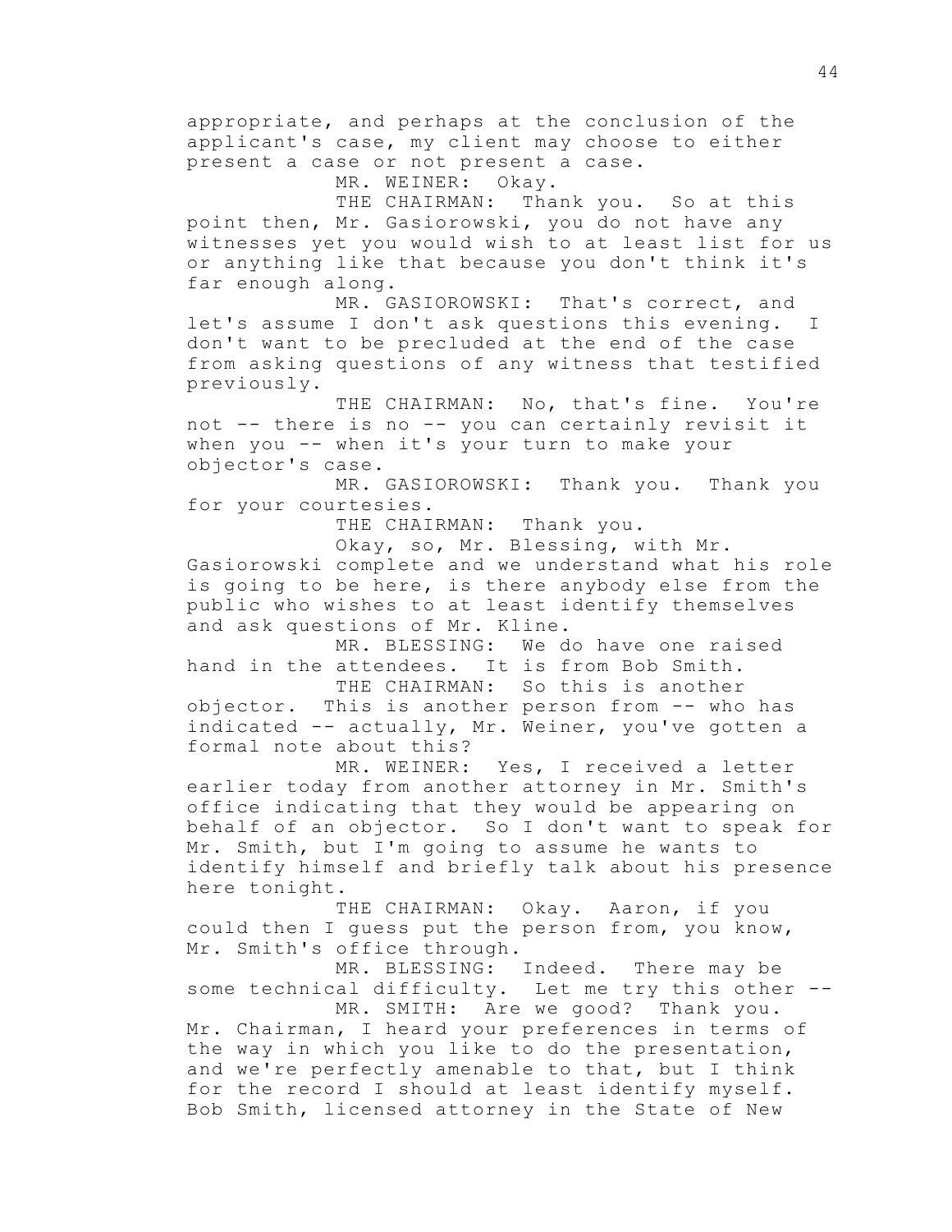appropriate, and perhaps at the conclusion of the applicant's case, my client may choose to either present a case or not present a case.

MR. WEINER: Okay.

THE CHAIRMAN: Thank you. So at this point then, Mr. Gasiorowski, you do not have any witnesses yet you would wish to at least list for us or anything like that because you don't think it's far enough along.

MR. GASIOROWSKI: That's correct, and let's assume I don't ask questions this evening. I don't want to be precluded at the end of the case from asking questions of any witness that testified previously.

THE CHAIRMAN: No, that's fine. You're not -- there is no -- you can certainly revisit it when you -- when it's your turn to make your objector's case.

MR. GASIOROWSKI: Thank you. Thank you for your courtesies.

THE CHAIRMAN: Thank you.

Okay, so, Mr. Blessing, with Mr. Gasiorowski complete and we understand what his role is going to be here, is there anybody else from the public who wishes to at least identify themselves and ask questions of Mr. Kline.

MR. BLESSING: We do have one raised hand in the attendees. It is from Bob Smith.

THE CHAIRMAN: So this is another objector. This is another person from -- who has indicated -- actually, Mr. Weiner, you've gotten a formal note about this?

MR. WEINER: Yes, I received a letter earlier today from another attorney in Mr. Smith's office indicating that they would be appearing on behalf of an objector. So I don't want to speak for Mr. Smith, but I'm going to assume he wants to identify himself and briefly talk about his presence here tonight.

THE CHAIRMAN: Okay. Aaron, if you could then I guess put the person from, you know, Mr. Smith's office through.

MR. BLESSING: Indeed. There may be some technical difficulty. Let me try this other --

MR. SMITH: Are we good? Thank you. Mr. Chairman, I heard your preferences in terms of the way in which you like to do the presentation, and we're perfectly amenable to that, but I think for the record I should at least identify myself. Bob Smith, licensed attorney in the State of New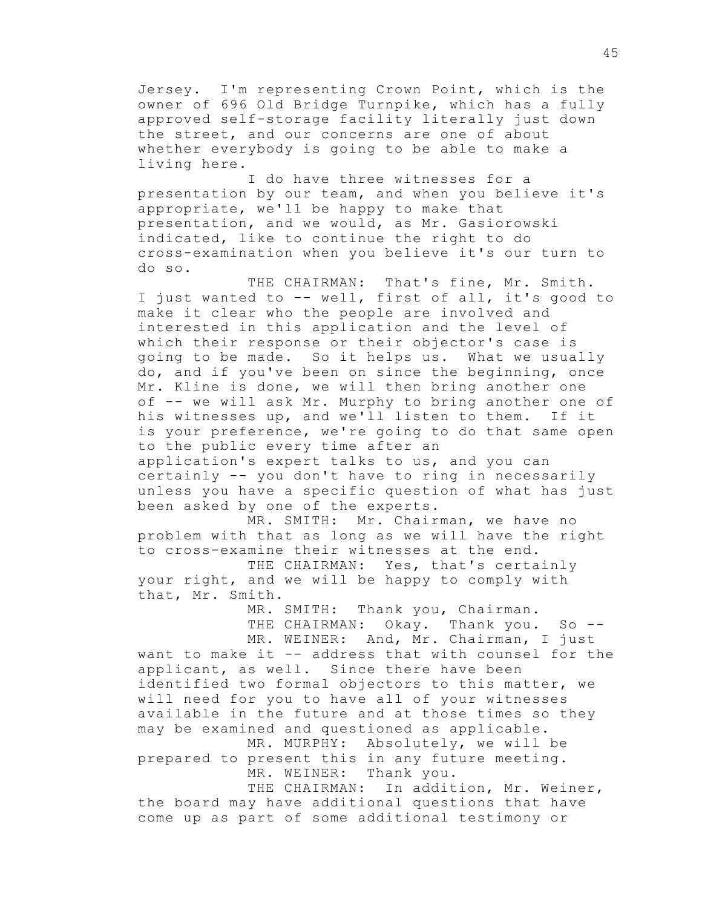Jersey. I'm representing Crown Point, which is the owner of 696 Old Bridge Turnpike, which has a fully approved self-storage facility literally just down the street, and our concerns are one of about whether everybody is going to be able to make a living here.

I do have three witnesses for a presentation by our team, and when you believe it's appropriate, we'll be happy to make that presentation, and we would, as Mr. Gasiorowski indicated, like to continue the right to do cross-examination when you believe it's our turn to do so.

THE CHAIRMAN: That's fine, Mr. Smith. I just wanted to -- well, first of all, it's good to make it clear who the people are involved and interested in this application and the level of which their response or their objector's case is going to be made. So it helps us. What we usually do, and if you've been on since the beginning, once Mr. Kline is done, we will then bring another one of -- we will ask Mr. Murphy to bring another one of his witnesses up, and we'll listen to them. If it is your preference, we're going to do that same open to the public every time after an application's expert talks to us, and you can certainly -- you don't have to ring in necessarily unless you have a specific question of what has just been asked by one of the experts.

MR. SMITH: Mr. Chairman, we have no problem with that as long as we will have the right to cross-examine their witnesses at the end.

THE CHAIRMAN: Yes, that's certainly your right, and we will be happy to comply with that, Mr. Smith.

MR. SMITH: Thank you, Chairman.

THE CHAIRMAN: Okay. Thank you. So --

MR. WEINER: And, Mr. Chairman, I just want to make it -- address that with counsel for the applicant, as well. Since there have been identified two formal objectors to this matter, we will need for you to have all of your witnesses available in the future and at those times so they may be examined and questioned as applicable.

MR. MURPHY: Absolutely, we will be prepared to present this in any future meeting.

MR. WEINER: Thank you.

THE CHAIRMAN: In addition, Mr. Weiner, the board may have additional questions that have come up as part of some additional testimony or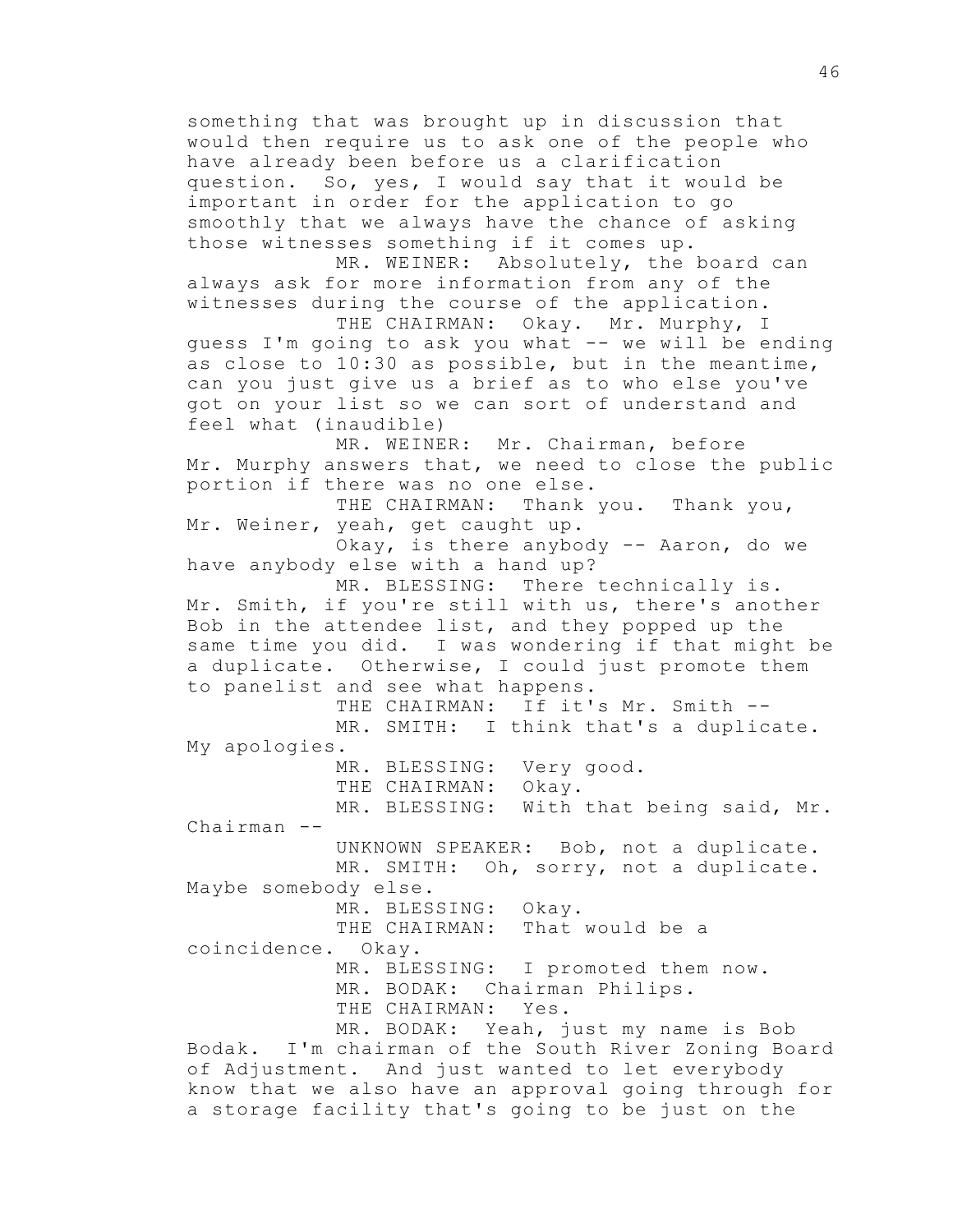something that was brought up in discussion that would then require us to ask one of the people who have already been before us a clarification question. So, yes, I would say that it would be important in order for the application to go smoothly that we always have the chance of asking those witnesses something if it comes up.

MR. WEINER: Absolutely, the board can always ask for more information from any of the witnesses during the course of the application.

THE CHAIRMAN: Okay. Mr. Murphy, I guess I'm going to ask you what -- we will be ending as close to 10:30 as possible, but in the meantime, can you just give us a brief as to who else you've got on your list so we can sort of understand and feel what (inaudible)

MR. WEINER: Mr. Chairman, before Mr. Murphy answers that, we need to close the public portion if there was no one else.

THE CHAIRMAN: Thank you. Thank you, Mr. Weiner, yeah, get caught up.

Okay, is there anybody -- Aaron, do we have anybody else with a hand up?

MR. BLESSING: There technically is. Mr. Smith, if you're still with us, there's another Bob in the attendee list, and they popped up the same time you did. I was wondering if that might be a duplicate. Otherwise, I could just promote them to panelist and see what happens.

THE CHAIRMAN: If it's Mr. Smith --

MR. SMITH: I think that's a duplicate. My apologies.

MR. BLESSING: Very good.

THE CHAIRMAN: Okay.

MR. BLESSING: With that being said, Mr. Chairman --

UNKNOWN SPEAKER: Bob, not a duplicate.

MR. SMITH: Oh, sorry, not a duplicate. Maybe somebody else.

MR. BLESSING: Okay.

THE CHAIRMAN: That would be a coincidence. Okay.

MR. BLESSING: I promoted them now.

MR. BODAK: Chairman Philips.

THE CHAIRMAN: Yes.

MR. BODAK: Yeah, just my name is Bob Bodak. I'm chairman of the South River Zoning Board of Adjustment. And just wanted to let everybody know that we also have an approval going through for a storage facility that's going to be just on the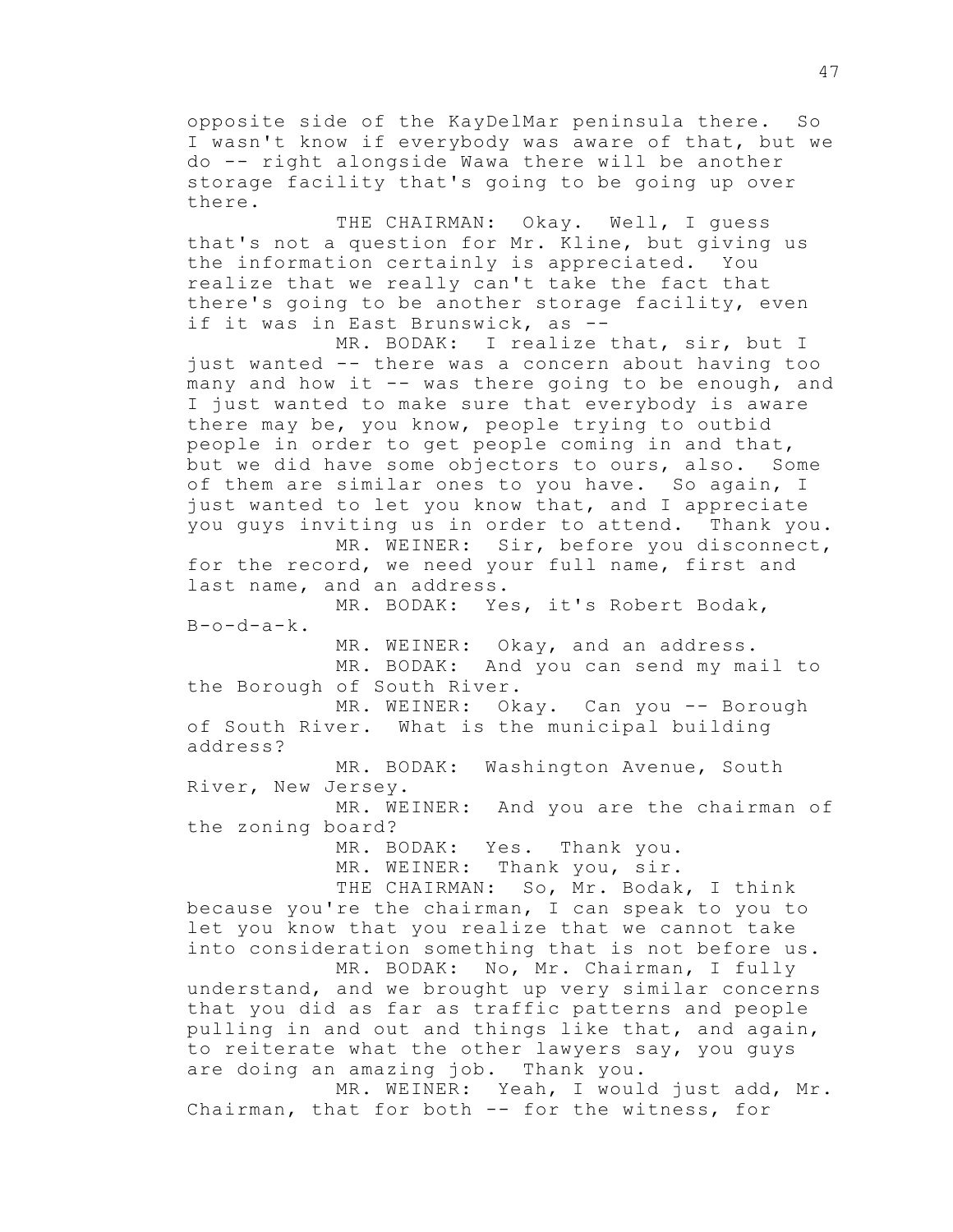opposite side of the KayDelMar peninsula there. So I wasn't know if everybody was aware of that, but we do -- right alongside Wawa there will be another storage facility that's going to be going up over there.

THE CHAIRMAN: Okay. Well, I guess that's not a question for Mr. Kline, but giving us the information certainly is appreciated. You realize that we really can't take the fact that there's going to be another storage facility, even if it was in East Brunswick, as --

MR. BODAK: I realize that, sir, but I just wanted -- there was a concern about having too many and how it -- was there going to be enough, and I just wanted to make sure that everybody is aware there may be, you know, people trying to outbid people in order to get people coming in and that, but we did have some objectors to ours, also. Some of them are similar ones to you have. So again, I just wanted to let you know that, and I appreciate you guys inviting us in order to attend. Thank you.

MR. WEINER: Sir, before you disconnect, for the record, we need your full name, first and last name, and an address.

MR. BODAK: Yes, it's Robert Bodak, B-o-d-a-k.

MR. WEINER: Okay, and an address.

MR. BODAK: And you can send my mail to the Borough of South River.

MR. WEINER: Okay. Can you -- Borough of South River. What is the municipal building address?

MR. BODAK: Washington Avenue, South River, New Jersey.

MR. WEINER: And you are the chairman of the zoning board?

MR. BODAK: Yes. Thank you.

MR. WEINER: Thank you, sir.

THE CHAIRMAN: So, Mr. Bodak, I think because you're the chairman, I can speak to you to let you know that you realize that we cannot take into consideration something that is not before us.

MR. BODAK: No, Mr. Chairman, I fully understand, and we brought up very similar concerns that you did as far as traffic patterns and people pulling in and out and things like that, and again, to reiterate what the other lawyers say, you guys are doing an amazing job. Thank you.

MR. WEINER: Yeah, I would just add, Mr. Chairman, that for both -- for the witness, for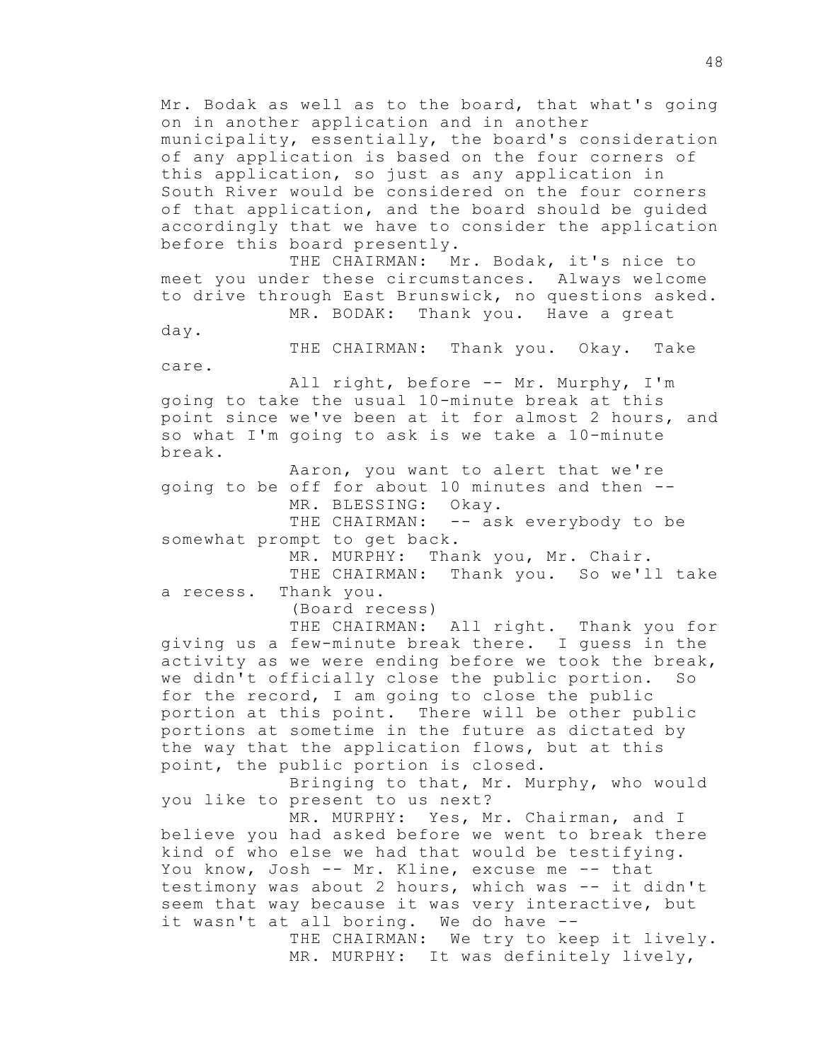Mr. Bodak as well as to the board, that what's going on in another application and in another municipality, essentially, the board's consideration of any application is based on the four corners of this application, so just as any application in South River would be considered on the four corners of that application, and the board should be guided accordingly that we have to consider the application before this board presently.

THE CHAIRMAN: Mr. Bodak, it's nice to meet you under these circumstances. Always welcome to drive through East Brunswick, no questions asked.

MR. BODAK: Thank you. Have a great day.

THE CHAIRMAN: Thank you. Okay. Take care.

All right, before -- Mr. Murphy, I'm going to take the usual 10-minute break at this point since we've been at it for almost 2 hours, and so what I'm going to ask is we take a 10-minute break.

Aaron, you want to alert that we're going to be off for about 10 minutes and then --

MR. BLESSING: Okay.

THE CHAIRMAN: -- ask everybody to be somewhat prompt to get back.

MR. MURPHY: Thank you, Mr. Chair.

THE CHAIRMAN: Thank you. So we'll take a recess. Thank you.

(Board recess)

THE CHAIRMAN: All right. Thank you for giving us a few-minute break there. I guess in the activity as we were ending before we took the break, we didn't officially close the public portion. So for the record, I am going to close the public portion at this point. There will be other public portions at sometime in the future as dictated by the way that the application flows, but at this point, the public portion is closed.

Bringing to that, Mr. Murphy, who would you like to present to us next?

MR. MURPHY: Yes, Mr. Chairman, and I believe you had asked before we went to break there kind of who else we had that would be testifying. You know, Josh -- Mr. Kline, excuse me -- that testimony was about 2 hours, which was -- it didn't seem that way because it was very interactive, but it wasn't at all boring. We do have --

THE CHAIRMAN: We try to keep it lively.

MR. MURPHY: It was definitely lively,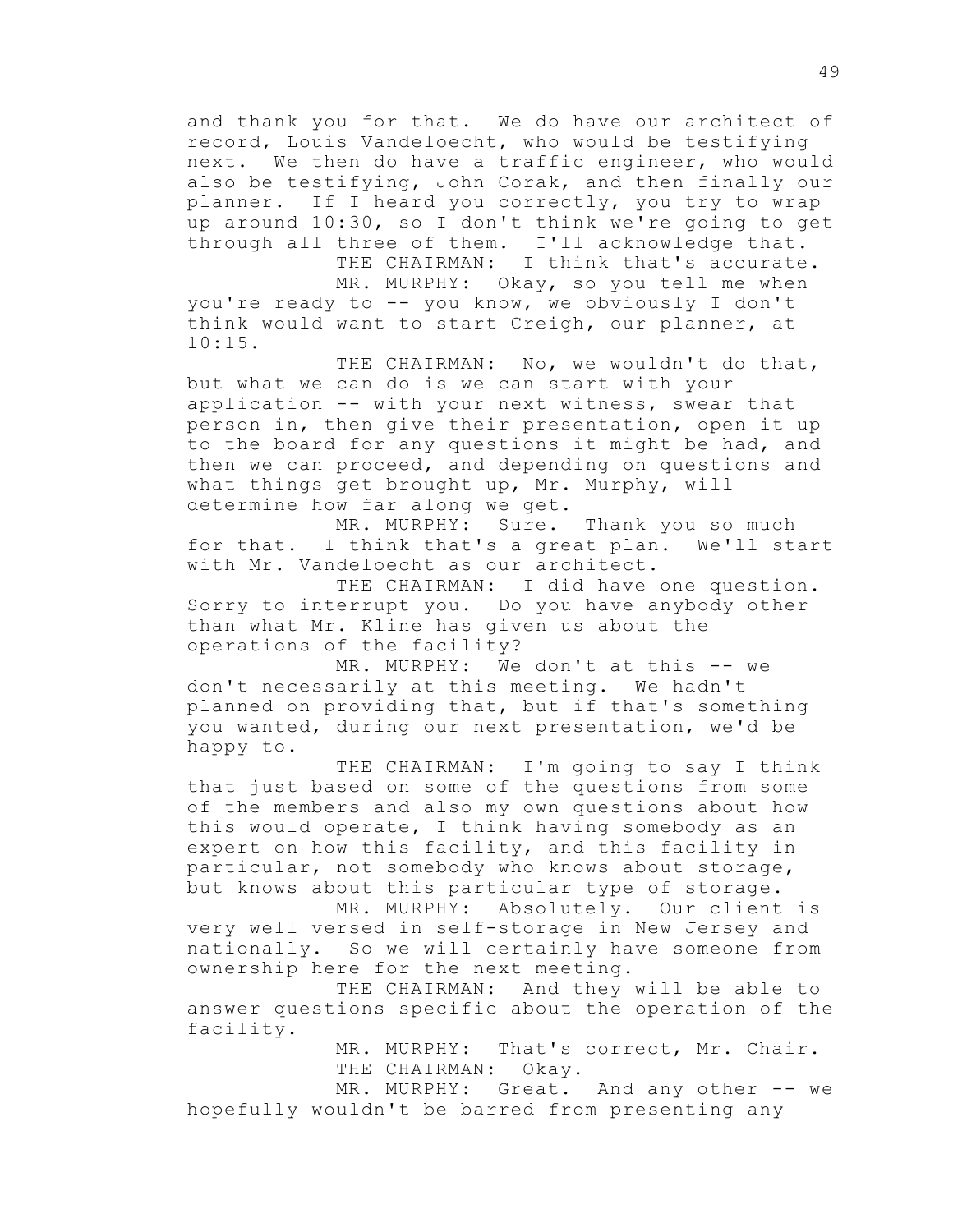and thank you for that. We do have our architect of record, Louis Vandeloecht, who would be testifying next. We then do have a traffic engineer, who would also be testifying, John Corak, and then finally our planner. If I heard you correctly, you try to wrap up around 10:30, so I don't think we're going to get through all three of them. I'll acknowledge that.

THE CHAIRMAN: I think that's accurate.

MR. MURPHY: Okay, so you tell me when you're ready to -- you know, we obviously I don't think would want to start Creigh, our planner, at 10:15.

THE CHAIRMAN: No, we wouldn't do that, but what we can do is we can start with your application -- with your next witness, swear that person in, then give their presentation, open it up to the board for any questions it might be had, and then we can proceed, and depending on questions and what things get brought up, Mr. Murphy, will determine how far along we get.

MR. MURPHY: Sure. Thank you so much for that. I think that's a great plan. We'll start with Mr. Vandeloecht as our architect.

THE CHAIRMAN: I did have one question. Sorry to interrupt you. Do you have anybody other than what Mr. Kline has given us about the operations of the facility?

MR. MURPHY: We don't at this -- we don't necessarily at this meeting. We hadn't planned on providing that, but if that's something you wanted, during our next presentation, we'd be happy to.

THE CHAIRMAN: I'm going to say I think that just based on some of the questions from some of the members and also my own questions about how this would operate, I think having somebody as an expert on how this facility, and this facility in particular, not somebody who knows about storage, but knows about this particular type of storage.

MR. MURPHY: Absolutely. Our client is very well versed in self-storage in New Jersey and nationally. So we will certainly have someone from ownership here for the next meeting.

THE CHAIRMAN: And they will be able to answer questions specific about the operation of the facility.

MR. MURPHY: That's correct, Mr. Chair.

THE CHAIRMAN: Okay.

MR. MURPHY: Great. And any other -- we hopefully wouldn't be barred from presenting any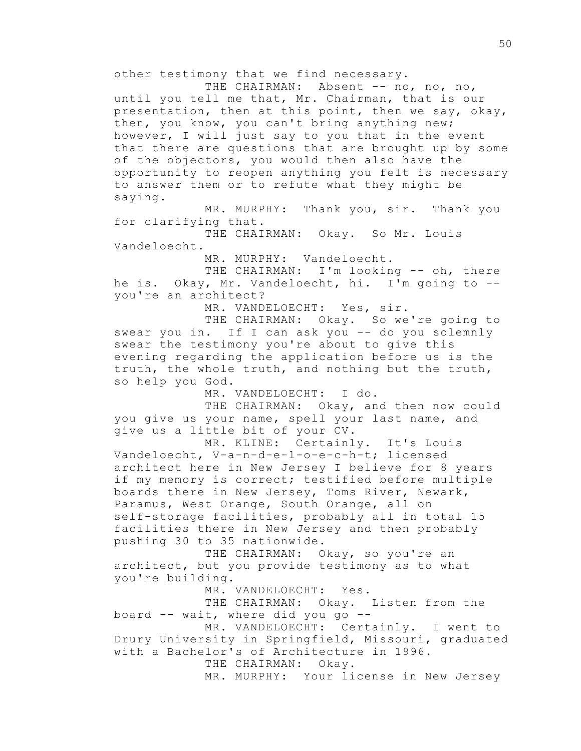other testimony that we find necessary.

THE CHAIRMAN: Absent -- no, no, no, until you tell me that, Mr. Chairman, that is our presentation, then at this point, then we say, okay, then, you know, you can't bring anything new; however, I will just say to you that in the event that there are questions that are brought up by some of the objectors, you would then also have the opportunity to reopen anything you felt is necessary to answer them or to refute what they might be saying.

MR. MURPHY: Thank you, sir. Thank you for clarifying that.

THE CHAIRMAN: Okay. So Mr. Louis Vandeloecht.

MR. MURPHY: Vandeloecht.

THE CHAIRMAN: I'm looking -- oh, there he is. Okay, Mr. Vandeloecht, hi. I'm going to -- you're an architect?

MR. VANDELOECHT: Yes, sir.

THE CHAIRMAN: Okay. So we're going to swear you in. If I can ask you -- do you solemnly swear the testimony you're about to give this evening regarding the application before us is the truth, the whole truth, and nothing but the truth, so help you God.

MR. VANDELOECHT: I do.

THE CHAIRMAN: Okay, and then now could you give us your name, spell your last name, and give us a little bit of your CV.

MR. KLINE: Certainly. It's Louis Vandeloecht, V-a-n-d-e-l-o-e-c-h-t; licensed architect here in New Jersey I believe for 8 years if my memory is correct; testified before multiple boards there in New Jersey, Toms River, Newark, Paramus, West Orange, South Orange, all on self-storage facilities, probably all in total 15 facilities there in New Jersey and then probably pushing 30 to 35 nationwide.

THE CHAIRMAN: Okay, so you're an architect, but you provide testimony as to what you're building.

MR. VANDELOECHT: Yes.

THE CHAIRMAN: Okay. Listen from the board -- wait, where did you go --

MR. VANDELOECHT: Certainly. I went to Drury University in Springfield, Missouri, graduated with a Bachelor's of Architecture in 1996.

THE CHAIRMAN: Okay.

MR. MURPHY: Your license in New Jersey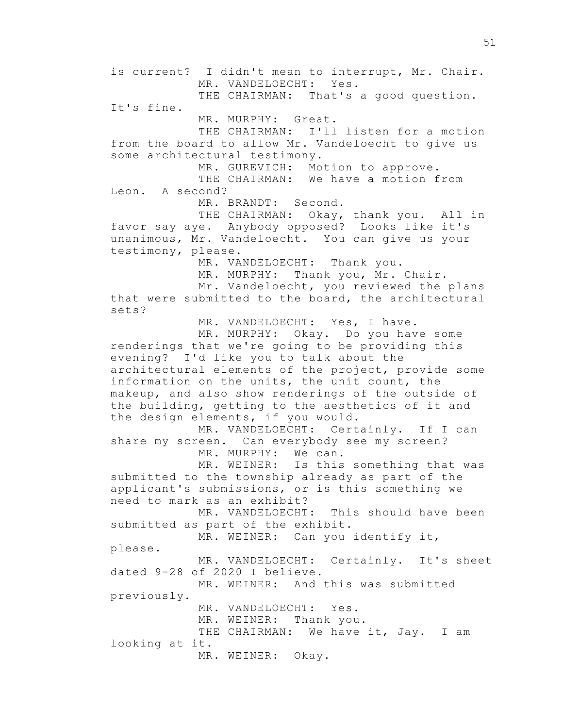is current? I didn't mean to interrupt, Mr. Chair.

MR. VANDELOECHT: Yes.

THE CHAIRMAN: That's a good question. It's fine.

MR. MURPHY: Great.

THE CHAIRMAN: I'll listen for a motion from the board to allow Mr. Vandeloecht to give us some architectural testimony.

MR. GUREVICH: Motion to approve.

THE CHAIRMAN: We have a motion from Leon. A second?

MR. BRANDT: Second.

THE CHAIRMAN: Okay, thank you. All in favor say aye. Anybody opposed? Looks like it's unanimous, Mr. Vandeloecht. You can give us your testimony, please.

MR. VANDELOECHT: Thank you.

MR. MURPHY: Thank you, Mr. Chair.

Mr. Vandeloecht, you reviewed the plans that were submitted to the board, the architectural sets?

MR. VANDELOECHT: Yes, I have.

MR. MURPHY: Okay. Do you have some renderings that we're going to be providing this evening? I'd like you to talk about the architectural elements of the project, provide some information on the units, the unit count, the makeup, and also show renderings of the outside of the building, getting to the aesthetics of it and the design elements, if you would.

MR. VANDELOECHT: Certainly. If I can share my screen. Can everybody see my screen?

MR. MURPHY: We can.

MR. WEINER: Is this something that was submitted to the township already as part of the applicant's submissions, or is this something we need to mark as an exhibit?

MR. VANDELOECHT: This should have been submitted as part of the exhibit.

MR. WEINER: Can you identify it, please.

MR. VANDELOECHT: Certainly. It's sheet dated 9-28 of 2020 I believe.

MR. WEINER: And this was submitted previously.

MR. VANDELOECHT: Yes.

MR. WEINER: Thank you.

THE CHAIRMAN: We have it, Jay. I am looking at it.

MR. WEINER: Okay.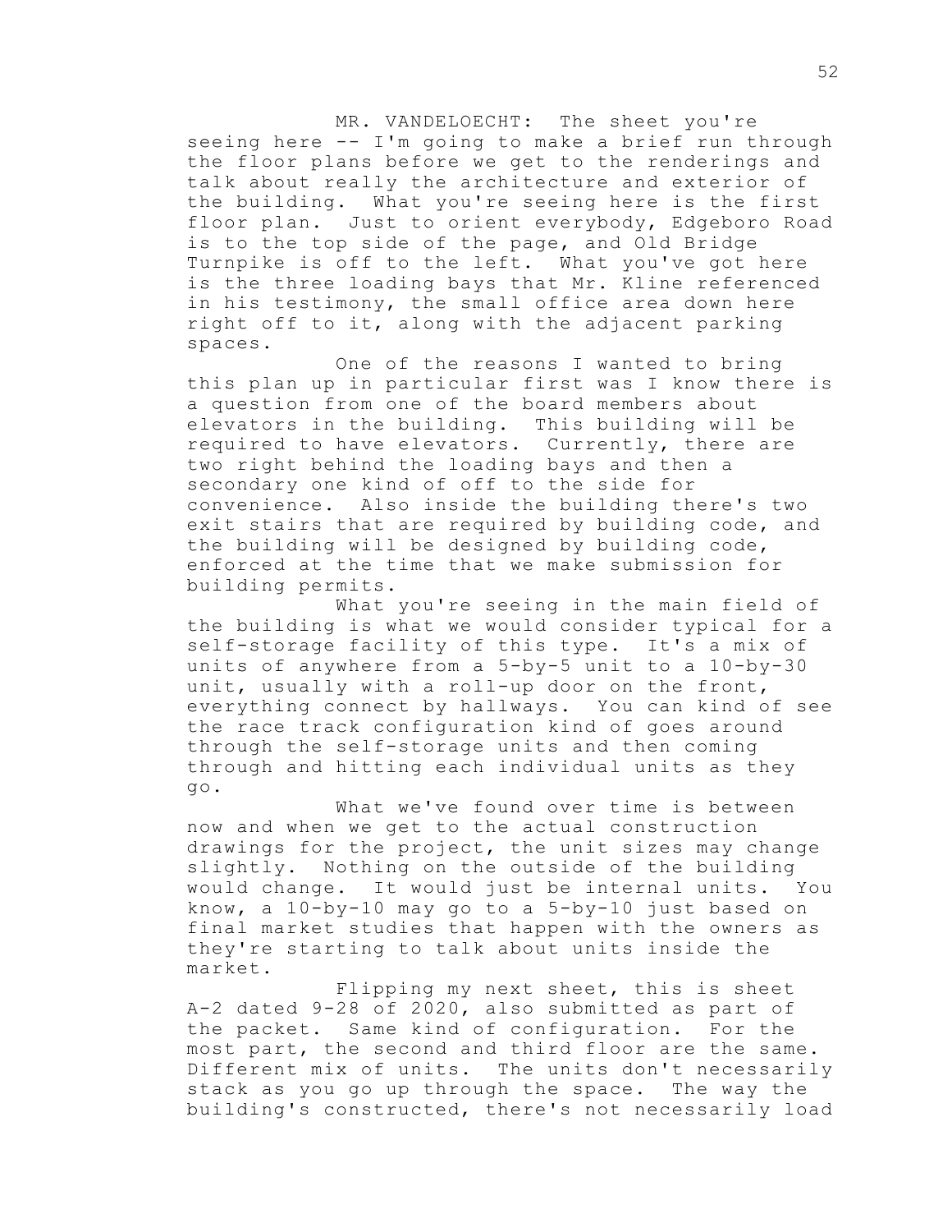MR. VANDELOECHT: The sheet you're seeing here -- I'm going to make a brief run through the floor plans before we get to the renderings and talk about really the architecture and exterior of the building. What you're seeing here is the first floor plan. Just to orient everybody, Edgeboro Road is to the top side of the page, and Old Bridge Turnpike is off to the left. What you've got here is the three loading bays that Mr. Kline referenced in his testimony, the small office area down here right off to it, along with the adjacent parking spaces.

One of the reasons I wanted to bring this plan up in particular first was I know there is a question from one of the board members about elevators in the building. This building will be required to have elevators. Currently, there are two right behind the loading bays and then a secondary one kind of off to the side for convenience. Also inside the building there's two exit stairs that are required by building code, and the building will be designed by building code, enforced at the time that we make submission for building permits.

What you're seeing in the main field of the building is what we would consider typical for a self-storage facility of this type. It's a mix of units of anywhere from a 5-by-5 unit to a 10-by-30 unit, usually with a roll-up door on the front, everything connect by hallways. You can kind of see the race track configuration kind of goes around through the self-storage units and then coming through and hitting each individual units as they go.

What we've found over time is between now and when we get to the actual construction drawings for the project, the unit sizes may change slightly. Nothing on the outside of the building would change. It would just be internal units. You know, a 10-by-10 may go to a 5-by-10 just based on final market studies that happen with the owners as they're starting to talk about units inside the market.

Flipping my next sheet, this is sheet A-2 dated 9-28 of 2020, also submitted as part of the packet. Same kind of configuration. For the most part, the second and third floor are the same. Different mix of units. The units don't necessarily stack as you go up through the space. The way the building's constructed, there's not necessarily load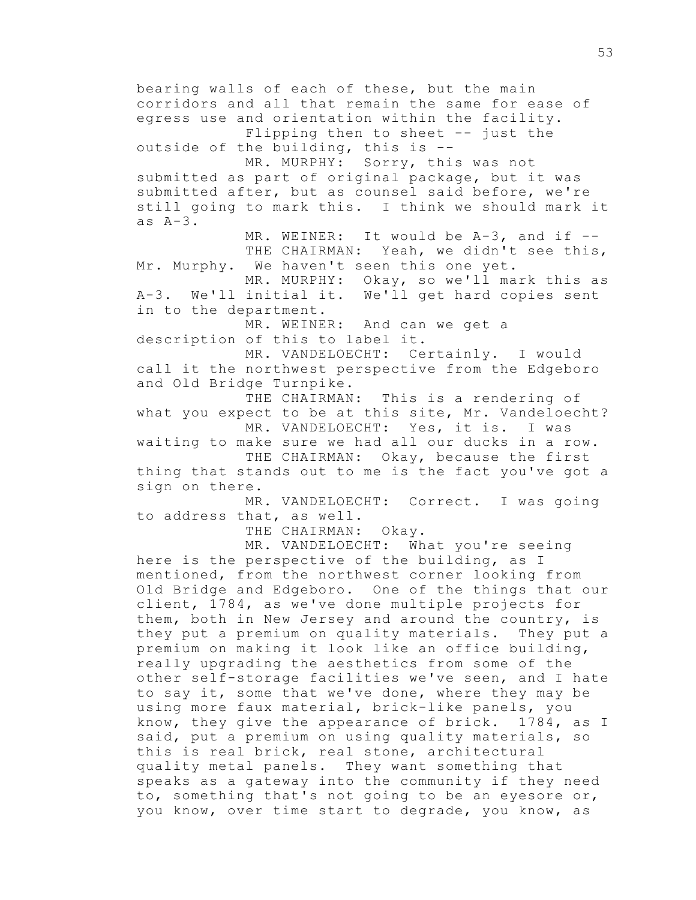bearing walls of each of these, but the main corridors and all that remain the same for ease of egress use and orientation within the facility.

Flipping then to sheet -- just the outside of the building, this is --

MR. MURPHY: Sorry, this was not submitted as part of original package, but it was submitted after, but as counsel said before, we're still going to mark this. I think we should mark it as A-3.

MR. WEINER: It would be A-3, and if --

THE CHAIRMAN: Yeah, we didn't see this, Mr. Murphy. We haven't seen this one yet.

MR. MURPHY: Okay, so we'll mark this as A-3. We'll initial it. We'll get hard copies sent in to the department.

MR. WEINER: And can we get a description of this to label it.

MR. VANDELOECHT: Certainly. I would call it the northwest perspective from the Edgeboro and Old Bridge Turnpike.

THE CHAIRMAN: This is a rendering of what you expect to be at this site, Mr. Vandeloecht?

MR. VANDELOECHT: Yes, it is. I was waiting to make sure we had all our ducks in a row.

THE CHAIRMAN: Okay, because the first thing that stands out to me is the fact you've got a sign on there.

MR. VANDELOECHT: Correct. I was going to address that, as well.

THE CHAIRMAN: Okay.

MR. VANDELOECHT: What you're seeing here is the perspective of the building, as I mentioned, from the northwest corner looking from Old Bridge and Edgeboro. One of the things that our client, 1784, as we've done multiple projects for them, both in New Jersey and around the country, is they put a premium on quality materials. They put a premium on making it look like an office building, really upgrading the aesthetics from some of the other self-storage facilities we've seen, and I hate to say it, some that we've done, where they may be using more faux material, brick-like panels, you know, they give the appearance of brick. 1784, as I said, put a premium on using quality materials, so this is real brick, real stone, architectural quality metal panels. They want something that speaks as a gateway into the community if they need to, something that's not going to be an eyesore or, you know, over time start to degrade, you know, as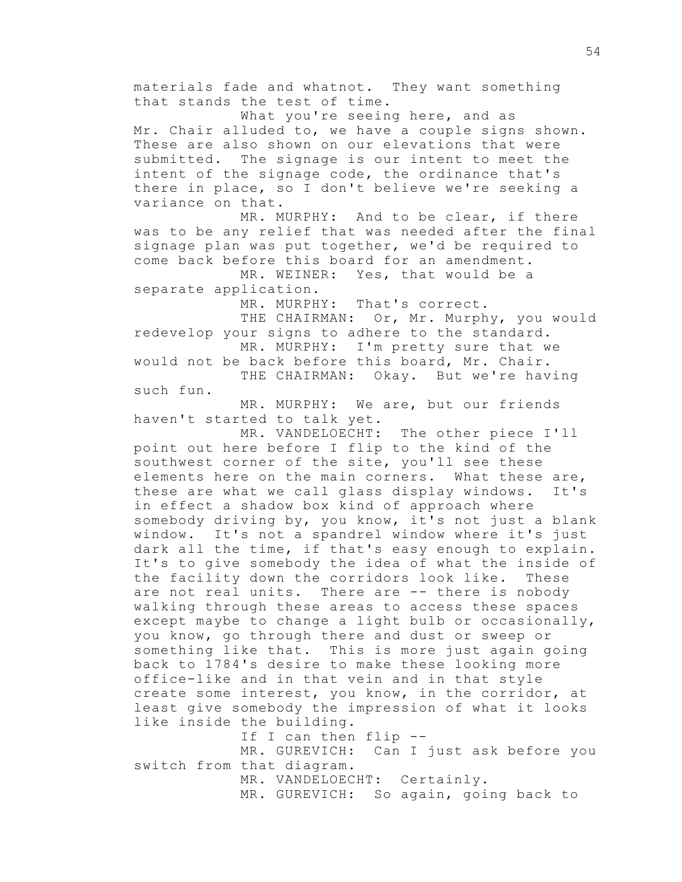materials fade and whatnot. They want something that stands the test of time.

What you're seeing here, and as Mr. Chair alluded to, we have a couple signs shown. These are also shown on our elevations that were submitted. The signage is our intent to meet the intent of the signage code, the ordinance that's there in place, so I don't believe we're seeking a variance on that.

MR. MURPHY: And to be clear, if there was to be any relief that was needed after the final signage plan was put together, we'd be required to come back before this board for an amendment.

MR. WEINER: Yes, that would be a separate application.

MR. MURPHY: That's correct.

THE CHAIRMAN: Or, Mr. Murphy, you would redevelop your signs to adhere to the standard.

MR. MURPHY: I'm pretty sure that we would not be back before this board, Mr. Chair.

THE CHAIRMAN: Okay. But we're having such fun.

MR. MURPHY: We are, but our friends haven't started to talk yet.

MR. VANDELOECHT: The other piece I'll point out here before I flip to the kind of the southwest corner of the site, you'll see these elements here on the main corners. What these are, these are what we call glass display windows. It's in effect a shadow box kind of approach where somebody driving by, you know, it's not just a blank window. It's not a spandrel window where it's just dark all the time, if that's easy enough to explain. It's to give somebody the idea of what the inside of the facility down the corridors look like. These are not real units. There are -- there is nobody walking through these areas to access these spaces except maybe to change a light bulb or occasionally, you know, go through there and dust or sweep or something like that. This is more just again going back to 1784's desire to make these looking more office-like and in that vein and in that style create some interest, you know, in the corridor, at least give somebody the impression of what it looks like inside the building.

If I can then flip --

MR. GUREVICH: Can I just ask before you switch from that diagram.

MR. VANDELOECHT: Certainly.

MR. GUREVICH: So again, going back to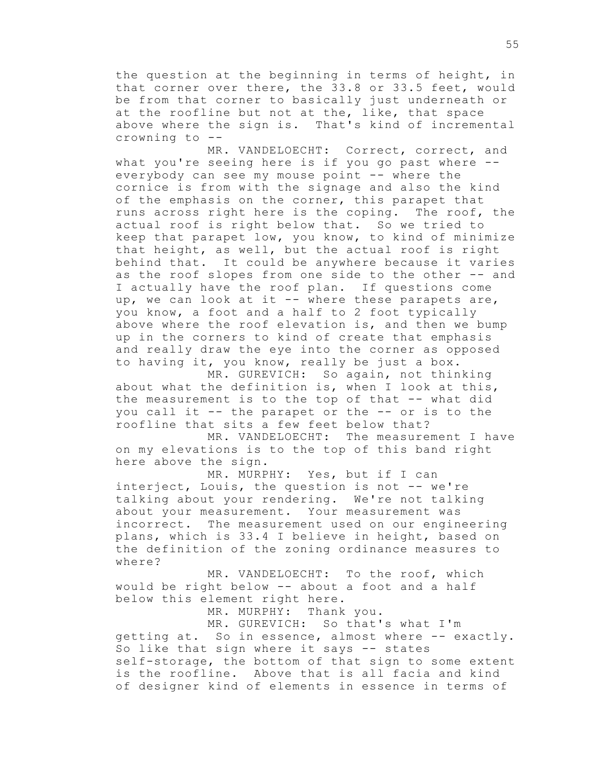the question at the beginning in terms of height, in that corner over there, the 33.8 or 33.5 feet, would be from that corner to basically just underneath or at the roofline but not at the, like, that space above where the sign is. That's kind of incremental crowning to --

MR. VANDELOECHT: Correct, correct, and what you're seeing here is if you go past where -- everybody can see my mouse point -- where the cornice is from with the signage and also the kind of the emphasis on the corner, this parapet that runs across right here is the coping. The roof, the actual roof is right below that. So we tried to keep that parapet low, you know, to kind of minimize that height, as well, but the actual roof is right behind that. It could be anywhere because it varies as the roof slopes from one side to the other -- and I actually have the roof plan. If questions come up, we can look at it -- where these parapets are, you know, a foot and a half to 2 foot typically above where the roof elevation is, and then we bump up in the corners to kind of create that emphasis and really draw the eye into the corner as opposed to having it, you know, really be just a box.

MR. GUREVICH: So again, not thinking about what the definition is, when I look at this, the measurement is to the top of that -- what did you call it -- the parapet or the -- or is to the roofline that sits a few feet below that?

MR. VANDELOECHT: The measurement I have on my elevations is to the top of this band right here above the sign.

MR. MURPHY: Yes, but if I can interject, Louis, the question is not -- we're talking about your rendering. We're not talking about your measurement. Your measurement was incorrect. The measurement used on our engineering plans, which is 33.4 I believe in height, based on the definition of the zoning ordinance measures to where?

MR. VANDELOECHT: To the roof, which would be right below -- about a foot and a half below this element right here.

MR. MURPHY: Thank you.

MR. GUREVICH: So that's what I'm getting at. So in essence, almost where -- exactly. So like that sign where it says -- states self-storage, the bottom of that sign to some extent is the roofline. Above that is all facia and kind of designer kind of elements in essence in terms of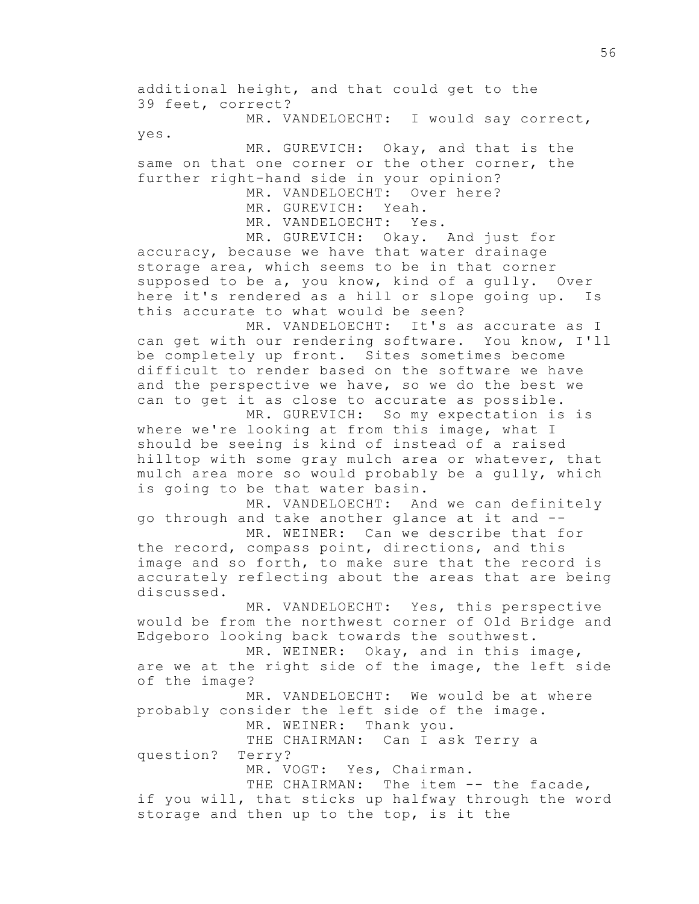additional height, and that could get to the 39 feet, correct?

MR. VANDELOECHT: I would say correct, yes.

MR. GUREVICH: Okay, and that is the same on that one corner or the other corner, the further right-hand side in your opinion?

MR. VANDELOECHT: Over here?

MR. GUREVICH: Yeah.

MR. VANDELOECHT: Yes.

MR. GUREVICH: Okay. And just for accuracy, because we have that water drainage storage area, which seems to be in that corner supposed to be a, you know, kind of a gully. Over here it's rendered as a hill or slope going up. Is this accurate to what would be seen?

MR. VANDELOECHT: It's as accurate as I can get with our rendering software. You know, I'll be completely up front. Sites sometimes become difficult to render based on the software we have and the perspective we have, so we do the best we can to get it as close to accurate as possible.

MR. GUREVICH: So my expectation is is where we're looking at from this image, what I should be seeing is kind of instead of a raised hilltop with some gray mulch area or whatever, that mulch area more so would probably be a gully, which is going to be that water basin.

MR. VANDELOECHT: And we can definitely go through and take another glance at it and --

MR. WEINER: Can we describe that for the record, compass point, directions, and this image and so forth, to make sure that the record is accurately reflecting about the areas that are being discussed.

MR. VANDELOECHT: Yes, this perspective would be from the northwest corner of Old Bridge and Edgeboro looking back towards the southwest.

MR. WEINER: Okay, and in this image, are we at the right side of the image, the left side of the image?

MR. VANDELOECHT: We would be at where probably consider the left side of the image.

MR. WEINER: Thank you.

THE CHAIRMAN: Can I ask Terry a question? Terry?

MR. VOGT: Yes, Chairman.

THE CHAIRMAN: The item -- the facade, if you will, that sticks up halfway through the word storage and then up to the top, is it the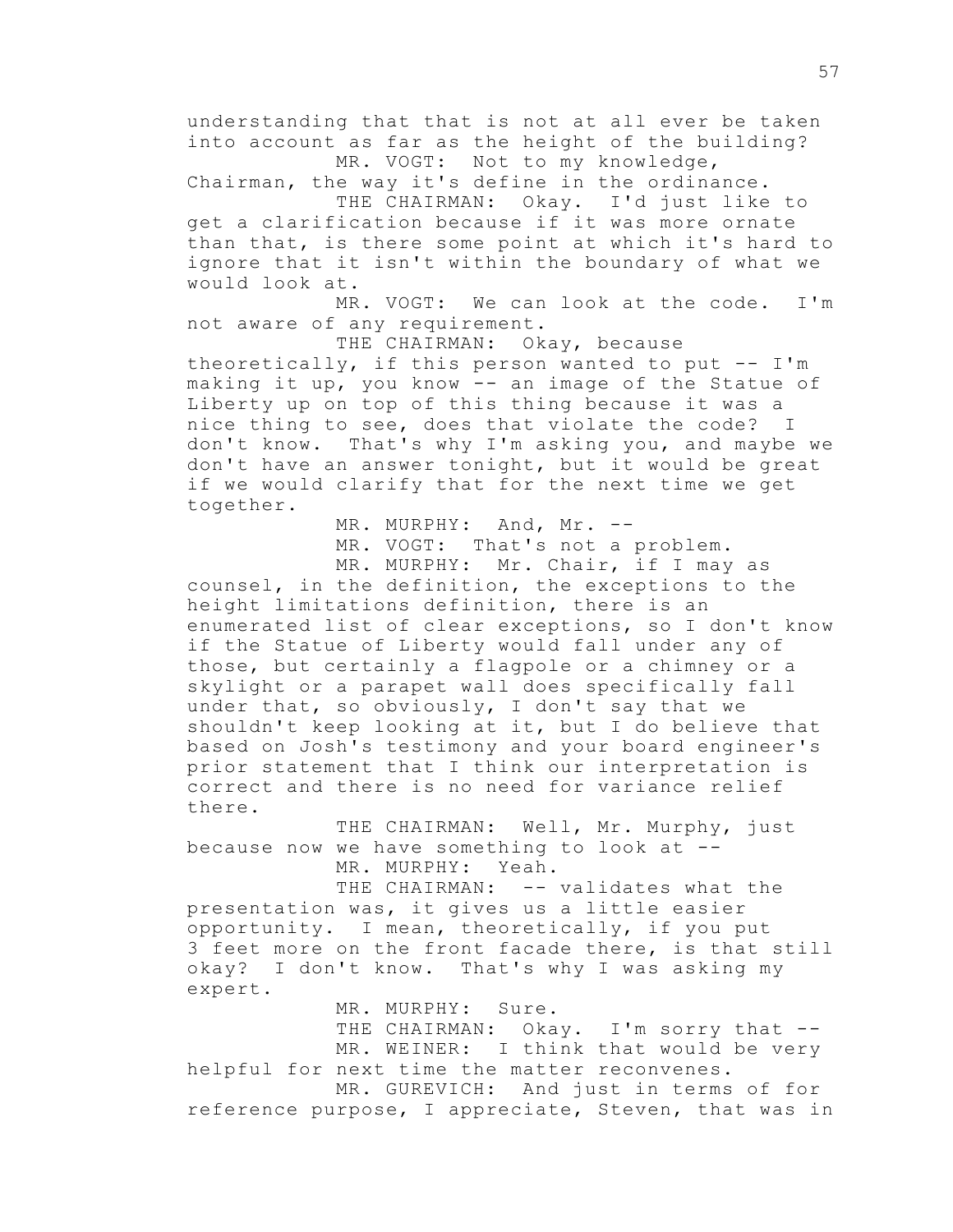understanding that that is not at all ever be taken into account as far as the height of the building?

MR. VOGT: Not to my knowledge, Chairman, the way it's define in the ordinance.

THE CHAIRMAN: Okay. I'd just like to get a clarification because if it was more ornate than that, is there some point at which it's hard to ignore that it isn't within the boundary of what we would look at.

MR. VOGT: We can look at the code. I'm not aware of any requirement.

THE CHAIRMAN: Okay, because theoretically, if this person wanted to put -- I'm making it up, you know -- an image of the Statue of Liberty up on top of this thing because it was a nice thing to see, does that violate the code? I don't know. That's why I'm asking you, and maybe we don't have an answer tonight, but it would be great if we would clarify that for the next time we get together.

MR. MURPHY: And, Mr. --

MR. VOGT: That's not a problem.

MR. MURPHY: Mr. Chair, if I may as counsel, in the definition, the exceptions to the height limitations definition, there is an enumerated list of clear exceptions, so I don't know if the Statue of Liberty would fall under any of those, but certainly a flagpole or a chimney or a skylight or a parapet wall does specifically fall under that, so obviously, I don't say that we shouldn't keep looking at it, but I do believe that based on Josh's testimony and your board engineer's prior statement that I think our interpretation is correct and there is no need for variance relief there.

THE CHAIRMAN: Well, Mr. Murphy, just because now we have something to look at --

MR. MURPHY: Yeah.

THE CHAIRMAN: -- validates what the presentation was, it gives us a little easier opportunity. I mean, theoretically, if you put 3 feet more on the front facade there, is that still okay? I don't know. That's why I was asking my expert.

MR. MURPHY: Sure.

THE CHAIRMAN: Okay. I'm sorry that --

MR. WEINER: I think that would be very helpful for next time the matter reconvenes.

MR. GUREVICH: And just in terms of for reference purpose, I appreciate, Steven, that was in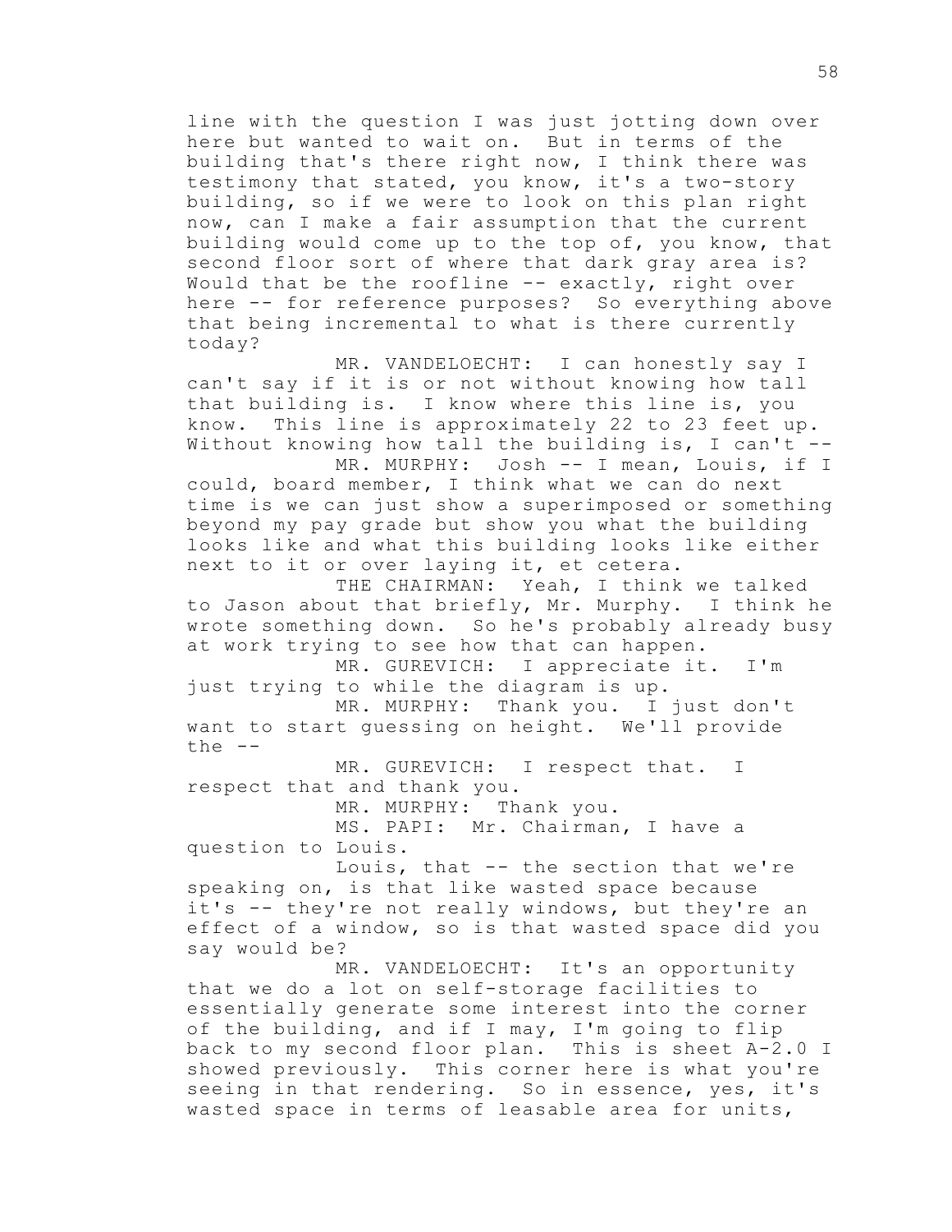line with the question I was just jotting down over here but wanted to wait on. But in terms of the building that's there right now, I think there was testimony that stated, you know, it's a two-story building, so if we were to look on this plan right now, can I make a fair assumption that the current building would come up to the top of, you know, that second floor sort of where that dark gray area is? Would that be the roofline -- exactly, right over here -- for reference purposes? So everything above that being incremental to what is there currently today?

MR. VANDELOECHT: I can honestly say I can't say if it is or not without knowing how tall that building is. I know where this line is, you know. This line is approximately 22 to 23 feet up. Without knowing how tall the building is, I can't --

MR. MURPHY: Josh -- I mean, Louis, if I could, board member, I think what we can do next time is we can just show a superimposed or something beyond my pay grade but show you what the building looks like and what this building looks like either next to it or over laying it, et cetera.

THE CHAIRMAN: Yeah, I think we talked to Jason about that briefly, Mr. Murphy. I think he wrote something down. So he's probably already busy at work trying to see how that can happen.

MR. GUREVICH: I appreciate it. I'm just trying to while the diagram is up.

MR. MURPHY: Thank you. I just don't want to start guessing on height. We'll provide the --

MR. GUREVICH: I respect that. I respect that and thank you.

MR. MURPHY: Thank you.

MS. PAPI: Mr. Chairman, I have a question to Louis.

Louis, that -- the section that we're speaking on, is that like wasted space because it's -- they're not really windows, but they're an effect of a window, so is that wasted space did you say would be?

MR. VANDELOECHT: It's an opportunity that we do a lot on self-storage facilities to essentially generate some interest into the corner of the building, and if I may, I'm going to flip back to my second floor plan. This is sheet A-2.0 I showed previously. This corner here is what you're seeing in that rendering. So in essence, yes, it's wasted space in terms of leasable area for units,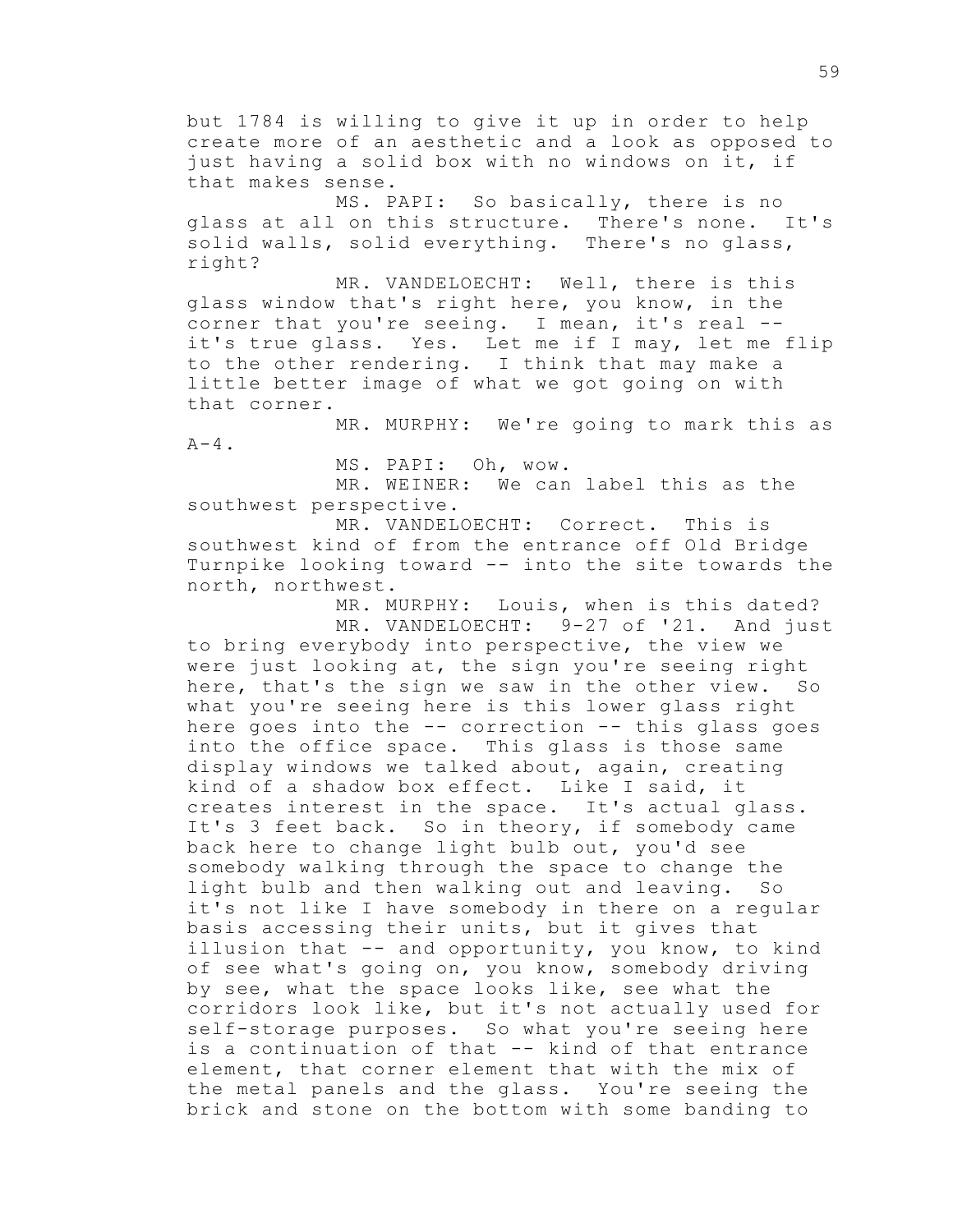but 1784 is willing to give it up in order to help create more of an aesthetic and a look as opposed to just having a solid box with no windows on it, if that makes sense.

MS. PAPI: So basically, there is no glass at all on this structure. There's none. It's solid walls, solid everything. There's no glass, right?

MR. VANDELOECHT: Well, there is this glass window that's right here, you know, in the corner that you're seeing. I mean, it's real -- it's true glass. Yes. Let me if I may, let me flip to the other rendering. I think that may make a little better image of what we got going on with that corner.

MR. MURPHY: We're going to mark this as A-4.

MS. PAPI: Oh, wow.

MR. WEINER: We can label this as the southwest perspective.

MR. VANDELOECHT: Correct. This is southwest kind of from the entrance off Old Bridge Turnpike looking toward -- into the site towards the north, northwest.

MR. MURPHY: Louis, when is this dated?

MR. VANDELOECHT: 9-27 of '21. And just to bring everybody into perspective, the view we were just looking at, the sign you're seeing right here, that's the sign we saw in the other view. So what you're seeing here is this lower glass right here goes into the -- correction -- this glass goes into the office space. This glass is those same display windows we talked about, again, creating kind of a shadow box effect. Like I said, it creates interest in the space. It's actual glass. It's 3 feet back. So in theory, if somebody came back here to change light bulb out, you'd see somebody walking through the space to change the light bulb and then walking out and leaving. So it's not like I have somebody in there on a regular basis accessing their units, but it gives that illusion that -- and opportunity, you know, to kind of see what's going on, you know, somebody driving by see, what the space looks like, see what the corridors look like, but it's not actually used for self-storage purposes. So what you're seeing here is a continuation of that -- kind of that entrance element, that corner element that with the mix of the metal panels and the glass. You're seeing the brick and stone on the bottom with some banding to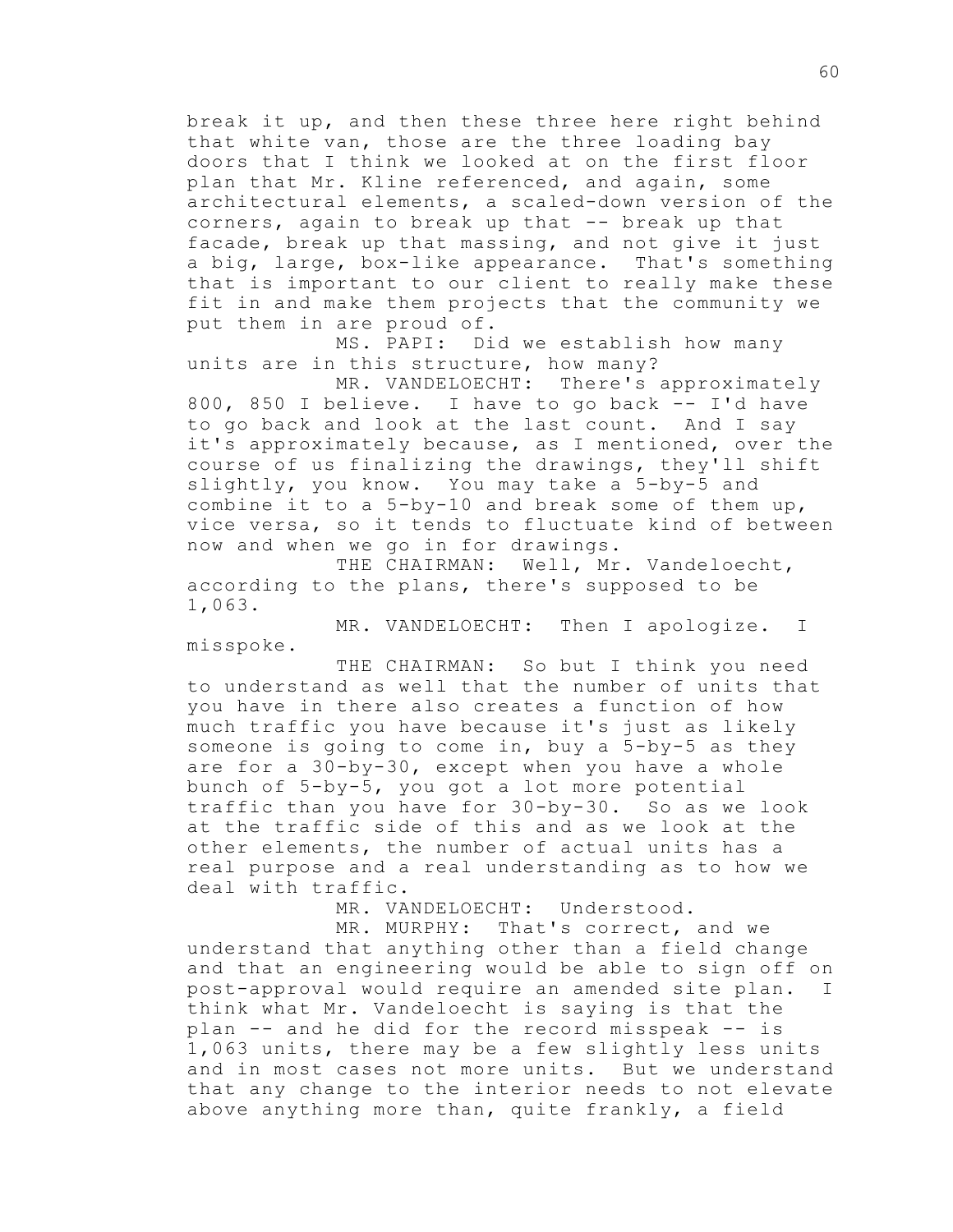break it up, and then these three here right behind that white van, those are the three loading bay doors that I think we looked at on the first floor plan that Mr. Kline referenced, and again, some architectural elements, a scaled-down version of the corners, again to break up that -- break up that facade, break up that massing, and not give it just a big, large, box-like appearance. That's something that is important to our client to really make these fit in and make them projects that the community we put them in are proud of.

MS. PAPI: Did we establish how many units are in this structure, how many?

MR. VANDELOECHT: There's approximately 800, 850 I believe. I have to go back -- I'd have to go back and look at the last count. And I say it's approximately because, as I mentioned, over the course of us finalizing the drawings, they'll shift slightly, you know. You may take a 5-by-5 and combine it to a 5-by-10 and break some of them up, vice versa, so it tends to fluctuate kind of between now and when we go in for drawings.

THE CHAIRMAN: Well, Mr. Vandeloecht, according to the plans, there's supposed to be 1,063.

MR. VANDELOECHT: Then I apologize. I misspoke.

THE CHAIRMAN: So but I think you need to understand as well that the number of units that you have in there also creates a function of how much traffic you have because it's just as likely someone is going to come in, buy a 5-by-5 as they are for a 30-by-30, except when you have a whole bunch of 5-by-5, you got a lot more potential traffic than you have for 30-by-30. So as we look at the traffic side of this and as we look at the other elements, the number of actual units has a real purpose and a real understanding as to how we deal with traffic.

MR. VANDELOECHT: Understood.

MR. MURPHY: That's correct, and we understand that anything other than a field change and that an engineering would be able to sign off on post-approval would require an amended site plan. I think what Mr. Vandeloecht is saying is that the plan -- and he did for the record misspeak -- is 1,063 units, there may be a few slightly less units and in most cases not more units. But we understand that any change to the interior needs to not elevate above anything more than, quite frankly, a field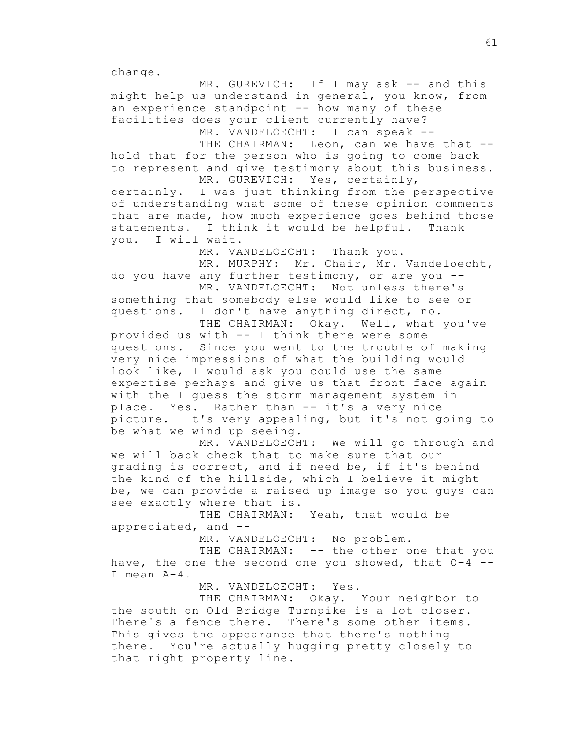change.

MR. GUREVICH: If I may ask -- and this might help us understand in general, you know, from an experience standpoint -- how many of these facilities does your client currently have?

MR. VANDELOECHT: I can speak --

THE CHAIRMAN: Leon, can we have that -- hold that for the person who is going to come back to represent and give testimony about this business.

MR. GUREVICH: Yes, certainly, certainly. I was just thinking from the perspective of understanding what some of these opinion comments that are made, how much experience goes behind those statements. I think it would be helpful. Thank you. I will wait.

MR. VANDELOECHT: Thank you.

MR. MURPHY: Mr. Chair, Mr. Vandeloecht, do you have any further testimony, or are you --

MR. VANDELOECHT: Not unless there's something that somebody else would like to see or questions. I don't have anything direct, no.

THE CHAIRMAN: Okay. Well, what you've provided us with -- I think there were some questions. Since you went to the trouble of making very nice impressions of what the building would look like, I would ask you could use the same expertise perhaps and give us that front face again with the I guess the storm management system in place. Yes. Rather than -- it's a very nice picture. It's very appealing, but it's not going to be what we wind up seeing.

MR. VANDELOECHT: We will go through and we will back check that to make sure that our grading is correct, and if need be, if it's behind the kind of the hillside, which I believe it might be, we can provide a raised up image so you guys can see exactly where that is.

THE CHAIRMAN: Yeah, that would be appreciated, and --

MR. VANDELOECHT: No problem.

THE CHAIRMAN: -- the other one that you have, the one the second one you showed, that O-4 -- I mean A-4.

MR. VANDELOECHT: Yes.

THE CHAIRMAN: Okay. Your neighbor to the south on Old Bridge Turnpike is a lot closer. There's a fence there. There's some other items. This gives the appearance that there's nothing there. You're actually hugging pretty closely to that right property line.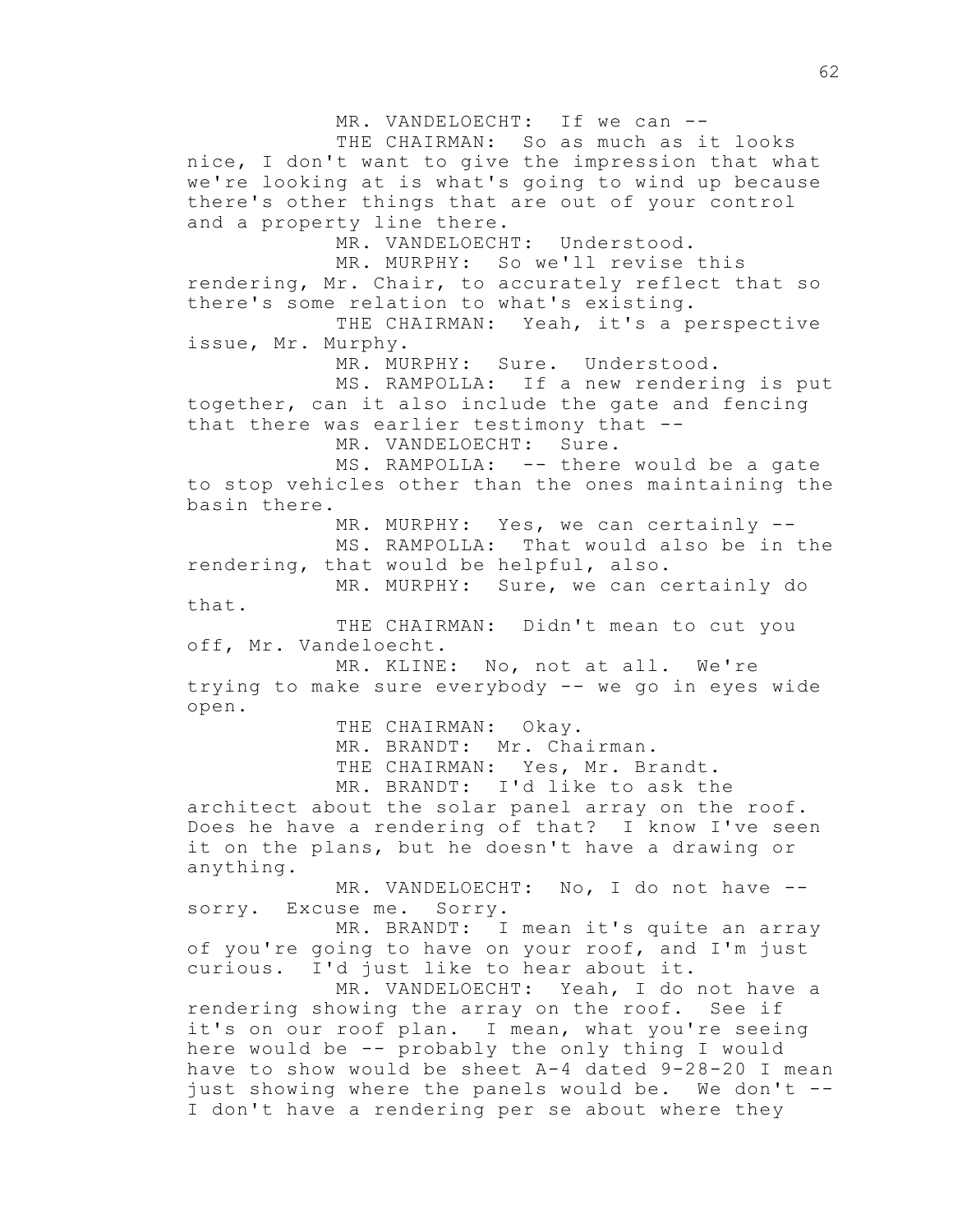MR. VANDELOECHT: If we can --

THE CHAIRMAN: So as much as it looks nice, I don't want to give the impression that what we're looking at is what's going to wind up because there's other things that are out of your control and a property line there.

MR. VANDELOECHT: Understood.

MR. MURPHY: So we'll revise this rendering, Mr. Chair, to accurately reflect that so there's some relation to what's existing.

THE CHAIRMAN: Yeah, it's a perspective issue, Mr. Murphy.

MR. MURPHY: Sure. Understood.

MS. RAMPOLLA: If a new rendering is put together, can it also include the gate and fencing that there was earlier testimony that --

MR. VANDELOECHT: Sure.

MS. RAMPOLLA: -- there would be a gate to stop vehicles other than the ones maintaining the basin there.

MR. MURPHY: Yes, we can certainly --

MS. RAMPOLLA: That would also be in the rendering, that would be helpful, also.

MR. MURPHY: Sure, we can certainly do that.

THE CHAIRMAN: Didn't mean to cut you off, Mr. Vandeloecht.

MR. KLINE: No, not at all. We're trying to make sure everybody -- we go in eyes wide open.

THE CHAIRMAN: Okay.

MR. BRANDT: Mr. Chairman.

THE CHAIRMAN: Yes, Mr. Brandt.

MR. BRANDT: I'd like to ask the architect about the solar panel array on the roof. Does he have a rendering of that? I know I've seen it on the plans, but he doesn't have a drawing or anything.

MR. VANDELOECHT: No, I do not have -- sorry. Excuse me. Sorry.

MR. BRANDT: I mean it's quite an array of you're going to have on your roof, and I'm just curious. I'd just like to hear about it.

MR. VANDELOECHT: Yeah, I do not have a rendering showing the array on the roof. See if it's on our roof plan. I mean, what you're seeing here would be -- probably the only thing I would have to show would be sheet A-4 dated 9-28-20 I mean just showing where the panels would be. We don't -- I don't have a rendering per se about where they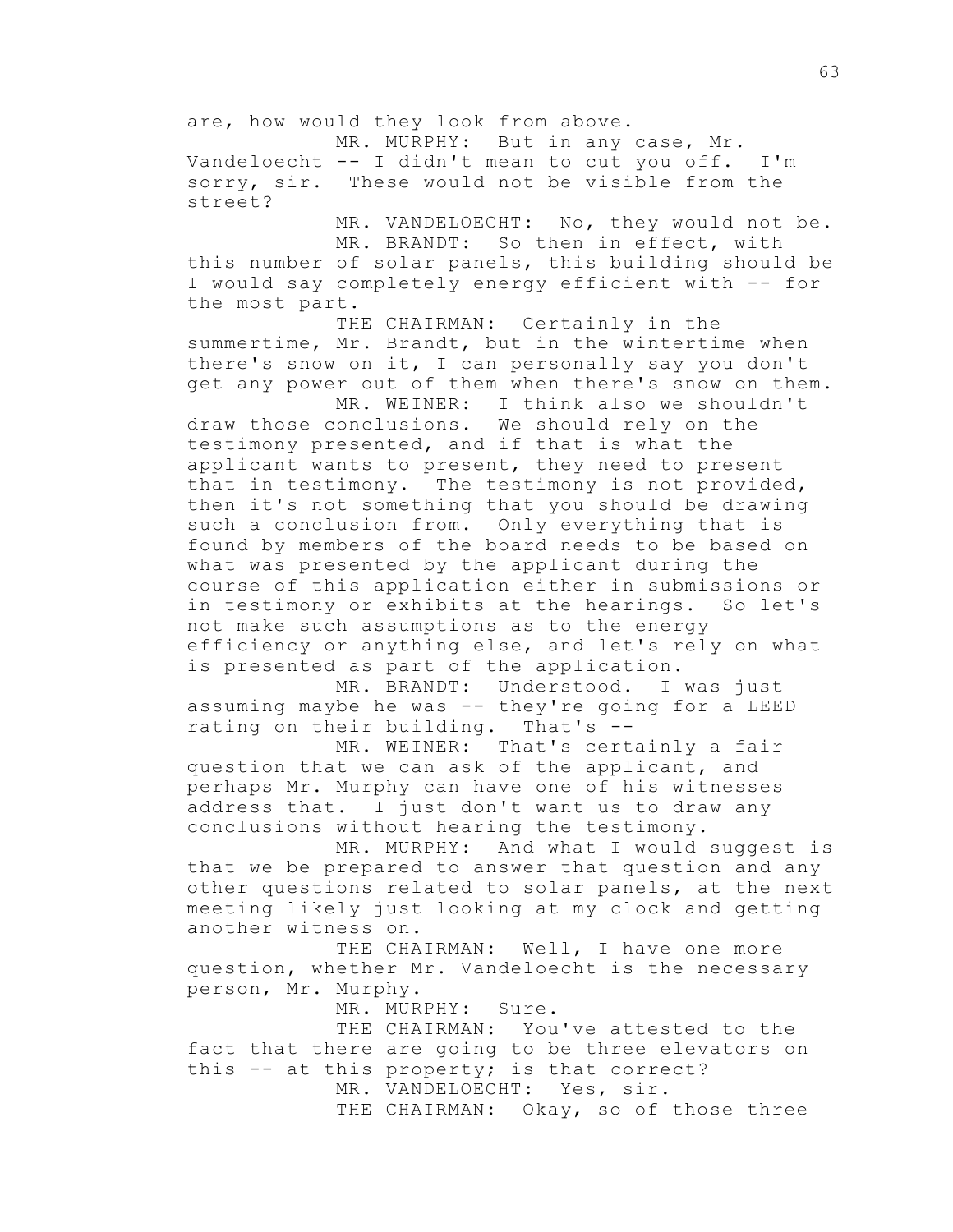are, how would they look from above.

MR. MURPHY: But in any case, Mr. Vandeloecht -- I didn't mean to cut you off. I'm sorry, sir. These would not be visible from the street?

MR. VANDELOECHT: No, they would not be.

MR. BRANDT: So then in effect, with this number of solar panels, this building should be I would say completely energy efficient with -- for the most part.

THE CHAIRMAN: Certainly in the summertime, Mr. Brandt, but in the wintertime when there's snow on it, I can personally say you don't get any power out of them when there's snow on them.

MR. WEINER: I think also we shouldn't draw those conclusions. We should rely on the testimony presented, and if that is what the applicant wants to present, they need to present that in testimony. The testimony is not provided, then it's not something that you should be drawing such a conclusion from. Only everything that is found by members of the board needs to be based on what was presented by the applicant during the course of this application either in submissions or in testimony or exhibits at the hearings. So let's not make such assumptions as to the energy efficiency or anything else, and let's rely on what is presented as part of the application.

MR. BRANDT: Understood. I was just assuming maybe he was -- they're going for a LEED rating on their building. That's --

MR. WEINER: That's certainly a fair question that we can ask of the applicant, and perhaps Mr. Murphy can have one of his witnesses address that. I just don't want us to draw any conclusions without hearing the testimony.

MR. MURPHY: And what I would suggest is that we be prepared to answer that question and any other questions related to solar panels, at the next meeting likely just looking at my clock and getting another witness on.

THE CHAIRMAN: Well, I have one more question, whether Mr. Vandeloecht is the necessary person, Mr. Murphy.

MR. MURPHY: Sure.

THE CHAIRMAN: You've attested to the fact that there are going to be three elevators on this -- at this property; is that correct?

MR. VANDELOECHT: Yes, sir.

THE CHAIRMAN: Okay, so of those three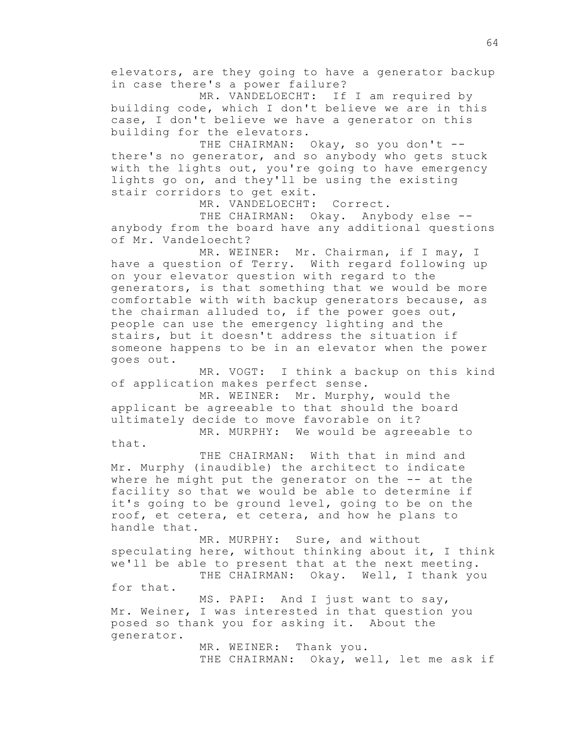elevators, are they going to have a generator backup in case there's a power failure?

MR. VANDELOECHT: If I am required by building code, which I don't believe we are in this case, I don't believe we have a generator on this building for the elevators.

THE CHAIRMAN: Okay, so you don't -- there's no generator, and so anybody who gets stuck with the lights out, you're going to have emergency lights go on, and they'll be using the existing stair corridors to get exit.

MR. VANDELOECHT: Correct.

THE CHAIRMAN: Okay. Anybody else -- anybody from the board have any additional questions of Mr. Vandeloecht?

MR. WEINER: Mr. Chairman, if I may, I have a question of Terry. With regard following up on your elevator question with regard to the generators, is that something that we would be more comfortable with with backup generators because, as the chairman alluded to, if the power goes out, people can use the emergency lighting and the stairs, but it doesn't address the situation if someone happens to be in an elevator when the power goes out.

MR. VOGT: I think a backup on this kind of application makes perfect sense.

MR. WEINER: Mr. Murphy, would the applicant be agreeable to that should the board ultimately decide to move favorable on it?

MR. MURPHY: We would be agreeable to that.

THE CHAIRMAN: With that in mind and Mr. Murphy (inaudible) the architect to indicate where he might put the generator on the -- at the facility so that we would be able to determine if it's going to be ground level, going to be on the roof, et cetera, et cetera, and how he plans to handle that.

MR. MURPHY: Sure, and without speculating here, without thinking about it, I think we'll be able to present that at the next meeting.

THE CHAIRMAN: Okay. Well, I thank you for that.

MS. PAPI: And I just want to say, Mr. Weiner, I was interested in that question you posed so thank you for asking it. About the generator.

MR. WEINER: Thank you.

THE CHAIRMAN: Okay, well, let me ask if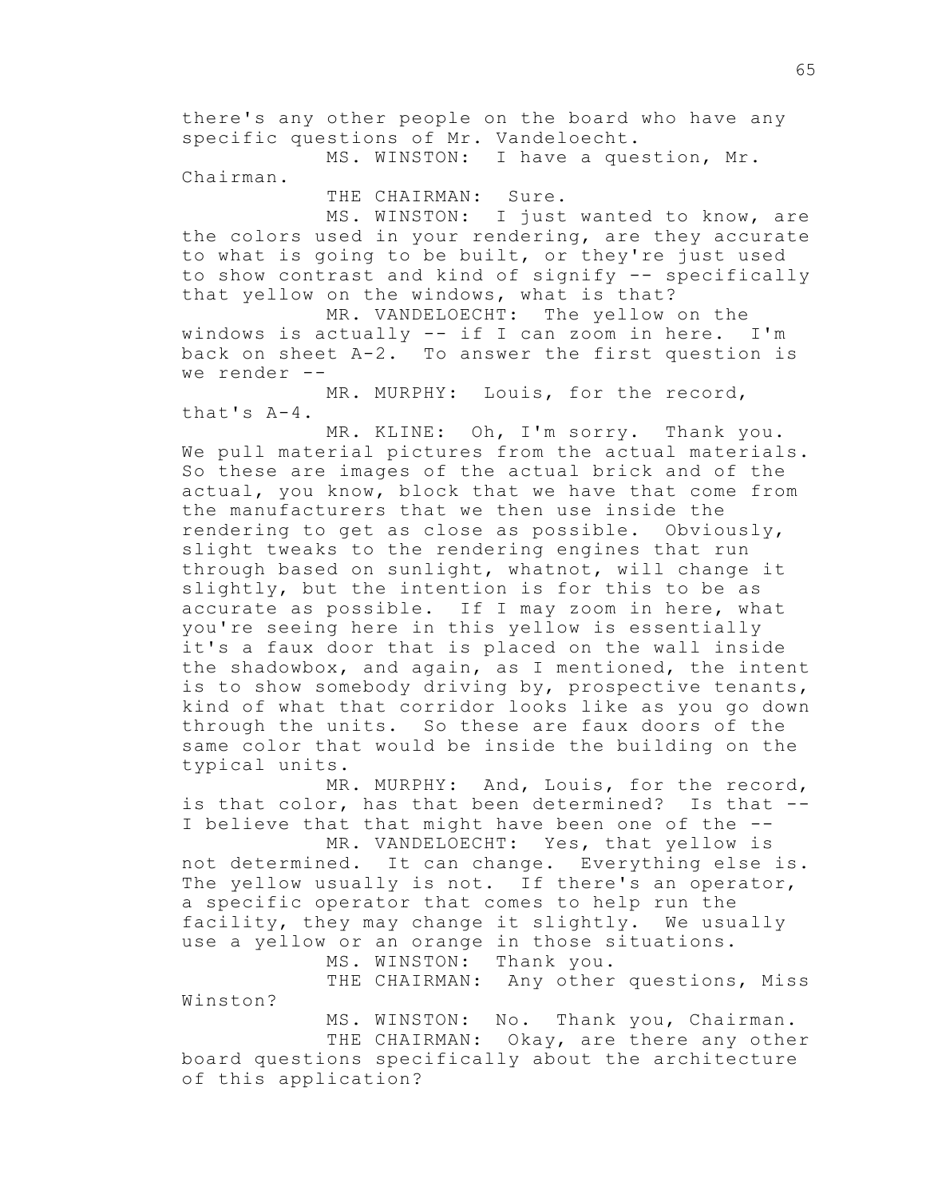there's any other people on the board who have any specific questions of Mr. Vandeloecht.

MS. WINSTON: I have a question, Mr. Chairman.

THE CHAIRMAN: Sure.

MS. WINSTON: I just wanted to know, are the colors used in your rendering, are they accurate to what is going to be built, or they're just used to show contrast and kind of signify -- specifically that yellow on the windows, what is that?

MR. VANDELOECHT: The yellow on the windows is actually -- if I can zoom in here. I'm back on sheet A-2. To answer the first question is we render --

MR. MURPHY: Louis, for the record, that's A-4.

MR. KLINE: Oh, I'm sorry. Thank you. We pull material pictures from the actual materials. So these are images of the actual brick and of the actual, you know, block that we have that come from the manufacturers that we then use inside the rendering to get as close as possible. Obviously, slight tweaks to the rendering engines that run through based on sunlight, whatnot, will change it slightly, but the intention is for this to be as accurate as possible. If I may zoom in here, what you're seeing here in this yellow is essentially it's a faux door that is placed on the wall inside the shadowbox, and again, as I mentioned, the intent is to show somebody driving by, prospective tenants, kind of what that corridor looks like as you go down through the units. So these are faux doors of the same color that would be inside the building on the typical units.

MR. MURPHY: And, Louis, for the record, is that color, has that been determined? Is that -- I believe that that might have been one of the --

MR. VANDELOECHT: Yes, that yellow is not determined. It can change. Everything else is. The yellow usually is not. If there's an operator, a specific operator that comes to help run the facility, they may change it slightly. We usually use a yellow or an orange in those situations.

MS. WINSTON: Thank you.

THE CHAIRMAN: Any other questions, Miss Winston?

MS. WINSTON: No. Thank you, Chairman.

THE CHAIRMAN: Okay, are there any other board questions specifically about the architecture of this application?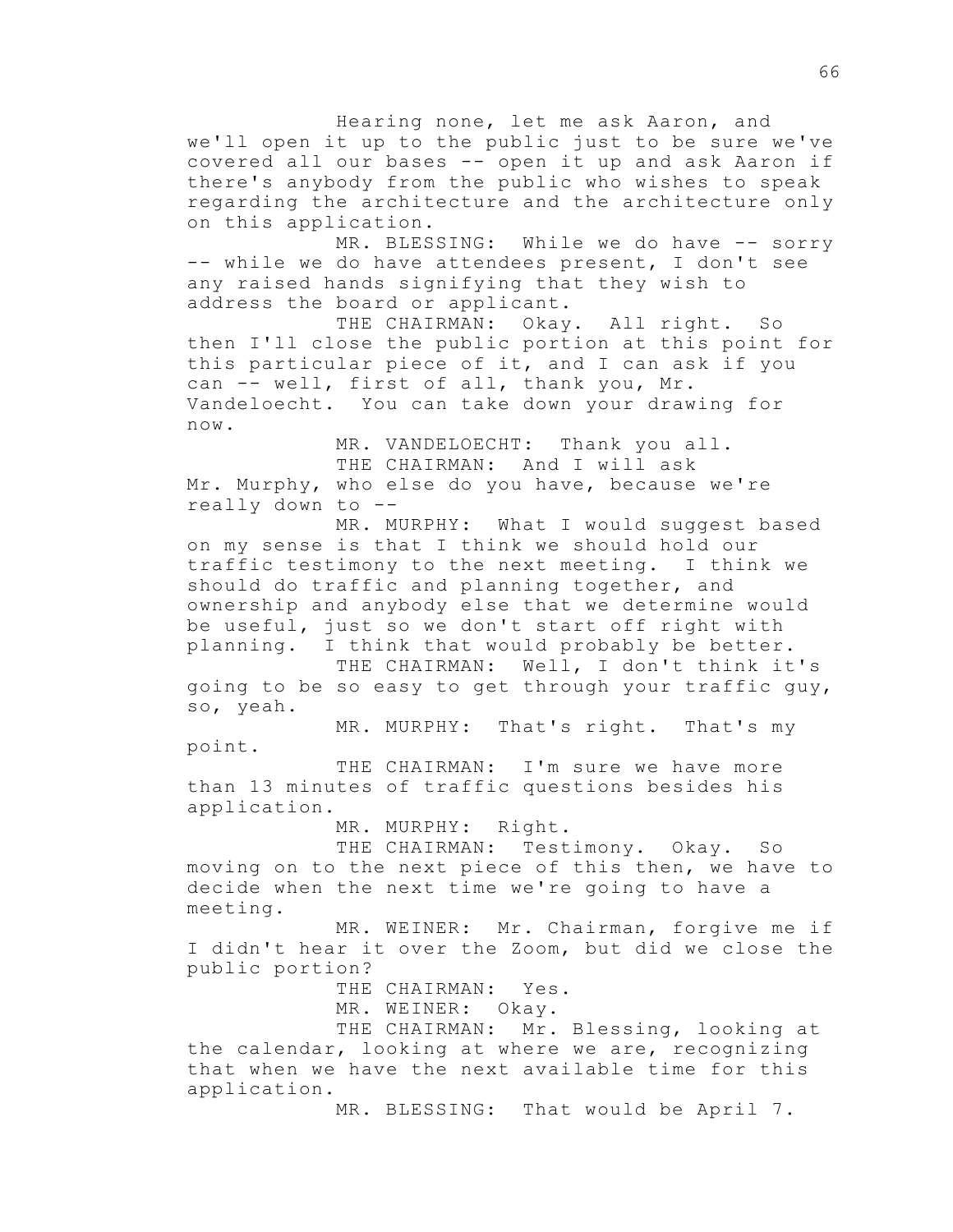Hearing none, let me ask Aaron, and we'll open it up to the public just to be sure we've covered all our bases -- open it up and ask Aaron if there's anybody from the public who wishes to speak regarding the architecture and the architecture only on this application.

MR. BLESSING: While we do have -- sorry -- while we do have attendees present, I don't see any raised hands signifying that they wish to address the board or applicant.

THE CHAIRMAN: Okay. All right. So then I'll close the public portion at this point for this particular piece of it, and I can ask if you can -- well, first of all, thank you, Mr. Vandeloecht. You can take down your drawing for now.

MR. VANDELOECHT: Thank you all.

THE CHAIRMAN: And I will ask Mr. Murphy, who else do you have, because we're really down to --

MR. MURPHY: What I would suggest based on my sense is that I think we should hold our traffic testimony to the next meeting. I think we should do traffic and planning together, and ownership and anybody else that we determine would be useful, just so we don't start off right with planning. I think that would probably be better.

THE CHAIRMAN: Well, I don't think it's going to be so easy to get through your traffic guy, so, yeah.

MR. MURPHY: That's right. That's my point.

THE CHAIRMAN: I'm sure we have more than 13 minutes of traffic questions besides his application.

MR. MURPHY: Right.

THE CHAIRMAN: Testimony. Okay. So moving on to the next piece of this then, we have to decide when the next time we're going to have a meeting.

MR. WEINER: Mr. Chairman, forgive me if I didn't hear it over the Zoom, but did we close the public portion?

THE CHAIRMAN: Yes.

MR. WEINER: Okay.

THE CHAIRMAN: Mr. Blessing, looking at the calendar, looking at where we are, recognizing that when we have the next available time for this application.

MR. BLESSING: That would be April 7.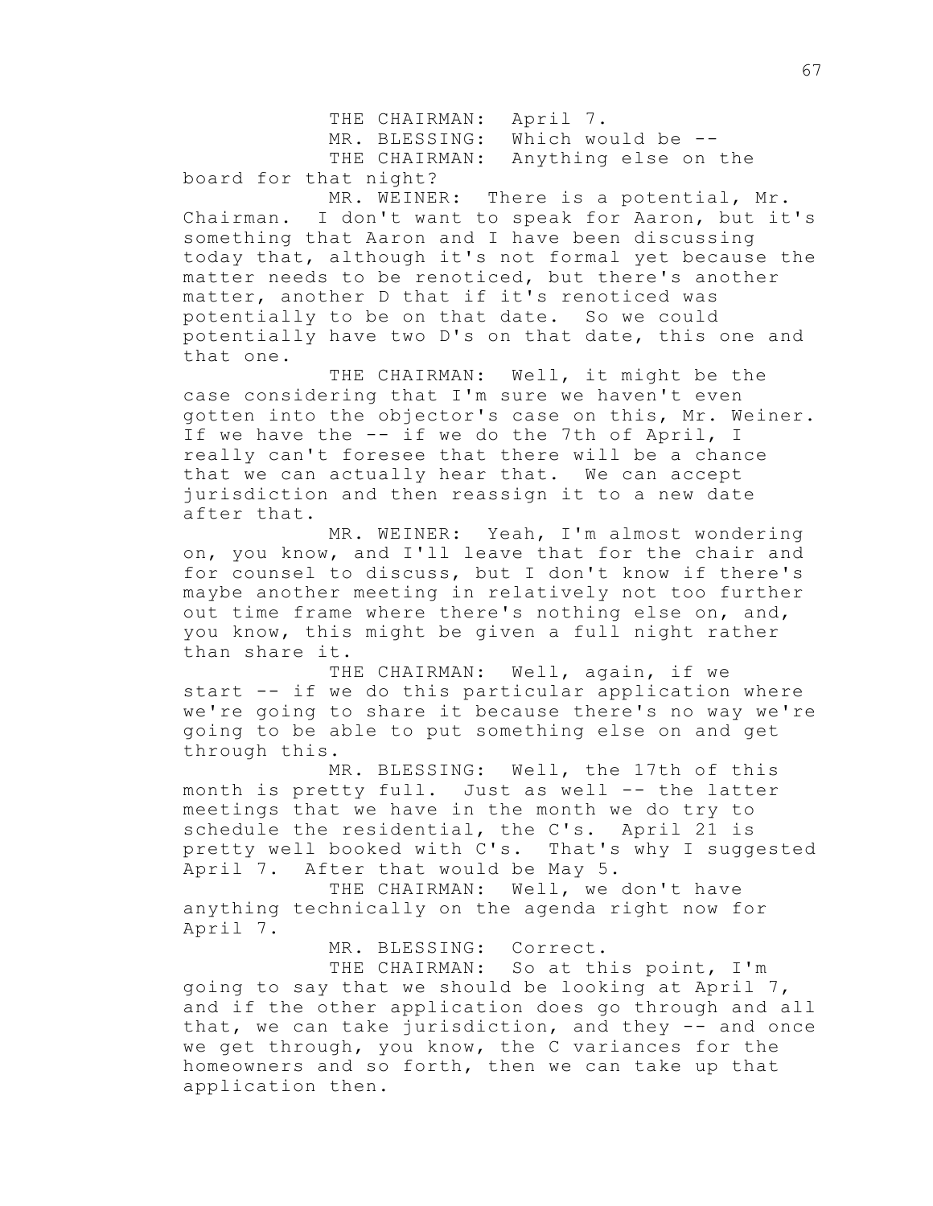THE CHAIRMAN: April 7.

MR. BLESSING: Which would be --

THE CHAIRMAN: Anything else on the board for that night?

MR. WEINER: There is a potential, Mr. Chairman. I don't want to speak for Aaron, but it's something that Aaron and I have been discussing today that, although it's not formal yet because the matter needs to be renoticed, but there's another matter, another D that if it's renoticed was potentially to be on that date. So we could potentially have two D's on that date, this one and that one.

THE CHAIRMAN: Well, it might be the case considering that I'm sure we haven't even gotten into the objector's case on this, Mr. Weiner. If we have the -- if we do the 7th of April, I really can't foresee that there will be a chance that we can actually hear that. We can accept jurisdiction and then reassign it to a new date after that.

MR. WEINER: Yeah, I'm almost wondering on, you know, and I'll leave that for the chair and for counsel to discuss, but I don't know if there's maybe another meeting in relatively not too further out time frame where there's nothing else on, and, you know, this might be given a full night rather than share it.

THE CHAIRMAN: Well, again, if we start -- if we do this particular application where we're going to share it because there's no way we're going to be able to put something else on and get through this.

MR. BLESSING: Well, the 17th of this month is pretty full. Just as well -- the latter meetings that we have in the month we do try to schedule the residential, the C's. April 21 is pretty well booked with C's. That's why I suggested April 7. After that would be May 5.

THE CHAIRMAN: Well, we don't have anything technically on the agenda right now for April 7.

MR. BLESSING: Correct.

THE CHAIRMAN: So at this point, I'm going to say that we should be looking at April 7, and if the other application does go through and all that, we can take jurisdiction, and they -- and once we get through, you know, the C variances for the homeowners and so forth, then we can take up that application then.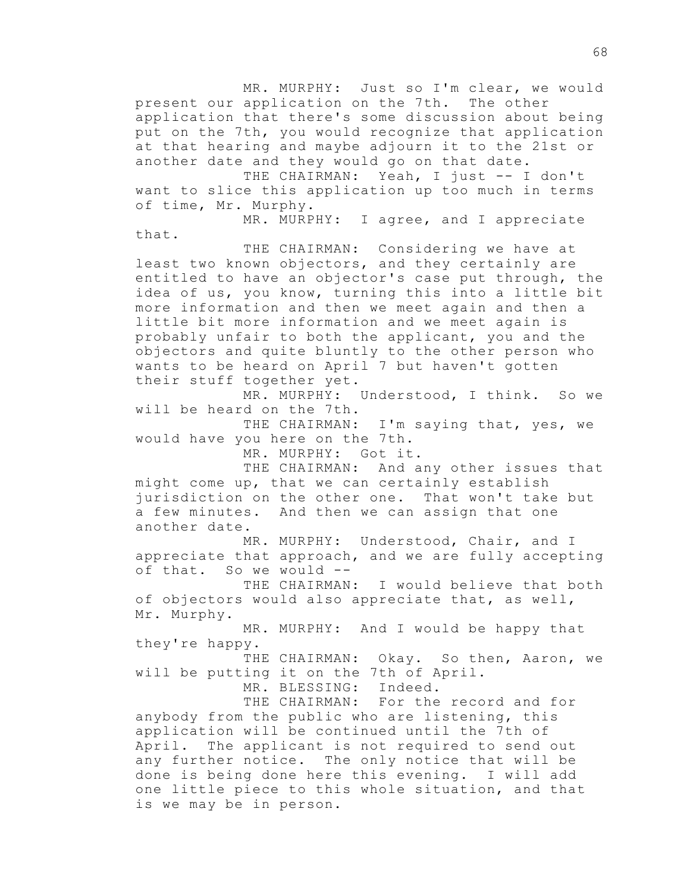MR. MURPHY: Just so I'm clear, we would present our application on the 7th. The other application that there's some discussion about being put on the 7th, you would recognize that application at that hearing and maybe adjourn it to the 21st or another date and they would go on that date.

THE CHAIRMAN: Yeah, I just -- I don't want to slice this application up too much in terms of time, Mr. Murphy.

MR. MURPHY: I agree, and I appreciate that.

THE CHAIRMAN: Considering we have at least two known objectors, and they certainly are entitled to have an objector's case put through, the idea of us, you know, turning this into a little bit more information and then we meet again and then a little bit more information and we meet again is probably unfair to both the applicant, you and the objectors and quite bluntly to the other person who wants to be heard on April 7 but haven't gotten their stuff together yet.

MR. MURPHY: Understood, I think. So we will be heard on the 7th.

THE CHAIRMAN: I'm saying that, yes, we would have you here on the 7th.

MR. MURPHY: Got it.

THE CHAIRMAN: And any other issues that might come up, that we can certainly establish jurisdiction on the other one. That won't take but a few minutes. And then we can assign that one another date.

MR. MURPHY: Understood, Chair, and I appreciate that approach, and we are fully accepting of that. So we would --

THE CHAIRMAN: I would believe that both of objectors would also appreciate that, as well, Mr. Murphy.

MR. MURPHY: And I would be happy that they're happy.

THE CHAIRMAN: Okay. So then, Aaron, we will be putting it on the 7th of April.

MR. BLESSING: Indeed.

THE CHAIRMAN: For the record and for anybody from the public who are listening, this application will be continued until the 7th of April. The applicant is not required to send out any further notice. The only notice that will be done is being done here this evening. I will add one little piece to this whole situation, and that is we may be in person.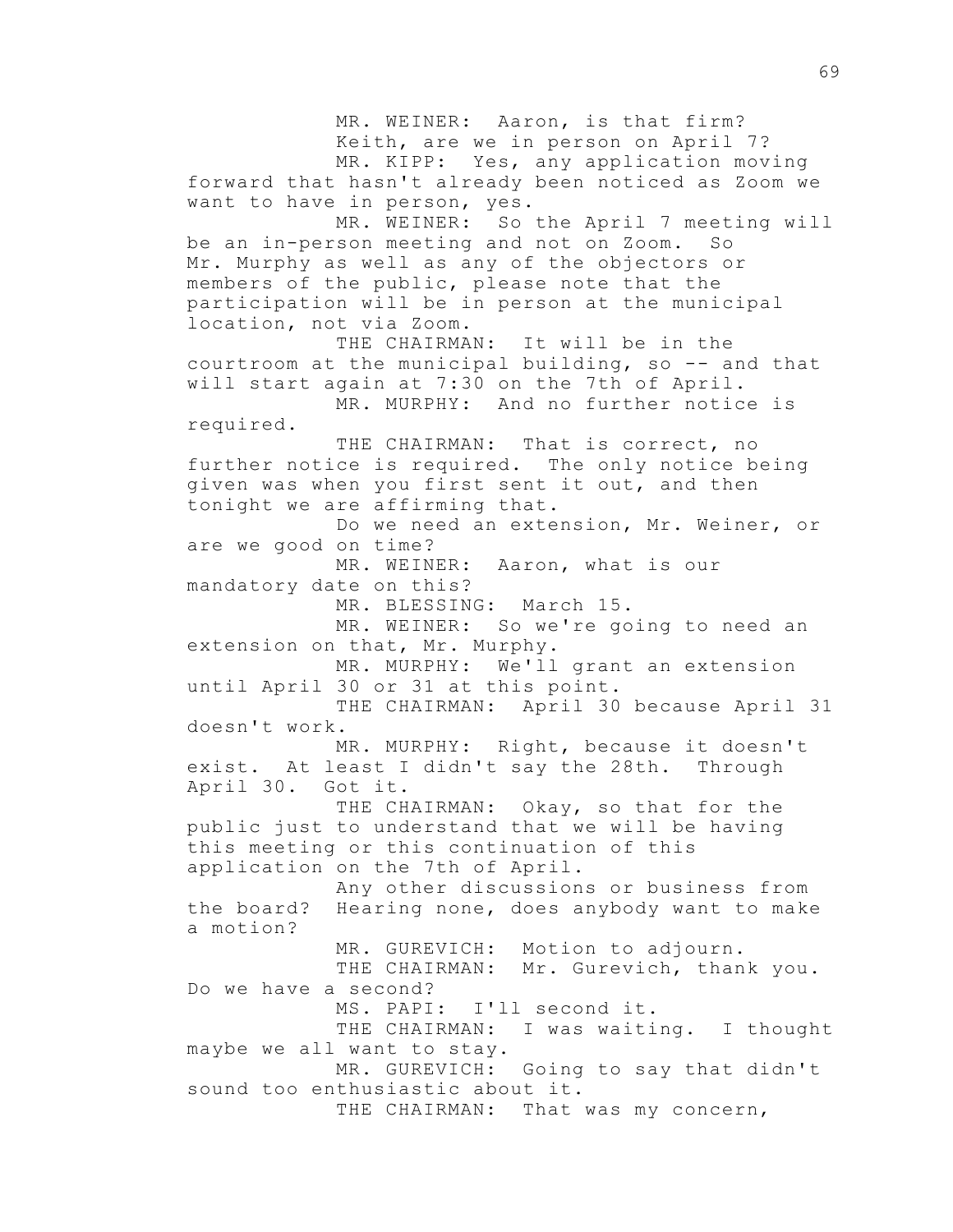MR. WEINER: Aaron, is that firm? Keith, are we in person on April 7?

MR. KIPP: Yes, any application moving forward that hasn't already been noticed as Zoom we want to have in person, yes.

MR. WEINER: So the April 7 meeting will be an in-person meeting and not on Zoom. So Mr. Murphy as well as any of the objectors or members of the public, please note that the participation will be in person at the municipal location, not via Zoom.

THE CHAIRMAN: It will be in the courtroom at the municipal building, so -- and that will start again at 7:30 on the 7th of April.

MR. MURPHY: And no further notice is required.

THE CHAIRMAN: That is correct, no further notice is required. The only notice being given was when you first sent it out, and then tonight we are affirming that.

Do we need an extension, Mr. Weiner, or are we good on time?

MR. WEINER: Aaron, what is our mandatory date on this?

MR. BLESSING: March 15.

MR. WEINER: So we're going to need an extension on that, Mr. Murphy.

MR. MURPHY: We'll grant an extension until April 30 or 31 at this point.

THE CHAIRMAN: April 30 because April 31 doesn't work.

MR. MURPHY: Right, because it doesn't exist. At least I didn't say the 28th. Through April 30. Got it.

THE CHAIRMAN: Okay, so that for the public just to understand that we will be having this meeting or this continuation of this application on the 7th of April.

Any other discussions or business from the board? Hearing none, does anybody want to make a motion?

MR. GUREVICH: Motion to adjourn.

THE CHAIRMAN: Mr. Gurevich, thank you. Do we have a second?

MS. PAPI: I'll second it.

THE CHAIRMAN: I was waiting. I thought maybe we all want to stay.

MR. GUREVICH: Going to say that didn't sound too enthusiastic about it.

THE CHAIRMAN: That was my concern,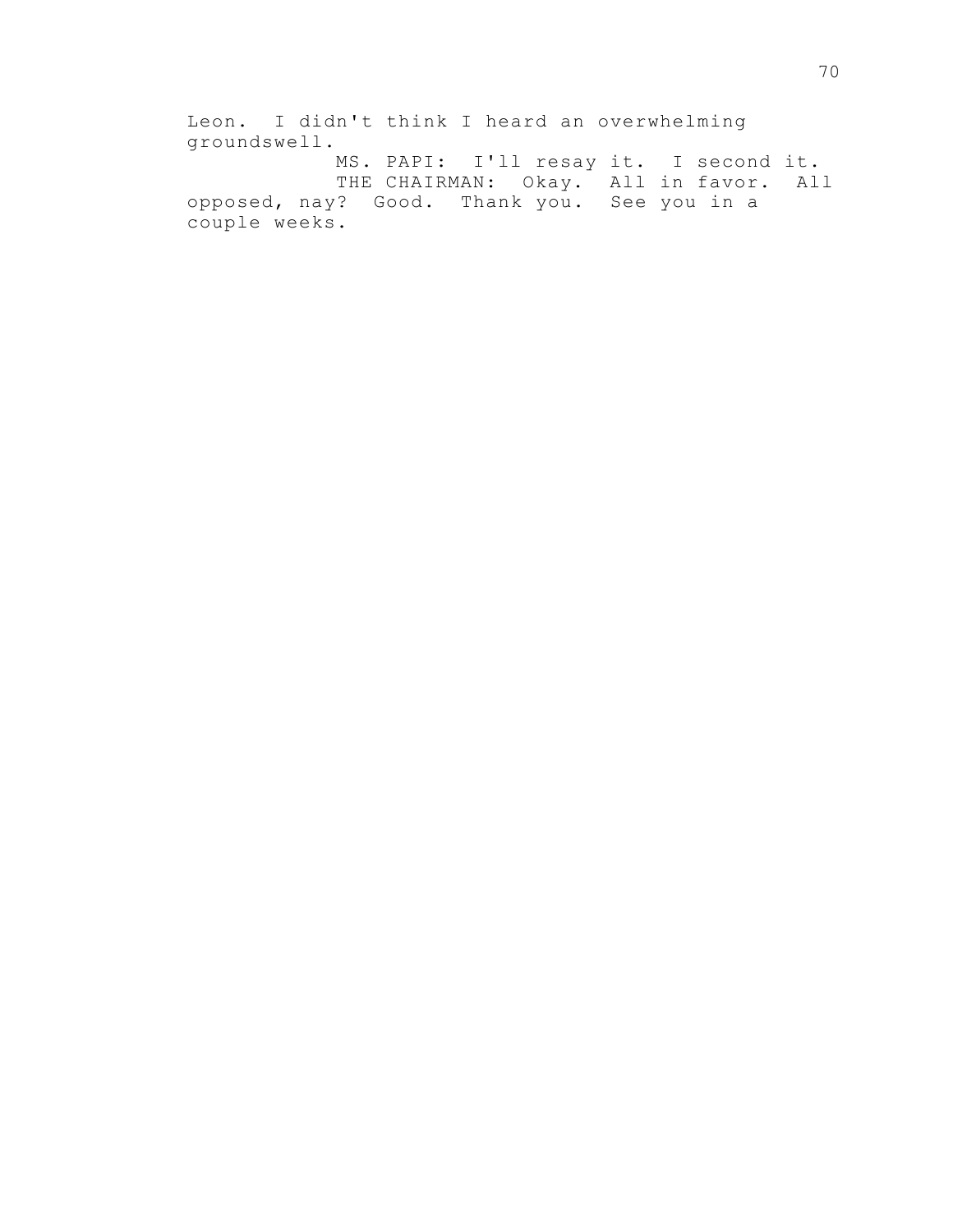Leon. I didn't think I heard an overwhelming groundswell.

MS. PAPI: I'll resay it. I second it.

THE CHAIRMAN: Okay. All in favor. All opposed, nay? Good. Thank you. See you in a couple weeks.